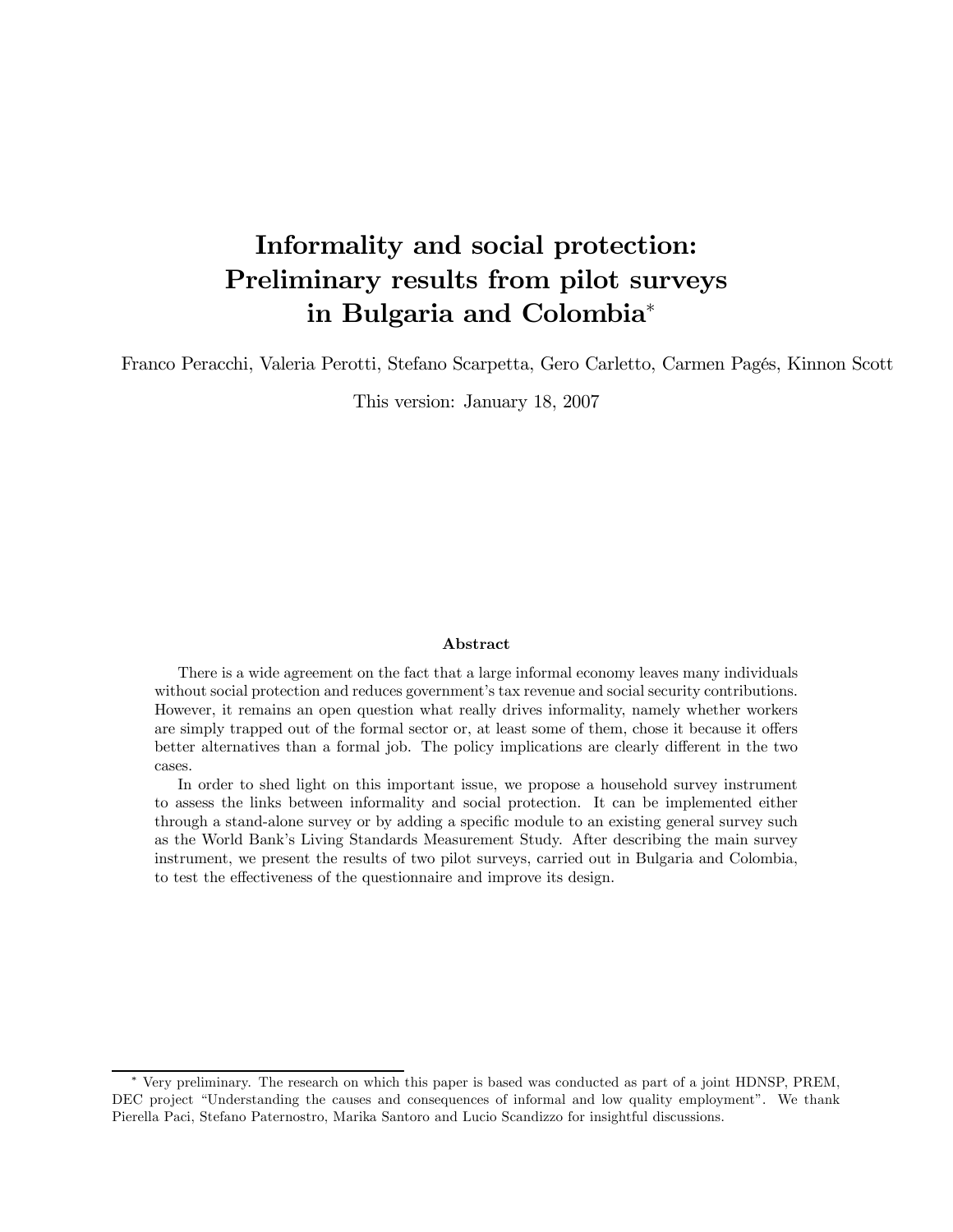# Informality and social protection: Preliminary results from pilot surveys in Bulgaria and Colombia*

Franco Peracchi, Valeria Perotti, Stefano Scarpetta, Gero Carletto, Carmen Pagés, Kinnon Scott

This version: January 18, 2007

### Abstract

There is a wide agreement on the fact that a large informal economy leaves many individuals without social protection and reduces government's tax revenue and social security contributions. However, it remains an open question what really drives informality, namely whether workers are simply trapped out of the formal sector or, at least some of them, chose it because it offers better alternatives than a formal job. The policy implications are clearly different in the two cases.

In order to shed light on this important issue, we propose a household survey instrument to assess the links between informality and social protection. It can be implemented either through a stand-alone survey or by adding a specific module to an existing general survey such as the World Bank's Living Standards Measurement Study. After describing the main survey instrument, we present the results of two pilot surveys, carried out in Bulgaria and Colombia, to test the effectiveness of the questionnaire and improve its design.

---

* Very preliminary. The research on which this paper is based was conducted as part of a joint HDNSP, PREM, DEC project "Understanding the causes and consequences of informal and low quality employment". We thank Pierella Paci, Stefano Paternostro, Marika Santoro and Lucio Scandizzo for insightful discussions.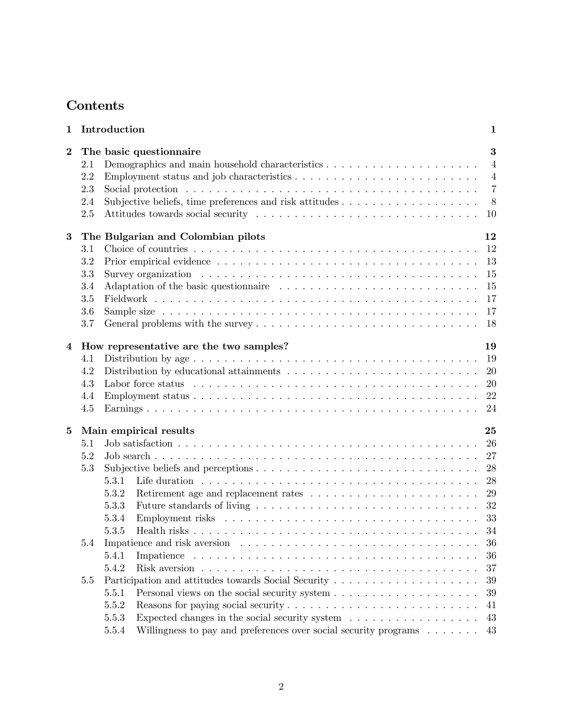# Contents

**1 Introduction** **1**

**2 The basic questionnaire** **3**

- 2.1 Demographics and main household characteristics . . . . . 4
- 2.2 Employment status and job characteristics . . . . . 4
- 2.3 Social protection . . . . . 7
- 2.4 Subjective beliefs, time preferences and risk attitudes . . . . . 8
- 2.5 Attitudes towards social security . . . . . 10

**3 The Bulgarian and Colombian pilots** **12**

- 3.1 Choice of countries . . . . . 12
- 3.2 Prior empirical evidence . . . . . 13
- 3.3 Survey organization . . . . . 15
- 3.4 Adaptation of the basic questionnaire . . . . . 15
- 3.5 Fieldwork . . . . . 17
- 3.6 Sample size . . . . . 17
- 3.7 General problems with the survey . . . . . 18

**4 How representative are the two samples?** **19**

- 4.1 Distribution by age . . . . . 19
- 4.2 Distribution by educational attainments . . . . . 20
- 4.3 Labor force status . . . . . 20
- 4.4 Employment status . . . . . 22
- 4.5 Earnings . . . . . 24

**5 Main empirical results** **25**

- 5.1 Job satisfaction . . . . . 26
- 5.2 Job search . . . . . 27
- 5.3 Subjective beliefs and perceptions . . . . . 28
  - 5.3.1 Life duration . . . . . 28
  - 5.3.2 Retirement age and replacement rates . . . . . 29
  - 5.3.3 Future standards of living . . . . . 32
  - 5.3.4 Employment risks . . . . . 33
  - 5.3.5 Health risks . . . . . 34
- 5.4 Impatience and risk aversion . . . . . 36
  - 5.4.1 Impatience . . . . . 36
  - 5.4.2 Risk aversion . . . . . 37
- 5.5 Participation and attitudes towards Social Security . . . . . 39
  - 5.5.1 Personal views on the social security system . . . . . 39
  - 5.5.2 Reasons for paying social security . . . . . 41
  - 5.5.3 Expected changes in the social security system . . . . . 43
  - 5.5.4 Willingness to pay and preferences over social security programs . . . . . 43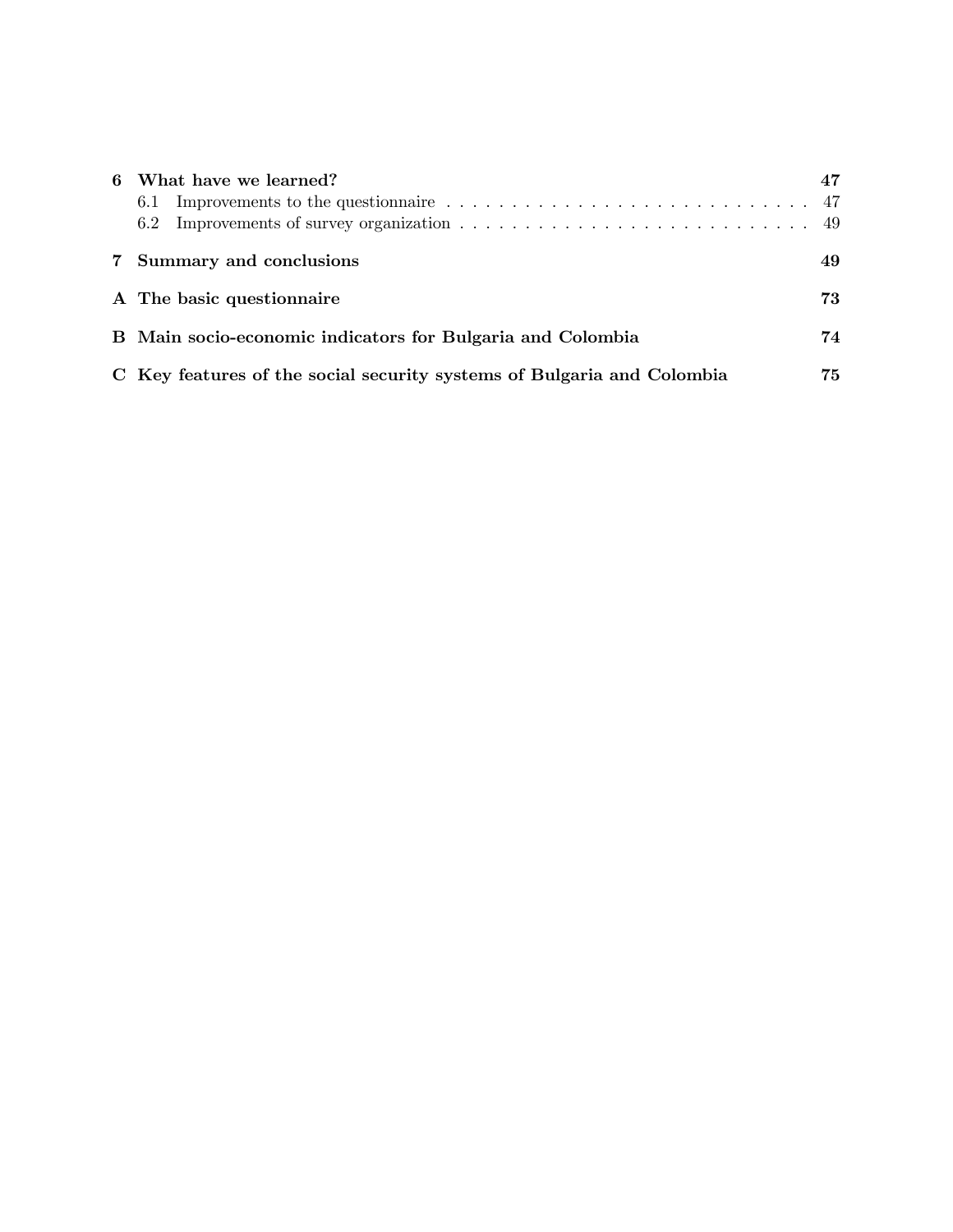**6 What have we learned?** **47**

6.1 Improvements to the questionnaire . . . . . . . . . . . . . . . . . . . . . . . . . . . . . 47

6.2 Improvements of survey organization . . . . . . . . . . . . . . . . . . . . . . . . . . . 49

**7 Summary and conclusions** **49**

**A The basic questionnaire** **73**

**B Main socio-economic indicators for Bulgaria and Colombia** **74**

**C Key features of the social security systems of Bulgaria and Colombia** **75**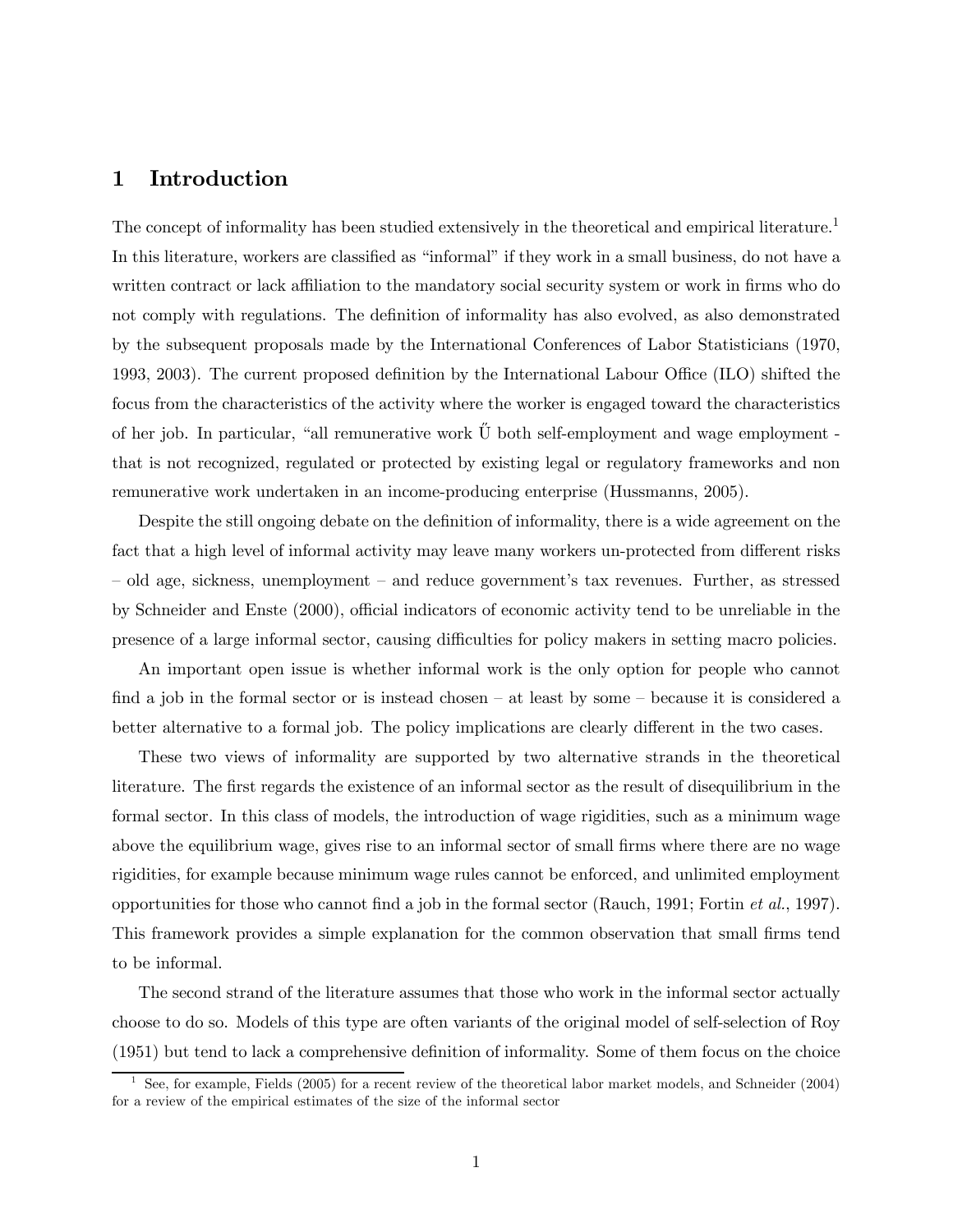## 1 Introduction

The concept of informality has been studied extensively in the theoretical and empirical literature.[1] In this literature, workers are classified as "informal" if they work in a small business, do not have a written contract or lack affiliation to the mandatory social security system or work in firms who do not comply with regulations. The definition of informality has also evolved, as also demonstrated by the subsequent proposals made by the International Conferences of Labor Statisticians (1970, 1993, 2003). The current proposed definition by the International Labour Office (ILO) shifted the focus from the characteristics of the activity where the worker is engaged toward the characteristics of her job. In particular, "all remunerative work Ű both self-employment and wage employment - that is not recognized, regulated or protected by existing legal or regulatory frameworks and non remunerative work undertaken in an income-producing enterprise (Hussmanns, 2005).

Despite the still ongoing debate on the definition of informality, there is a wide agreement on the fact that a high level of informal activity may leave many workers un-protected from different risks – old age, sickness, unemployment – and reduce government's tax revenues. Further, as stressed by Schneider and Enste (2000), official indicators of economic activity tend to be unreliable in the presence of a large informal sector, causing difficulties for policy makers in setting macro policies.

An important open issue is whether informal work is the only option for people who cannot find a job in the formal sector or is instead chosen – at least by some – because it is considered a better alternative to a formal job. The policy implications are clearly different in the two cases.

These two views of informality are supported by two alternative strands in the theoretical literature. The first regards the existence of an informal sector as the result of disequilibrium in the formal sector. In this class of models, the introduction of wage rigidities, such as a minimum wage above the equilibrium wage, gives rise to an informal sector of small firms where there are no wage rigidities, for example because minimum wage rules cannot be enforced, and unlimited employment opportunities for those who cannot find a job in the formal sector (Rauch, 1991; Fortin *et al.*, 1997). This framework provides a simple explanation for the common observation that small firms tend to be informal.

The second strand of the literature assumes that those who work in the informal sector actually choose to do so. Models of this type are often variants of the original model of self-selection of Roy (1951) but tend to lack a comprehensive definition of informality. Some of them focus on the choice

[1] See, for example, Fields (2005) for a recent review of the theoretical labor market models, and Schneider (2004) for a review of the empirical estimates of the size of the informal sector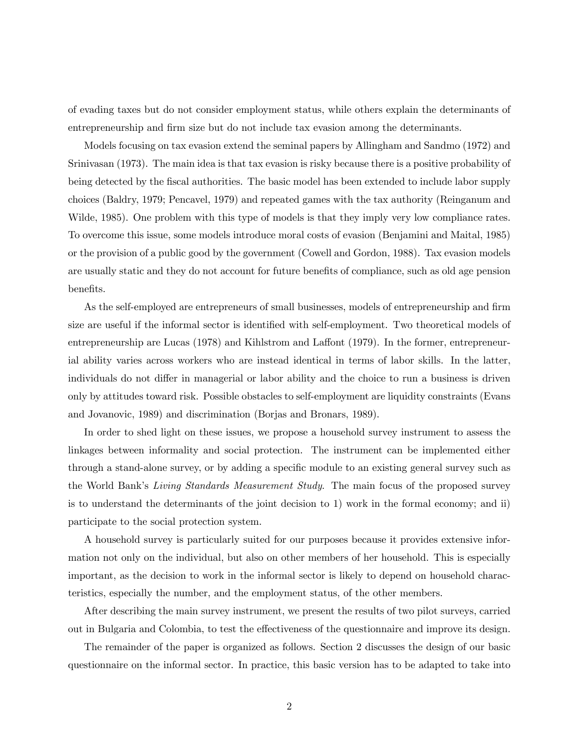of evading taxes but do not consider employment status, while others explain the determinants of entrepreneurship and firm size but do not include tax evasion among the determinants.

Models focusing on tax evasion extend the seminal papers by Allingham and Sandmo (1972) and Srinivasan (1973). The main idea is that tax evasion is risky because there is a positive probability of being detected by the fiscal authorities. The basic model has been extended to include labor supply choices (Baldry, 1979; Pencavel, 1979) and repeated games with the tax authority (Reinganum and Wilde, 1985). One problem with this type of models is that they imply very low compliance rates. To overcome this issue, some models introduce moral costs of evasion (Benjamini and Maital, 1985) or the provision of a public good by the government (Cowell and Gordon, 1988). Tax evasion models are usually static and they do not account for future benefits of compliance, such as old age pension benefits.

As the self-employed are entrepreneurs of small businesses, models of entrepreneurship and firm size are useful if the informal sector is identified with self-employment. Two theoretical models of entrepreneurship are Lucas (1978) and Kihlstrom and Laffont (1979). In the former, entrepreneurial ability varies across workers who are instead identical in terms of labor skills. In the latter, individuals do not differ in managerial or labor ability and the choice to run a business is driven only by attitudes toward risk. Possible obstacles to self-employment are liquidity constraints (Evans and Jovanovic, 1989) and discrimination (Borjas and Bronars, 1989).

In order to shed light on these issues, we propose a household survey instrument to assess the linkages between informality and social protection. The instrument can be implemented either through a stand-alone survey, or by adding a specific module to an existing general survey such as the World Bank's *Living Standards Measurement Study*. The main focus of the proposed survey is to understand the determinants of the joint decision to 1) work in the formal economy; and ii) participate to the social protection system.

A household survey is particularly suited for our purposes because it provides extensive information not only on the individual, but also on other members of her household. This is especially important, as the decision to work in the informal sector is likely to depend on household characteristics, especially the number, and the employment status, of the other members.

After describing the main survey instrument, we present the results of two pilot surveys, carried out in Bulgaria and Colombia, to test the effectiveness of the questionnaire and improve its design.

The remainder of the paper is organized as follows. Section 2 discusses the design of our basic questionnaire on the informal sector. In practice, this basic version has to be adapted to take into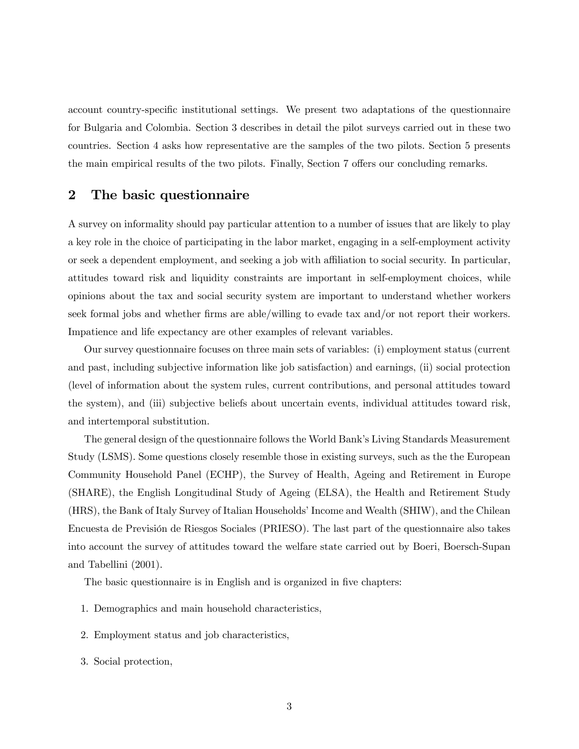account country-specific institutional settings. We present two adaptations of the questionnaire for Bulgaria and Colombia. Section 3 describes in detail the pilot surveys carried out in these two countries. Section 4 asks how representative are the samples of the two pilots. Section 5 presents the main empirical results of the two pilots. Finally, Section 7 offers our concluding remarks.

## 2 The basic questionnaire

A survey on informality should pay particular attention to a number of issues that are likely to play a key role in the choice of participating in the labor market, engaging in a self-employment activity or seek a dependent employment, and seeking a job with affiliation to social security. In particular, attitudes toward risk and liquidity constraints are important in self-employment choices, while opinions about the tax and social security system are important to understand whether workers seek formal jobs and whether firms are able/willing to evade tax and/or not report their workers. Impatience and life expectancy are other examples of relevant variables.

Our survey questionnaire focuses on three main sets of variables: (i) employment status (current and past, including subjective information like job satisfaction) and earnings, (ii) social protection (level of information about the system rules, current contributions, and personal attitudes toward the system), and (iii) subjective beliefs about uncertain events, individual attitudes toward risk, and intertemporal substitution.

The general design of the questionnaire follows the World Bank's Living Standards Measurement Study (LSMS). Some questions closely resemble those in existing surveys, such as the the European Community Household Panel (ECHP), the Survey of Health, Ageing and Retirement in Europe (SHARE), the English Longitudinal Study of Ageing (ELSA), the Health and Retirement Study (HRS), the Bank of Italy Survey of Italian Households' Income and Wealth (SHIW), and the Chilean Encuesta de Previsión de Riesgos Sociales (PRIESO). The last part of the questionnaire also takes into account the survey of attitudes toward the welfare state carried out by Boeri, Boersch-Supan and Tabellini (2001).

The basic questionnaire is in English and is organized in five chapters:

1. Demographics and main household characteristics,
2. Employment status and job characteristics,
3. Social protection,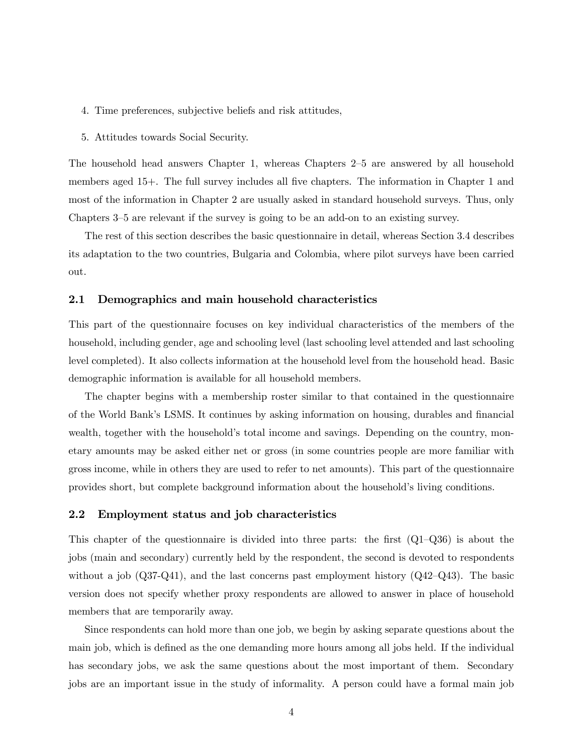4. Time preferences, subjective beliefs and risk attitudes,
5. Attitudes towards Social Security.

The household head answers Chapter 1, whereas Chapters 2–5 are answered by all household members aged 15+. The full survey includes all five chapters. The information in Chapter 1 and most of the information in Chapter 2 are usually asked in standard household surveys. Thus, only Chapters 3–5 are relevant if the survey is going to be an add-on to an existing survey.

The rest of this section describes the basic questionnaire in detail, whereas Section 3.4 describes its adaptation to the two countries, Bulgaria and Colombia, where pilot surveys have been carried out.

## 2.1 Demographics and main household characteristics

This part of the questionnaire focuses on key individual characteristics of the members of the household, including gender, age and schooling level (last schooling level attended and last schooling level completed). It also collects information at the household level from the household head. Basic demographic information is available for all household members.

The chapter begins with a membership roster similar to that contained in the questionnaire of the World Bank's LSMS. It continues by asking information on housing, durables and financial wealth, together with the household's total income and savings. Depending on the country, monetary amounts may be asked either net or gross (in some countries people are more familiar with gross income, while in others they are used to refer to net amounts). This part of the questionnaire provides short, but complete background information about the household's living conditions.

## 2.2 Employment status and job characteristics

This chapter of the questionnaire is divided into three parts: the first (Q1–Q36) is about the jobs (main and secondary) currently held by the respondent, the second is devoted to respondents without a job (Q37-Q41), and the last concerns past employment history (Q42–Q43). The basic version does not specify whether proxy respondents are allowed to answer in place of household members that are temporarily away.

Since respondents can hold more than one job, we begin by asking separate questions about the main job, which is defined as the one demanding more hours among all jobs held. If the individual has secondary jobs, we ask the same questions about the most important of them. Secondary jobs are an important issue in the study of informality. A person could have a formal main job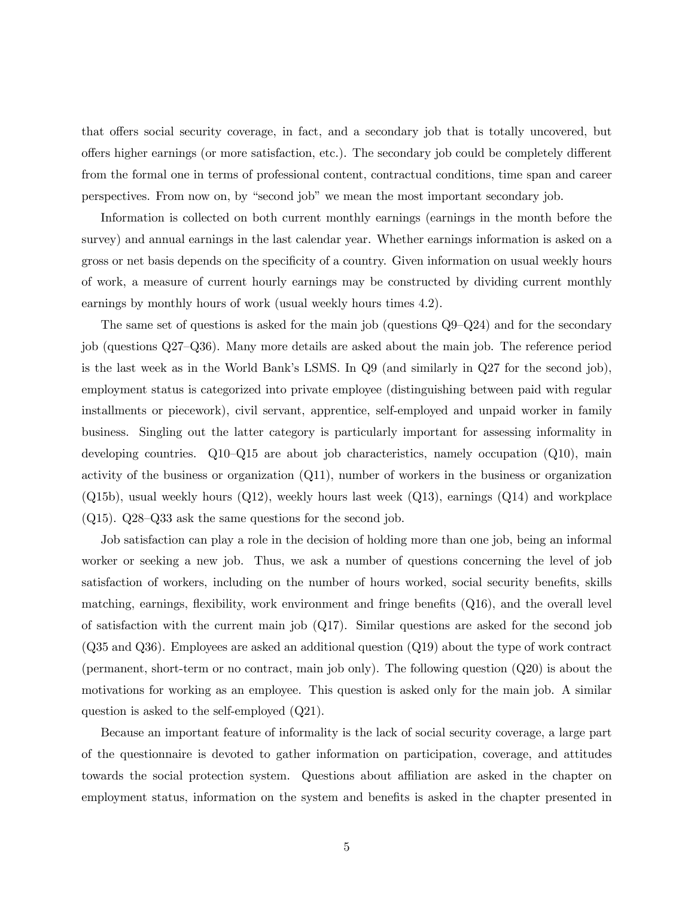that offers social security coverage, in fact, and a secondary job that is totally uncovered, but offers higher earnings (or more satisfaction, etc.). The secondary job could be completely different from the formal one in terms of professional content, contractual conditions, time span and career perspectives. From now on, by "second job" we mean the most important secondary job.

Information is collected on both current monthly earnings (earnings in the month before the survey) and annual earnings in the last calendar year. Whether earnings information is asked on a gross or net basis depends on the specificity of a country. Given information on usual weekly hours of work, a measure of current hourly earnings may be constructed by dividing current monthly earnings by monthly hours of work (usual weekly hours times 4.2).

The same set of questions is asked for the main job (questions Q9–Q24) and for the secondary job (questions Q27–Q36). Many more details are asked about the main job. The reference period is the last week as in the World Bank's LSMS. In Q9 (and similarly in Q27 for the second job), employment status is categorized into private employee (distinguishing between paid with regular installments or piecework), civil servant, apprentice, self-employed and unpaid worker in family business. Singling out the latter category is particularly important for assessing informality in developing countries. Q10–Q15 are about job characteristics, namely occupation (Q10), main activity of the business or organization (Q11), number of workers in the business or organization (Q15b), usual weekly hours (Q12), weekly hours last week (Q13), earnings (Q14) and workplace (Q15). Q28–Q33 ask the same questions for the second job.

Job satisfaction can play a role in the decision of holding more than one job, being an informal worker or seeking a new job. Thus, we ask a number of questions concerning the level of job satisfaction of workers, including on the number of hours worked, social security benefits, skills matching, earnings, flexibility, work environment and fringe benefits (Q16), and the overall level of satisfaction with the current main job (Q17). Similar questions are asked for the second job (Q35 and Q36). Employees are asked an additional question (Q19) about the type of work contract (permanent, short-term or no contract, main job only). The following question (Q20) is about the motivations for working as an employee. This question is asked only for the main job. A similar question is asked to the self-employed (Q21).

Because an important feature of informality is the lack of social security coverage, a large part of the questionnaire is devoted to gather information on participation, coverage, and attitudes towards the social protection system. Questions about affiliation are asked in the chapter on employment status, information on the system and benefits is asked in the chapter presented in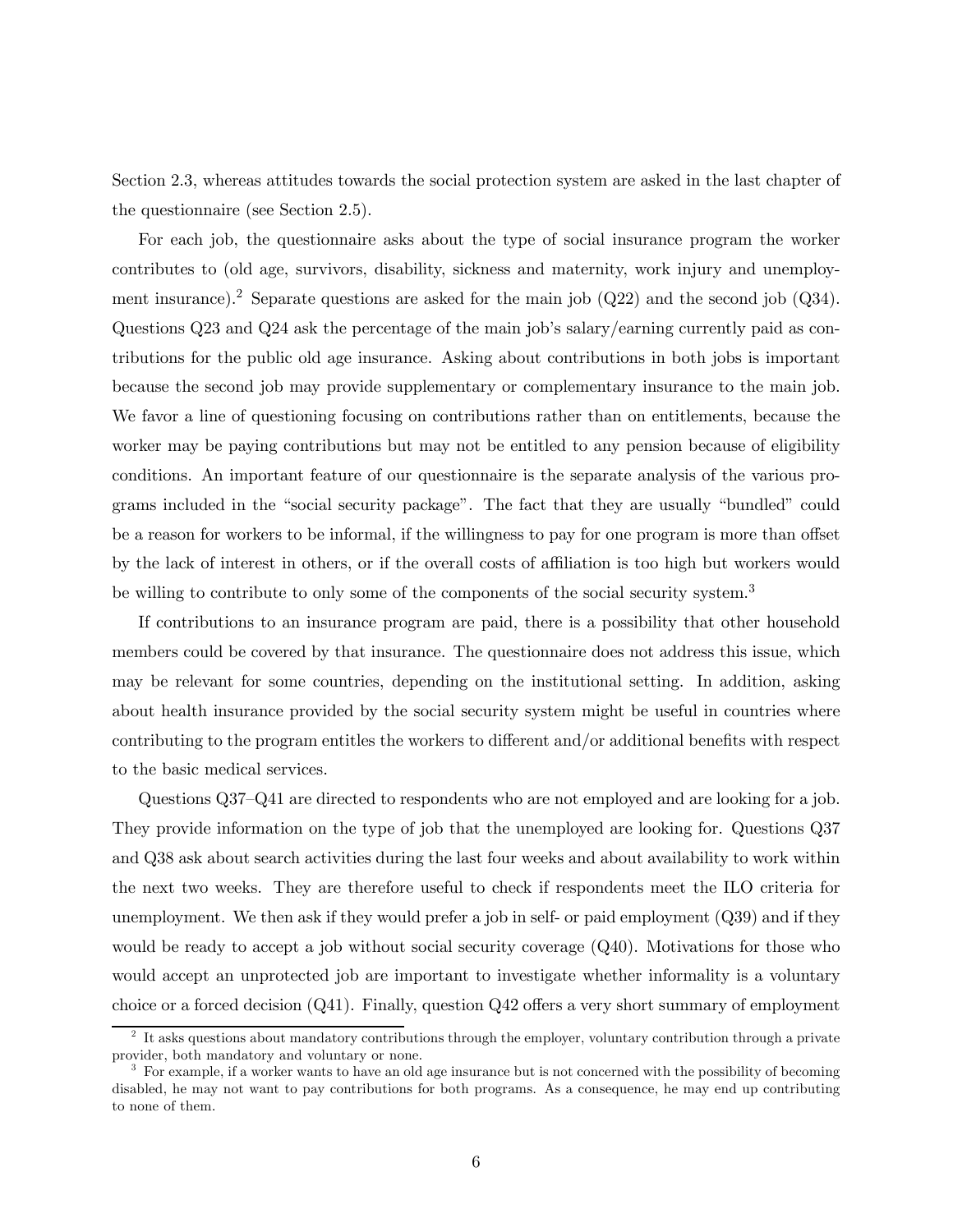Section 2.3, whereas attitudes towards the social protection system are asked in the last chapter of the questionnaire (see Section 2.5).

For each job, the questionnaire asks about the type of social insurance program the worker contributes to (old age, survivors, disability, sickness and maternity, work injury and unemployment insurance).[2] Separate questions are asked for the main job (Q22) and the second job (Q34). Questions Q23 and Q24 ask the percentage of the main job's salary/earning currently paid as contributions for the public old age insurance. Asking about contributions in both jobs is important because the second job may provide supplementary or complementary insurance to the main job. We favor a line of questioning focusing on contributions rather than on entitlements, because the worker may be paying contributions but may not be entitled to any pension because of eligibility conditions. An important feature of our questionnaire is the separate analysis of the various programs included in the "social security package". The fact that they are usually "bundled" could be a reason for workers to be informal, if the willingness to pay for one program is more than offset by the lack of interest in others, or if the overall costs of affiliation is too high but workers would be willing to contribute to only some of the components of the social security system.[3]

If contributions to an insurance program are paid, there is a possibility that other household members could be covered by that insurance. The questionnaire does not address this issue, which may be relevant for some countries, depending on the institutional setting. In addition, asking about health insurance provided by the social security system might be useful in countries where contributing to the program entitles the workers to different and/or additional benefits with respect to the basic medical services.

Questions Q37–Q41 are directed to respondents who are not employed and are looking for a job. They provide information on the type of job that the unemployed are looking for. Questions Q37 and Q38 ask about search activities during the last four weeks and about availability to work within the next two weeks. They are therefore useful to check if respondents meet the ILO criteria for unemployment. We then ask if they would prefer a job in self- or paid employment (Q39) and if they would be ready to accept a job without social security coverage (Q40). Motivations for those who would accept an unprotected job are important to investigate whether informality is a voluntary choice or a forced decision (Q41). Finally, question Q42 offers a very short summary of employment

[2] It asks questions about mandatory contributions through the employer, voluntary contribution through a private provider, both mandatory and voluntary or none.

[3] For example, if a worker wants to have an old age insurance but is not concerned with the possibility of becoming disabled, he may not want to pay contributions for both programs. As a consequence, he may end up contributing to none of them.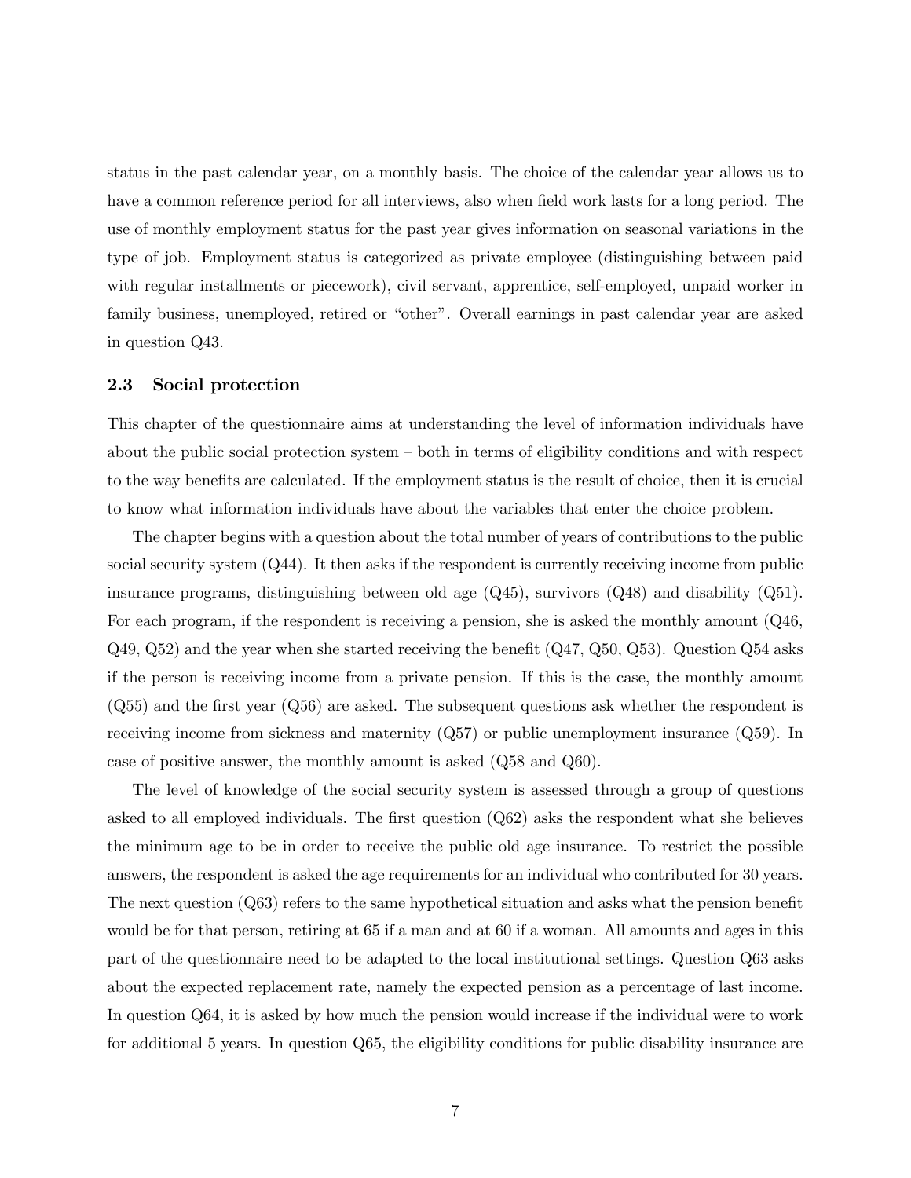status in the past calendar year, on a monthly basis. The choice of the calendar year allows us to have a common reference period for all interviews, also when field work lasts for a long period. The use of monthly employment status for the past year gives information on seasonal variations in the type of job. Employment status is categorized as private employee (distinguishing between paid with regular installments or piecework), civil servant, apprentice, self-employed, unpaid worker in family business, unemployed, retired or "other". Overall earnings in past calendar year are asked in question Q43.

### 2.3 Social protection

This chapter of the questionnaire aims at understanding the level of information individuals have about the public social protection system – both in terms of eligibility conditions and with respect to the way benefits are calculated. If the employment status is the result of choice, then it is crucial to know what information individuals have about the variables that enter the choice problem.

The chapter begins with a question about the total number of years of contributions to the public social security system (Q44). It then asks if the respondent is currently receiving income from public insurance programs, distinguishing between old age (Q45), survivors (Q48) and disability (Q51). For each program, if the respondent is receiving a pension, she is asked the monthly amount (Q46, Q49, Q52) and the year when she started receiving the benefit (Q47, Q50, Q53). Question Q54 asks if the person is receiving income from a private pension. If this is the case, the monthly amount (Q55) and the first year (Q56) are asked. The subsequent questions ask whether the respondent is receiving income from sickness and maternity (Q57) or public unemployment insurance (Q59). In case of positive answer, the monthly amount is asked (Q58 and Q60).

The level of knowledge of the social security system is assessed through a group of questions asked to all employed individuals. The first question (Q62) asks the respondent what she believes the minimum age to be in order to receive the public old age insurance. To restrict the possible answers, the respondent is asked the age requirements for an individual who contributed for 30 years. The next question (Q63) refers to the same hypothetical situation and asks what the pension benefit would be for that person, retiring at 65 if a man and at 60 if a woman. All amounts and ages in this part of the questionnaire need to be adapted to the local institutional settings. Question Q63 asks about the expected replacement rate, namely the expected pension as a percentage of last income. In question Q64, it is asked by how much the pension would increase if the individual were to work for additional 5 years. In question Q65, the eligibility conditions for public disability insurance are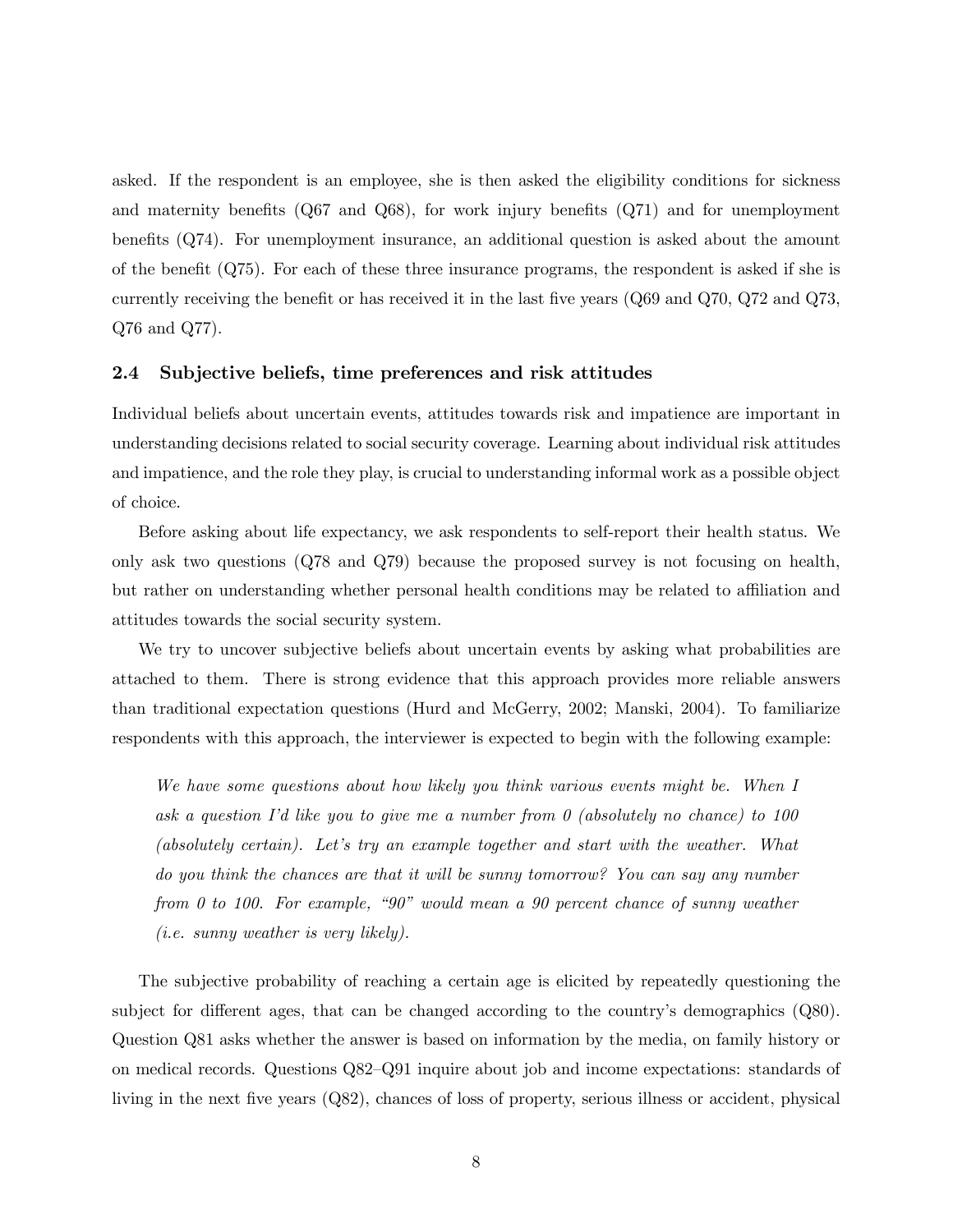asked. If the respondent is an employee, she is then asked the eligibility conditions for sickness and maternity benefits (Q67 and Q68), for work injury benefits (Q71) and for unemployment benefits (Q74). For unemployment insurance, an additional question is asked about the amount of the benefit (Q75). For each of these three insurance programs, the respondent is asked if she is currently receiving the benefit or has received it in the last five years (Q69 and Q70, Q72 and Q73, Q76 and Q77).

### 2.4 Subjective beliefs, time preferences and risk attitudes

Individual beliefs about uncertain events, attitudes towards risk and impatience are important in understanding decisions related to social security coverage. Learning about individual risk attitudes and impatience, and the role they play, is crucial to understanding informal work as a possible object of choice.

Before asking about life expectancy, we ask respondents to self-report their health status. We only ask two questions (Q78 and Q79) because the proposed survey is not focusing on health, but rather on understanding whether personal health conditions may be related to affiliation and attitudes towards the social security system.

We try to uncover subjective beliefs about uncertain events by asking what probabilities are attached to them. There is strong evidence that this approach provides more reliable answers than traditional expectation questions (Hurd and McGerry, 2002; Manski, 2004). To familiarize respondents with this approach, the interviewer is expected to begin with the following example:

> *We have some questions about how likely you think various events might be. When I ask a question I'd like you to give me a number from 0 (absolutely no chance) to 100 (absolutely certain). Let's try an example together and start with the weather. What do you think the chances are that it will be sunny tomorrow? You can say any number from 0 to 100. For example, "90" would mean a 90 percent chance of sunny weather (i.e. sunny weather is very likely).*

The subjective probability of reaching a certain age is elicited by repeatedly questioning the subject for different ages, that can be changed according to the country's demographics (Q80). Question Q81 asks whether the answer is based on information by the media, on family history or on medical records. Questions Q82–Q91 inquire about job and income expectations: standards of living in the next five years (Q82), chances of loss of property, serious illness or accident, physical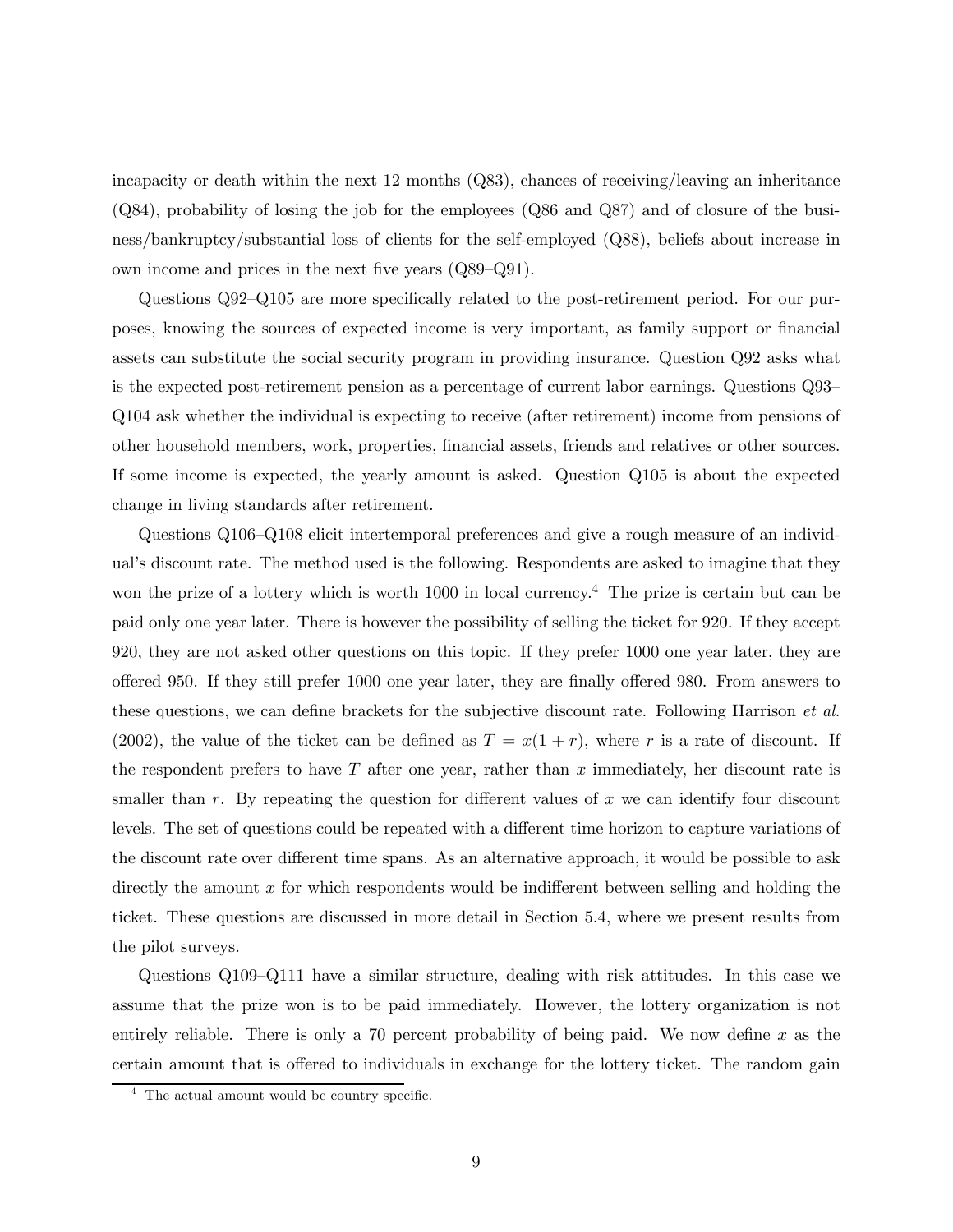incapacity or death within the next 12 months (Q83), chances of receiving/leaving an inheritance (Q84), probability of losing the job for the employees (Q86 and Q87) and of closure of the business/bankruptcy/substantial loss of clients for the self-employed (Q88), beliefs about increase in own income and prices in the next five years (Q89–Q91).

Questions Q92–Q105 are more specifically related to the post-retirement period. For our purposes, knowing the sources of expected income is very important, as family support or financial assets can substitute the social security program in providing insurance. Question Q92 asks what is the expected post-retirement pension as a percentage of current labor earnings. Questions Q93–Q104 ask whether the individual is expecting to receive (after retirement) income from pensions of other household members, work, properties, financial assets, friends and relatives or other sources. If some income is expected, the yearly amount is asked. Question Q105 is about the expected change in living standards after retirement.

Questions Q106–Q108 elicit intertemporal preferences and give a rough measure of an individual's discount rate. The method used is the following. Respondents are asked to imagine that they won the prize of a lottery which is worth 1000 in local currency.[4] The prize is certain but can be paid only one year later. There is however the possibility of selling the ticket for 920. If they accept 920, they are not asked other questions on this topic. If they prefer 1000 one year later, they are offered 950. If they still prefer 1000 one year later, they are finally offered 980. From answers to these questions, we can define brackets for the subjective discount rate. Following Harrison *et al.* (2002), the value of the ticket can be defined as $T = x(1 + r)$, where $r$ is a rate of discount. If the respondent prefers to have $T$ after one year, rather than $x$ immediately, her discount rate is smaller than $r$. By repeating the question for different values of $x$ we can identify four discount levels. The set of questions could be repeated with a different time horizon to capture variations of the discount rate over different time spans. As an alternative approach, it would be possible to ask directly the amount $x$ for which respondents would be indifferent between selling and holding the ticket. These questions are discussed in more detail in Section 5.4, where we present results from the pilot surveys.

Questions Q109–Q111 have a similar structure, dealing with risk attitudes. In this case we assume that the prize won is to be paid immediately. However, the lottery organization is not entirely reliable. There is only a 70 percent probability of being paid. We now define $x$ as the certain amount that is offered to individuals in exchange for the lottery ticket. The random gain

[4] The actual amount would be country specific.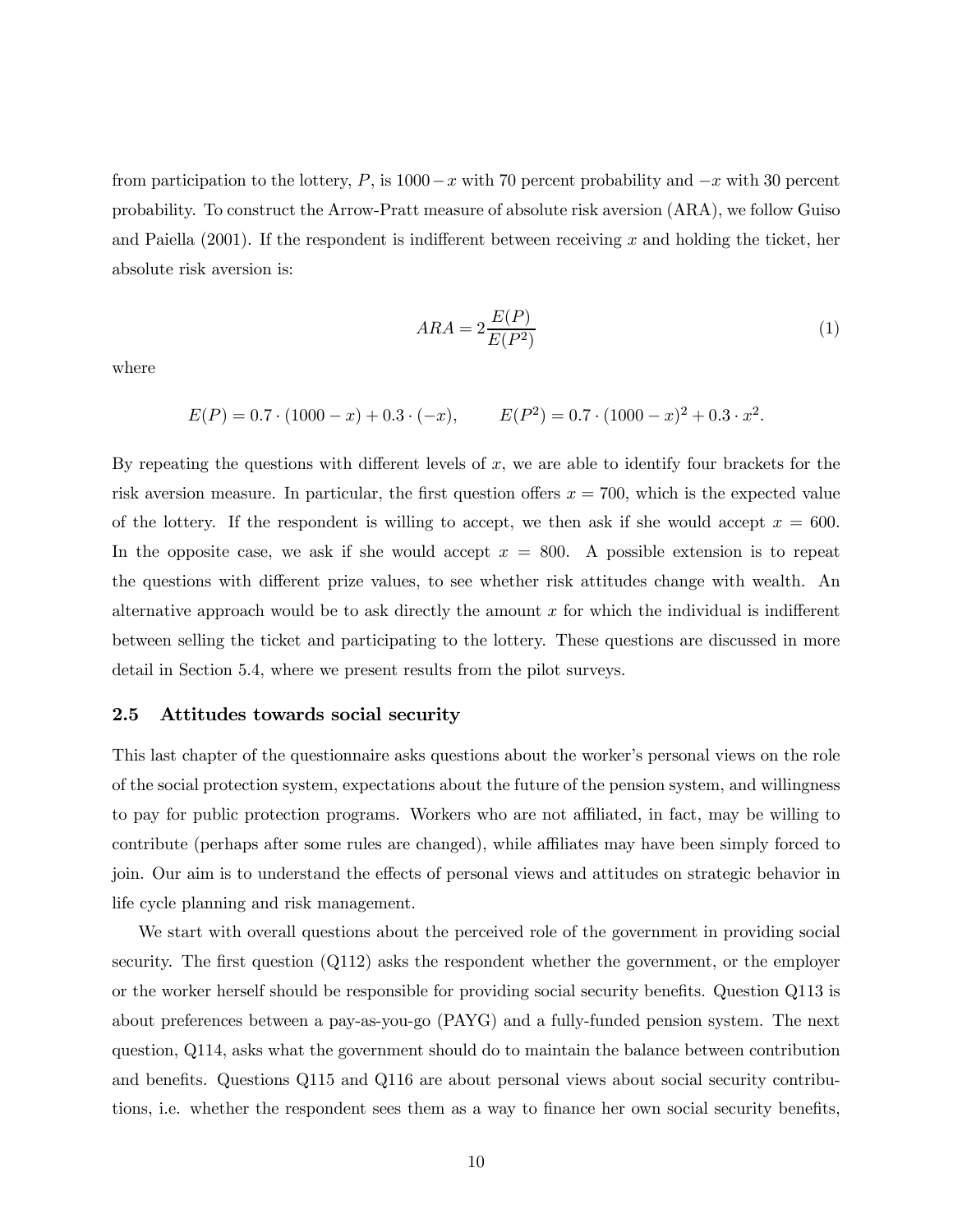from participation to the lottery, $P$, is $1000 - x$ with 70 percent probability and $-x$ with 30 percent probability. To construct the Arrow-Pratt measure of absolute risk aversion (ARA), we follow Guiso and Paiella (2001). If the respondent is indifferent between receiving $x$ and holding the ticket, her absolute risk aversion is:

$$ARA = 2\frac{E(P)}{E(P^2)} \tag{1}$$

where

$$E(P) = 0.7 \cdot (1000 - x) + 0.3 \cdot (-x), \qquad E(P^2) = 0.7 \cdot (1000 - x)^2 + 0.3 \cdot x^2.$$

By repeating the questions with different levels of $x$, we are able to identify four brackets for the risk aversion measure. In particular, the first question offers $x = 700$, which is the expected value of the lottery. If the respondent is willing to accept, we then ask if she would accept $x = 600$. In the opposite case, we ask if she would accept $x = 800$. A possible extension is to repeat the questions with different prize values, to see whether risk attitudes change with wealth. An alternative approach would be to ask directly the amount $x$ for which the individual is indifferent between selling the ticket and participating to the lottery. These questions are discussed in more detail in Section 5.4, where we present results from the pilot surveys.

### 2.5 Attitudes towards social security

This last chapter of the questionnaire asks questions about the worker's personal views on the role of the social protection system, expectations about the future of the pension system, and willingness to pay for public protection programs. Workers who are not affiliated, in fact, may be willing to contribute (perhaps after some rules are changed), while affiliates may have been simply forced to join. Our aim is to understand the effects of personal views and attitudes on strategic behavior in life cycle planning and risk management.

We start with overall questions about the perceived role of the government in providing social security. The first question (Q112) asks the respondent whether the government, or the employer or the worker herself should be responsible for providing social security benefits. Question Q113 is about preferences between a pay-as-you-go (PAYG) and a fully-funded pension system. The next question, Q114, asks what the government should do to maintain the balance between contribution and benefits. Questions Q115 and Q116 are about personal views about social security contributions, i.e. whether the respondent sees them as a way to finance her own social security benefits,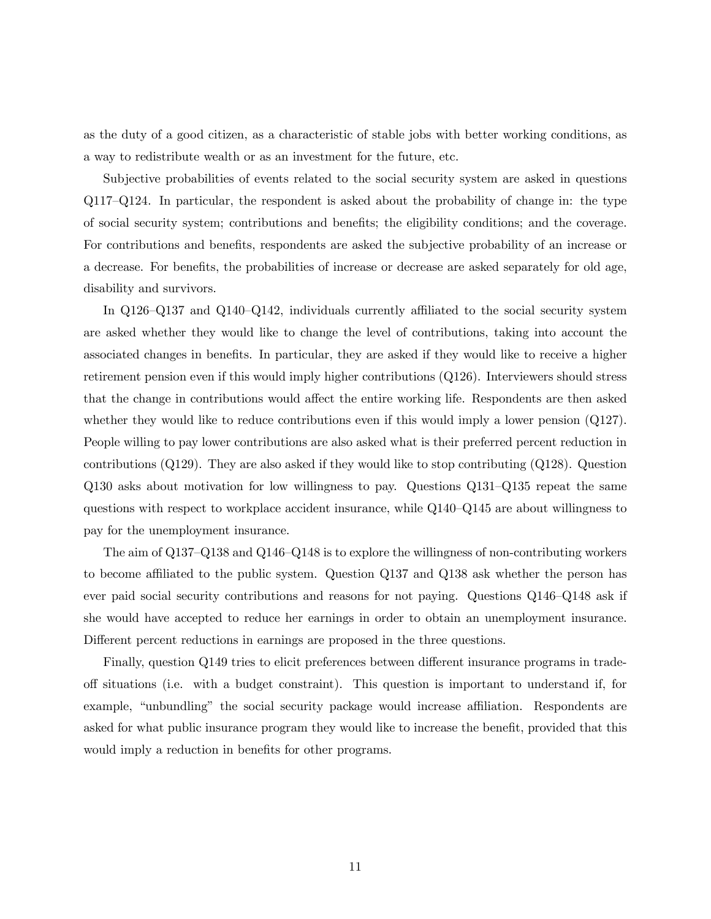as the duty of a good citizen, as a characteristic of stable jobs with better working conditions, as a way to redistribute wealth or as an investment for the future, etc.

Subjective probabilities of events related to the social security system are asked in questions Q117–Q124. In particular, the respondent is asked about the probability of change in: the type of social security system; contributions and benefits; the eligibility conditions; and the coverage. For contributions and benefits, respondents are asked the subjective probability of an increase or a decrease. For benefits, the probabilities of increase or decrease are asked separately for old age, disability and survivors.

In Q126–Q137 and Q140–Q142, individuals currently affiliated to the social security system are asked whether they would like to change the level of contributions, taking into account the associated changes in benefits. In particular, they are asked if they would like to receive a higher retirement pension even if this would imply higher contributions (Q126). Interviewers should stress that the change in contributions would affect the entire working life. Respondents are then asked whether they would like to reduce contributions even if this would imply a lower pension (Q127). People willing to pay lower contributions are also asked what is their preferred percent reduction in contributions (Q129). They are also asked if they would like to stop contributing (Q128). Question Q130 asks about motivation for low willingness to pay. Questions Q131–Q135 repeat the same questions with respect to workplace accident insurance, while Q140–Q145 are about willingness to pay for the unemployment insurance.

The aim of Q137–Q138 and Q146–Q148 is to explore the willingness of non-contributing workers to become affiliated to the public system. Question Q137 and Q138 ask whether the person has ever paid social security contributions and reasons for not paying. Questions Q146–Q148 ask if she would have accepted to reduce her earnings in order to obtain an unemployment insurance. Different percent reductions in earnings are proposed in the three questions.

Finally, question Q149 tries to elicit preferences between different insurance programs in trade-off situations (i.e. with a budget constraint). This question is important to understand if, for example, "unbundling" the social security package would increase affiliation. Respondents are asked for what public insurance program they would like to increase the benefit, provided that this would imply a reduction in benefits for other programs.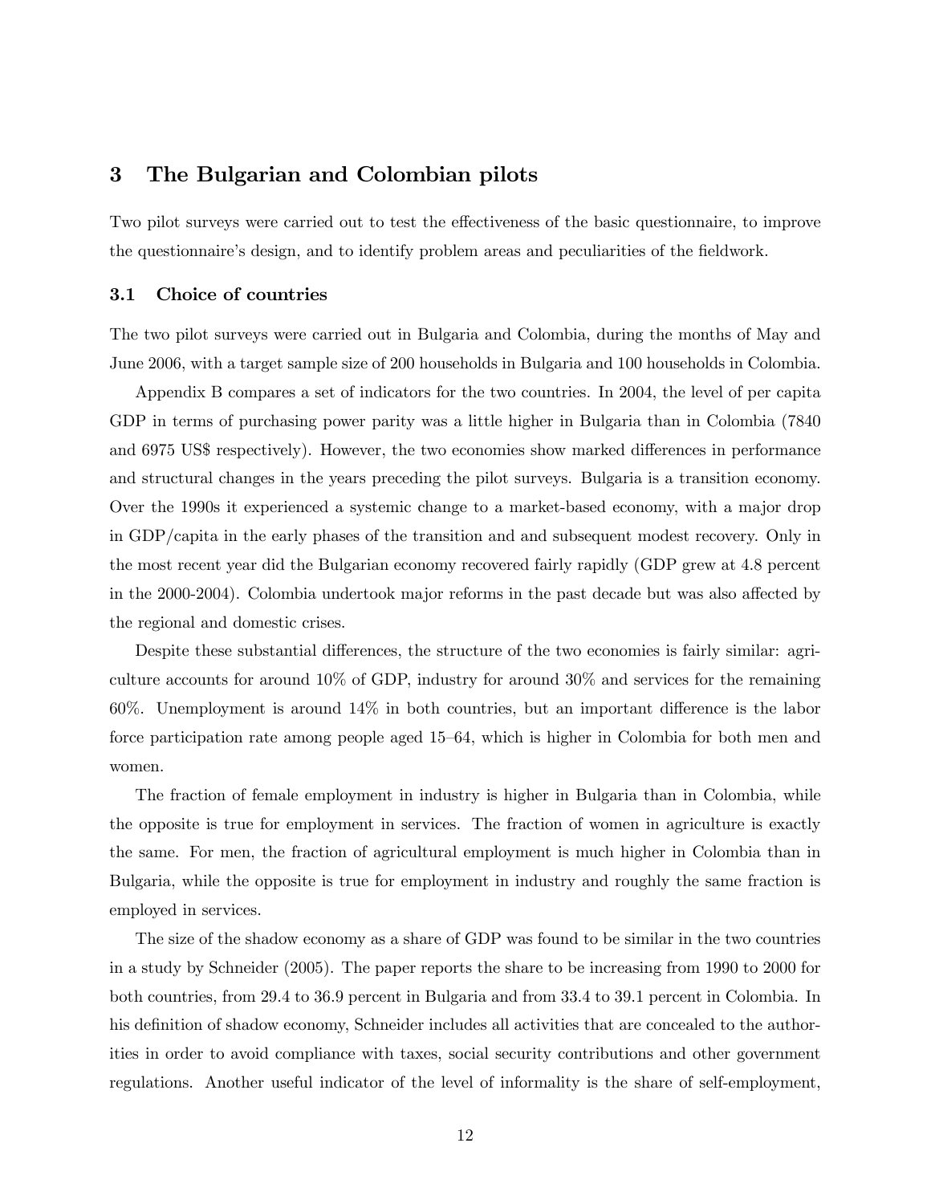## 3 The Bulgarian and Colombian pilots

Two pilot surveys were carried out to test the effectiveness of the basic questionnaire, to improve the questionnaire's design, and to identify problem areas and peculiarities of the fieldwork.

### 3.1 Choice of countries

The two pilot surveys were carried out in Bulgaria and Colombia, during the months of May and June 2006, with a target sample size of 200 households in Bulgaria and 100 households in Colombia.

Appendix B compares a set of indicators for the two countries. In 2004, the level of per capita GDP in terms of purchasing power parity was a little higher in Bulgaria than in Colombia (7840 and 6975 US$ respectively). However, the two economies show marked differences in performance and structural changes in the years preceding the pilot surveys. Bulgaria is a transition economy. Over the 1990s it experienced a systemic change to a market-based economy, with a major drop in GDP/capita in the early phases of the transition and and subsequent modest recovery. Only in the most recent year did the Bulgarian economy recovered fairly rapidly (GDP grew at 4.8 percent in the 2000-2004). Colombia undertook major reforms in the past decade but was also affected by the regional and domestic crises.

Despite these substantial differences, the structure of the two economies is fairly similar: agriculture accounts for around 10% of GDP, industry for around 30% and services for the remaining 60%. Unemployment is around 14% in both countries, but an important difference is the labor force participation rate among people aged 15–64, which is higher in Colombia for both men and women.

The fraction of female employment in industry is higher in Bulgaria than in Colombia, while the opposite is true for employment in services. The fraction of women in agriculture is exactly the same. For men, the fraction of agricultural employment is much higher in Colombia than in Bulgaria, while the opposite is true for employment in industry and roughly the same fraction is employed in services.

The size of the shadow economy as a share of GDP was found to be similar in the two countries in a study by Schneider (2005). The paper reports the share to be increasing from 1990 to 2000 for both countries, from 29.4 to 36.9 percent in Bulgaria and from 33.4 to 39.1 percent in Colombia. In his definition of shadow economy, Schneider includes all activities that are concealed to the authorities in order to avoid compliance with taxes, social security contributions and other government regulations. Another useful indicator of the level of informality is the share of self-employment,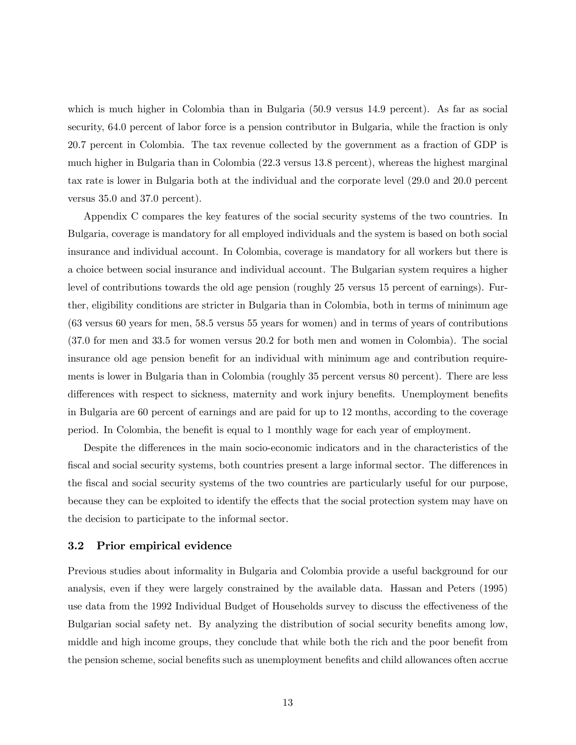which is much higher in Colombia than in Bulgaria (50.9 versus 14.9 percent). As far as social security, 64.0 percent of labor force is a pension contributor in Bulgaria, while the fraction is only 20.7 percent in Colombia. The tax revenue collected by the government as a fraction of GDP is much higher in Bulgaria than in Colombia (22.3 versus 13.8 percent), whereas the highest marginal tax rate is lower in Bulgaria both at the individual and the corporate level (29.0 and 20.0 percent versus 35.0 and 37.0 percent).

Appendix C compares the key features of the social security systems of the two countries. In Bulgaria, coverage is mandatory for all employed individuals and the system is based on both social insurance and individual account. In Colombia, coverage is mandatory for all workers but there is a choice between social insurance and individual account. The Bulgarian system requires a higher level of contributions towards the old age pension (roughly 25 versus 15 percent of earnings). Further, eligibility conditions are stricter in Bulgaria than in Colombia, both in terms of minimum age (63 versus 60 years for men, 58.5 versus 55 years for women) and in terms of years of contributions (37.0 for men and 33.5 for women versus 20.2 for both men and women in Colombia). The social insurance old age pension benefit for an individual with minimum age and contribution requirements is lower in Bulgaria than in Colombia (roughly 35 percent versus 80 percent). There are less differences with respect to sickness, maternity and work injury benefits. Unemployment benefits in Bulgaria are 60 percent of earnings and are paid for up to 12 months, according to the coverage period. In Colombia, the benefit is equal to 1 monthly wage for each year of employment.

Despite the differences in the main socio-economic indicators and in the characteristics of the fiscal and social security systems, both countries present a large informal sector. The differences in the fiscal and social security systems of the two countries are particularly useful for our purpose, because they can be exploited to identify the effects that the social protection system may have on the decision to participate to the informal sector.

### 3.2 Prior empirical evidence

Previous studies about informality in Bulgaria and Colombia provide a useful background for our analysis, even if they were largely constrained by the available data. Hassan and Peters (1995) use data from the 1992 Individual Budget of Households survey to discuss the effectiveness of the Bulgarian social safety net. By analyzing the distribution of social security benefits among low, middle and high income groups, they conclude that while both the rich and the poor benefit from the pension scheme, social benefits such as unemployment benefits and child allowances often accrue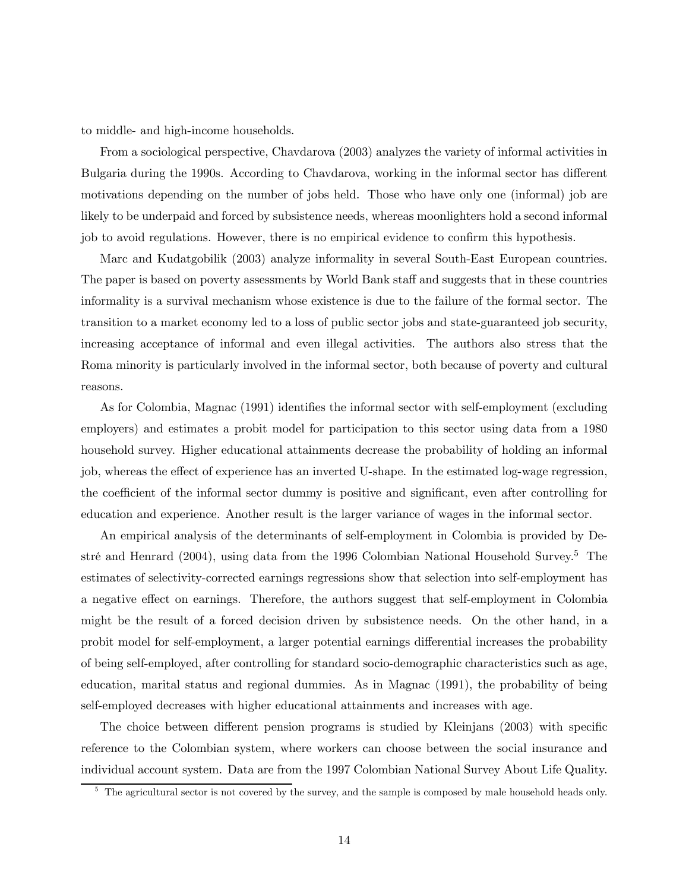to middle- and high-income households.

From a sociological perspective, Chavdarova (2003) analyzes the variety of informal activities in Bulgaria during the 1990s. According to Chavdarova, working in the informal sector has different motivations depending on the number of jobs held. Those who have only one (informal) job are likely to be underpaid and forced by subsistence needs, whereas moonlighters hold a second informal job to avoid regulations. However, there is no empirical evidence to confirm this hypothesis.

Marc and Kudatgobilik (2003) analyze informality in several South-East European countries. The paper is based on poverty assessments by World Bank staff and suggests that in these countries informality is a survival mechanism whose existence is due to the failure of the formal sector. The transition to a market economy led to a loss of public sector jobs and state-guaranteed job security, increasing acceptance of informal and even illegal activities. The authors also stress that the Roma minority is particularly involved in the informal sector, both because of poverty and cultural reasons.

As for Colombia, Magnac (1991) identifies the informal sector with self-employment (excluding employers) and estimates a probit model for participation to this sector using data from a 1980 household survey. Higher educational attainments decrease the probability of holding an informal job, whereas the effect of experience has an inverted U-shape. In the estimated log-wage regression, the coefficient of the informal sector dummy is positive and significant, even after controlling for education and experience. Another result is the larger variance of wages in the informal sector.

An empirical analysis of the determinants of self-employment in Colombia is provided by Destré and Henrard (2004), using data from the 1996 Colombian National Household Survey.[5] The estimates of selectivity-corrected earnings regressions show that selection into self-employment has a negative effect on earnings. Therefore, the authors suggest that self-employment in Colombia might be the result of a forced decision driven by subsistence needs. On the other hand, in a probit model for self-employment, a larger potential earnings differential increases the probability of being self-employed, after controlling for standard socio-demographic characteristics such as age, education, marital status and regional dummies. As in Magnac (1991), the probability of being self-employed decreases with higher educational attainments and increases with age.

The choice between different pension programs is studied by Kleinjans (2003) with specific reference to the Colombian system, where workers can choose between the social insurance and individual account system. Data are from the 1997 Colombian National Survey About Life Quality.

[5] The agricultural sector is not covered by the survey, and the sample is composed by male household heads only.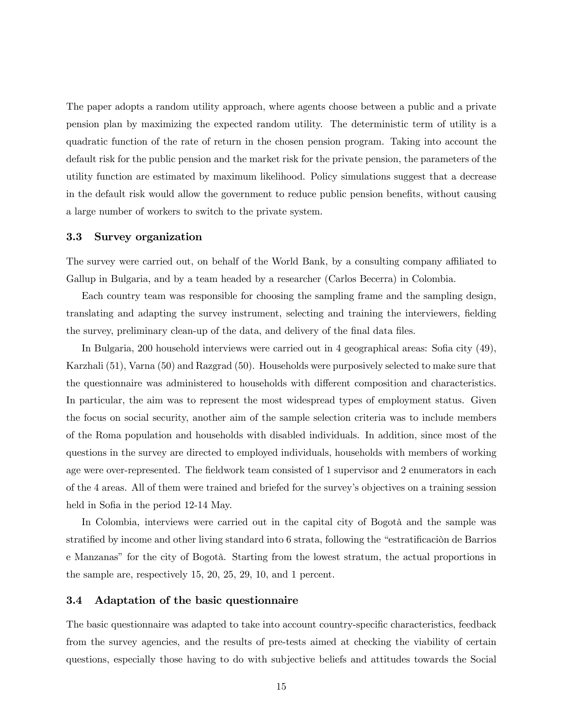The paper adopts a random utility approach, where agents choose between a public and a private pension plan by maximizing the expected random utility. The deterministic term of utility is a quadratic function of the rate of return in the chosen pension program. Taking into account the default risk for the public pension and the market risk for the private pension, the parameters of the utility function are estimated by maximum likelihood. Policy simulations suggest that a decrease in the default risk would allow the government to reduce public pension benefits, without causing a large number of workers to switch to the private system.

### 3.3 Survey organization

The survey were carried out, on behalf of the World Bank, by a consulting company affiliated to Gallup in Bulgaria, and by a team headed by a researcher (Carlos Becerra) in Colombia.

Each country team was responsible for choosing the sampling frame and the sampling design, translating and adapting the survey instrument, selecting and training the interviewers, fielding the survey, preliminary clean-up of the data, and delivery of the final data files.

In Bulgaria, 200 household interviews were carried out in 4 geographical areas: Sofia city (49), Karzhali (51), Varna (50) and Razgrad (50). Households were purposively selected to make sure that the questionnaire was administered to households with different composition and characteristics. In particular, the aim was to represent the most widespread types of employment status. Given the focus on social security, another aim of the sample selection criteria was to include members of the Roma population and households with disabled individuals. In addition, since most of the questions in the survey are directed to employed individuals, households with members of working age were over-represented. The fieldwork team consisted of 1 supervisor and 2 enumerators in each of the 4 areas. All of them were trained and briefed for the survey's objectives on a training session held in Sofia in the period 12-14 May.

In Colombia, interviews were carried out in the capital city of Bogotà and the sample was stratified by income and other living standard into 6 strata, following the "estratificaciòn de Barrios e Manzanas" for the city of Bogotà. Starting from the lowest stratum, the actual proportions in the sample are, respectively 15, 20, 25, 29, 10, and 1 percent.

### 3.4 Adaptation of the basic questionnaire

The basic questionnaire was adapted to take into account country-specific characteristics, feedback from the survey agencies, and the results of pre-tests aimed at checking the viability of certain questions, especially those having to do with subjective beliefs and attitudes towards the Social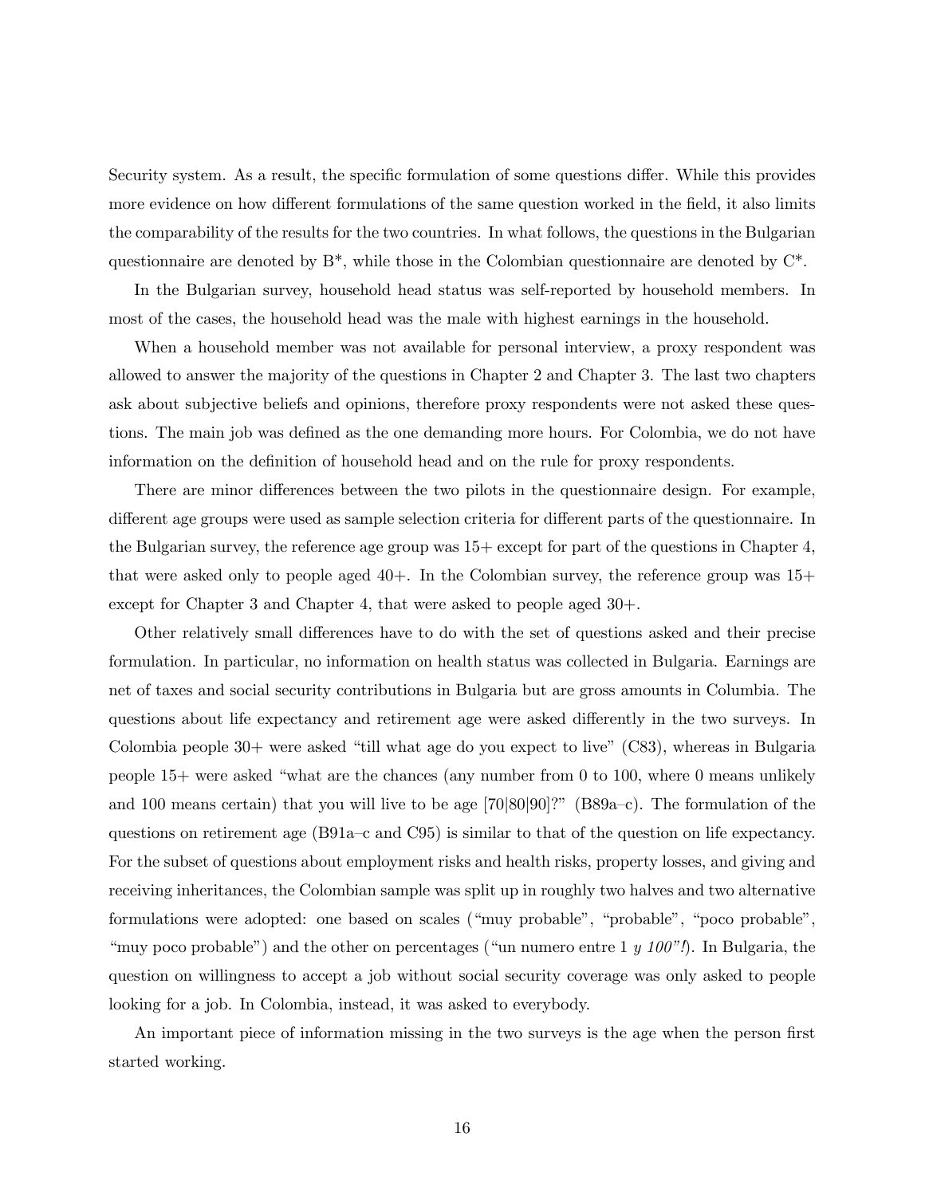Security system. As a result, the specific formulation of some questions differ. While this provides more evidence on how different formulations of the same question worked in the field, it also limits the comparability of the results for the two countries. In what follows, the questions in the Bulgarian questionnaire are denoted by B*, while those in the Colombian questionnaire are denoted by C*.

In the Bulgarian survey, household head status was self-reported by household members. In most of the cases, the household head was the male with highest earnings in the household.

When a household member was not available for personal interview, a proxy respondent was allowed to answer the majority of the questions in Chapter 2 and Chapter 3. The last two chapters ask about subjective beliefs and opinions, therefore proxy respondents were not asked these questions. The main job was defined as the one demanding more hours. For Colombia, we do not have information on the definition of household head and on the rule for proxy respondents.

There are minor differences between the two pilots in the questionnaire design. For example, different age groups were used as sample selection criteria for different parts of the questionnaire. In the Bulgarian survey, the reference age group was 15+ except for part of the questions in Chapter 4, that were asked only to people aged 40+. In the Colombian survey, the reference group was 15+ except for Chapter 3 and Chapter 4, that were asked to people aged 30+.

Other relatively small differences have to do with the set of questions asked and their precise formulation. In particular, no information on health status was collected in Bulgaria. Earnings are net of taxes and social security contributions in Bulgaria but are gross amounts in Columbia. The questions about life expectancy and retirement age were asked differently in the two surveys. In Colombia people 30+ were asked "till what age do you expect to live" (C83), whereas in Bulgaria people 15+ were asked "what are the chances (any number from 0 to 100, where 0 means unlikely and 100 means certain) that you will live to be age [70|80|90]?" (B89a–c). The formulation of the questions on retirement age (B91a–c and C95) is similar to that of the question on life expectancy. For the subset of questions about employment risks and health risks, property losses, and giving and receiving inheritances, the Colombian sample was split up in roughly two halves and two alternative formulations were adopted: one based on scales ("muy probable", "probable", "poco probable", "muy poco probable") and the other on percentages ("un numero entre 1 *y 100"!*). In Bulgaria, the question on willingness to accept a job without social security coverage was only asked to people looking for a job. In Colombia, instead, it was asked to everybody.

An important piece of information missing in the two surveys is the age when the person first started working.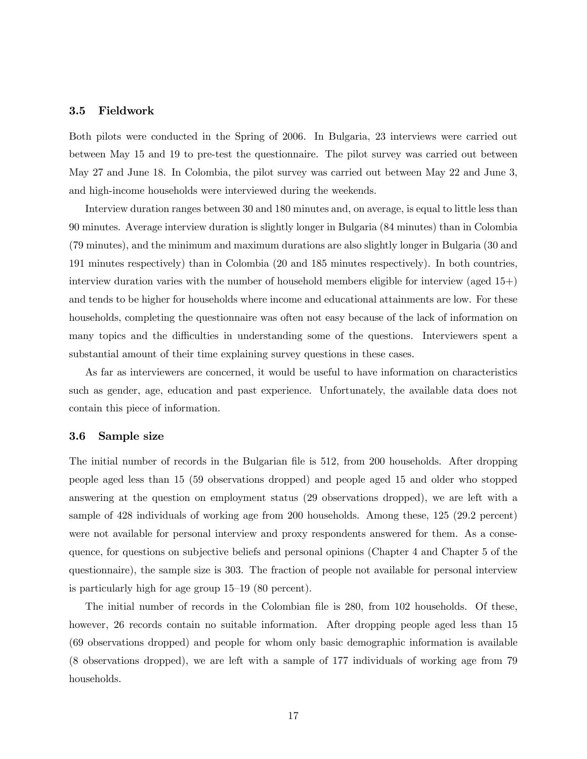### 3.5 Fieldwork

Both pilots were conducted in the Spring of 2006. In Bulgaria, 23 interviews were carried out between May 15 and 19 to pre-test the questionnaire. The pilot survey was carried out between May 27 and June 18. In Colombia, the pilot survey was carried out between May 22 and June 3, and high-income households were interviewed during the weekends.

Interview duration ranges between 30 and 180 minutes and, on average, is equal to little less than 90 minutes. Average interview duration is slightly longer in Bulgaria (84 minutes) than in Colombia (79 minutes), and the minimum and maximum durations are also slightly longer in Bulgaria (30 and 191 minutes respectively) than in Colombia (20 and 185 minutes respectively). In both countries, interview duration varies with the number of household members eligible for interview (aged 15+) and tends to be higher for households where income and educational attainments are low. For these households, completing the questionnaire was often not easy because of the lack of information on many topics and the difficulties in understanding some of the questions. Interviewers spent a substantial amount of their time explaining survey questions in these cases.

As far as interviewers are concerned, it would be useful to have information on characteristics such as gender, age, education and past experience. Unfortunately, the available data does not contain this piece of information.

### 3.6 Sample size

The initial number of records in the Bulgarian file is 512, from 200 households. After dropping people aged less than 15 (59 observations dropped) and people aged 15 and older who stopped answering at the question on employment status (29 observations dropped), we are left with a sample of 428 individuals of working age from 200 households. Among these, 125 (29.2 percent) were not available for personal interview and proxy respondents answered for them. As a consequence, for questions on subjective beliefs and personal opinions (Chapter 4 and Chapter 5 of the questionnaire), the sample size is 303. The fraction of people not available for personal interview is particularly high for age group 15–19 (80 percent).

The initial number of records in the Colombian file is 280, from 102 households. Of these, however, 26 records contain no suitable information. After dropping people aged less than 15 (69 observations dropped) and people for whom only basic demographic information is available (8 observations dropped), we are left with a sample of 177 individuals of working age from 79 households.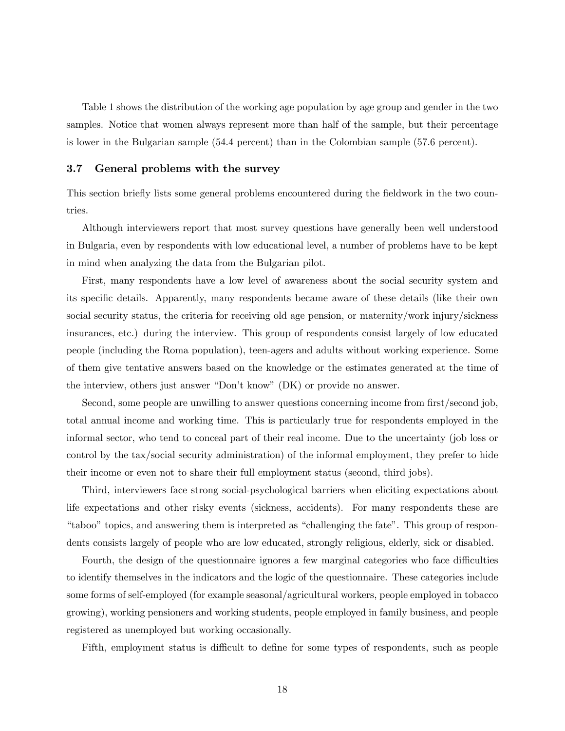Table 1 shows the distribution of the working age population by age group and gender in the two samples. Notice that women always represent more than half of the sample, but their percentage is lower in the Bulgarian sample (54.4 percent) than in the Colombian sample (57.6 percent).

### 3.7 General problems with the survey

This section briefly lists some general problems encountered during the fieldwork in the two countries.

Although interviewers report that most survey questions have generally been well understood in Bulgaria, even by respondents with low educational level, a number of problems have to be kept in mind when analyzing the data from the Bulgarian pilot.

First, many respondents have a low level of awareness about the social security system and its specific details. Apparently, many respondents became aware of these details (like their own social security status, the criteria for receiving old age pension, or maternity/work injury/sickness insurances, etc.) during the interview. This group of respondents consist largely of low educated people (including the Roma population), teen-agers and adults without working experience. Some of them give tentative answers based on the knowledge or the estimates generated at the time of the interview, others just answer "Don't know" (DK) or provide no answer.

Second, some people are unwilling to answer questions concerning income from first/second job, total annual income and working time. This is particularly true for respondents employed in the informal sector, who tend to conceal part of their real income. Due to the uncertainty (job loss or control by the tax/social security administration) of the informal employment, they prefer to hide their income or even not to share their full employment status (second, third jobs).

Third, interviewers face strong social-psychological barriers when eliciting expectations about life expectations and other risky events (sickness, accidents). For many respondents these are "taboo" topics, and answering them is interpreted as "challenging the fate". This group of respondents consists largely of people who are low educated, strongly religious, elderly, sick or disabled.

Fourth, the design of the questionnaire ignores a few marginal categories who face difficulties to identify themselves in the indicators and the logic of the questionnaire. These categories include some forms of self-employed (for example seasonal/agricultural workers, people employed in tobacco growing), working pensioners and working students, people employed in family business, and people registered as unemployed but working occasionally.

Fifth, employment status is difficult to define for some types of respondents, such as people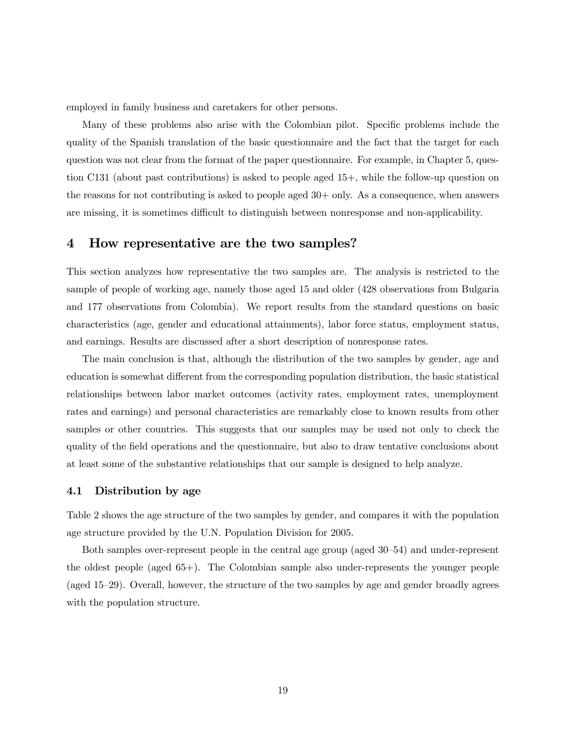employed in family business and caretakers for other persons.

Many of these problems also arise with the Colombian pilot. Specific problems include the quality of the Spanish translation of the basic questionnaire and the fact that the target for each question was not clear from the format of the paper questionnaire. For example, in Chapter 5, question C131 (about past contributions) is asked to people aged 15+, while the follow-up question on the reasons for not contributing is asked to people aged 30+ only. As a consequence, when answers are missing, it is sometimes difficult to distinguish between nonresponse and non-applicability.

## 4 How representative are the two samples?

This section analyzes how representative the two samples are. The analysis is restricted to the sample of people of working age, namely those aged 15 and older (428 observations from Bulgaria and 177 observations from Colombia). We report results from the standard questions on basic characteristics (age, gender and educational attainments), labor force status, employment status, and earnings. Results are discussed after a short description of nonresponse rates.

The main conclusion is that, although the distribution of the two samples by gender, age and education is somewhat different from the corresponding population distribution, the basic statistical relationships between labor market outcomes (activity rates, employment rates, unemployment rates and earnings) and personal characteristics are remarkably close to known results from other samples or other countries. This suggests that our samples may be used not only to check the quality of the field operations and the questionnaire, but also to draw tentative conclusions about at least some of the substantive relationships that our sample is designed to help analyze.

### 4.1 Distribution by age

Table 2 shows the age structure of the two samples by gender, and compares it with the population age structure provided by the U.N. Population Division for 2005.

Both samples over-represent people in the central age group (aged 30–54) and under-represent the oldest people (aged 65+). The Colombian sample also under-represents the younger people (aged 15–29). Overall, however, the structure of the two samples by age and gender broadly agrees with the population structure.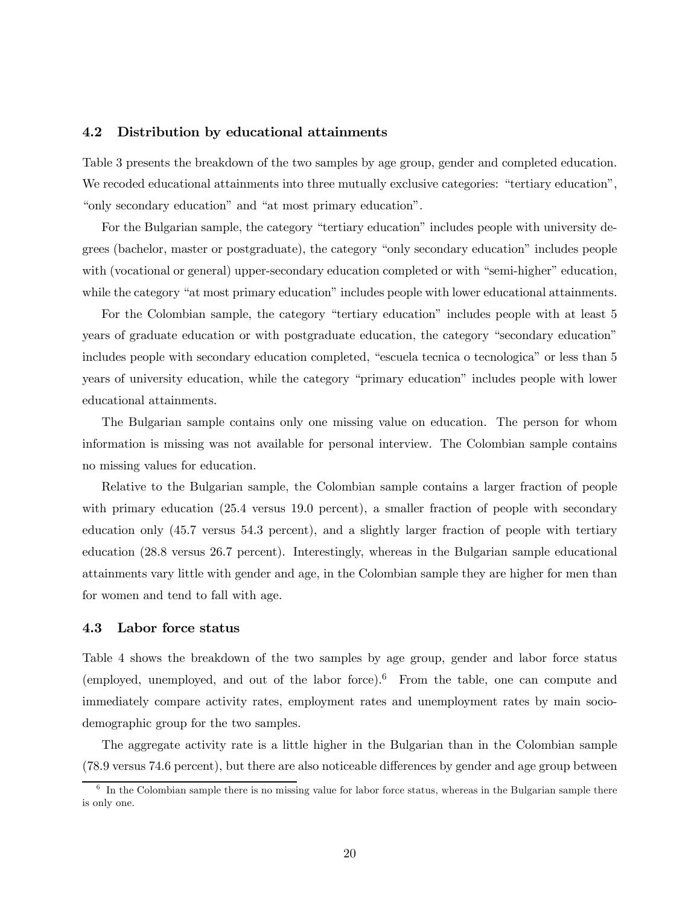### 4.2 Distribution by educational attainments

Table 3 presents the breakdown of the two samples by age group, gender and completed education. We recoded educational attainments into three mutually exclusive categories: "tertiary education", "only secondary education" and "at most primary education".

For the Bulgarian sample, the category "tertiary education" includes people with university degrees (bachelor, master or postgraduate), the category "only secondary education" includes people with (vocational or general) upper-secondary education completed or with "semi-higher" education, while the category "at most primary education" includes people with lower educational attainments.

For the Colombian sample, the category "tertiary education" includes people with at least 5 years of graduate education or with postgraduate education, the category "secondary education" includes people with secondary education completed, "escuela tecnica o tecnologica" or less than 5 years of university education, while the category "primary education" includes people with lower educational attainments.

The Bulgarian sample contains only one missing value on education. The person for whom information is missing was not available for personal interview. The Colombian sample contains no missing values for education.

Relative to the Bulgarian sample, the Colombian sample contains a larger fraction of people with primary education (25.4 versus 19.0 percent), a smaller fraction of people with secondary education only (45.7 versus 54.3 percent), and a slightly larger fraction of people with tertiary education (28.8 versus 26.7 percent). Interestingly, whereas in the Bulgarian sample educational attainments vary little with gender and age, in the Colombian sample they are higher for men than for women and tend to fall with age.

### 4.3 Labor force status

Table 4 shows the breakdown of the two samples by age group, gender and labor force status (employed, unemployed, and out of the labor force).[6] From the table, one can compute and immediately compare activity rates, employment rates and unemployment rates by main socio-demographic group for the two samples.

The aggregate activity rate is a little higher in the Bulgarian than in the Colombian sample (78.9 versus 74.6 percent), but there are also noticeable differences by gender and age group between

[6] In the Colombian sample there is no missing value for labor force status, whereas in the Bulgarian sample there is only one.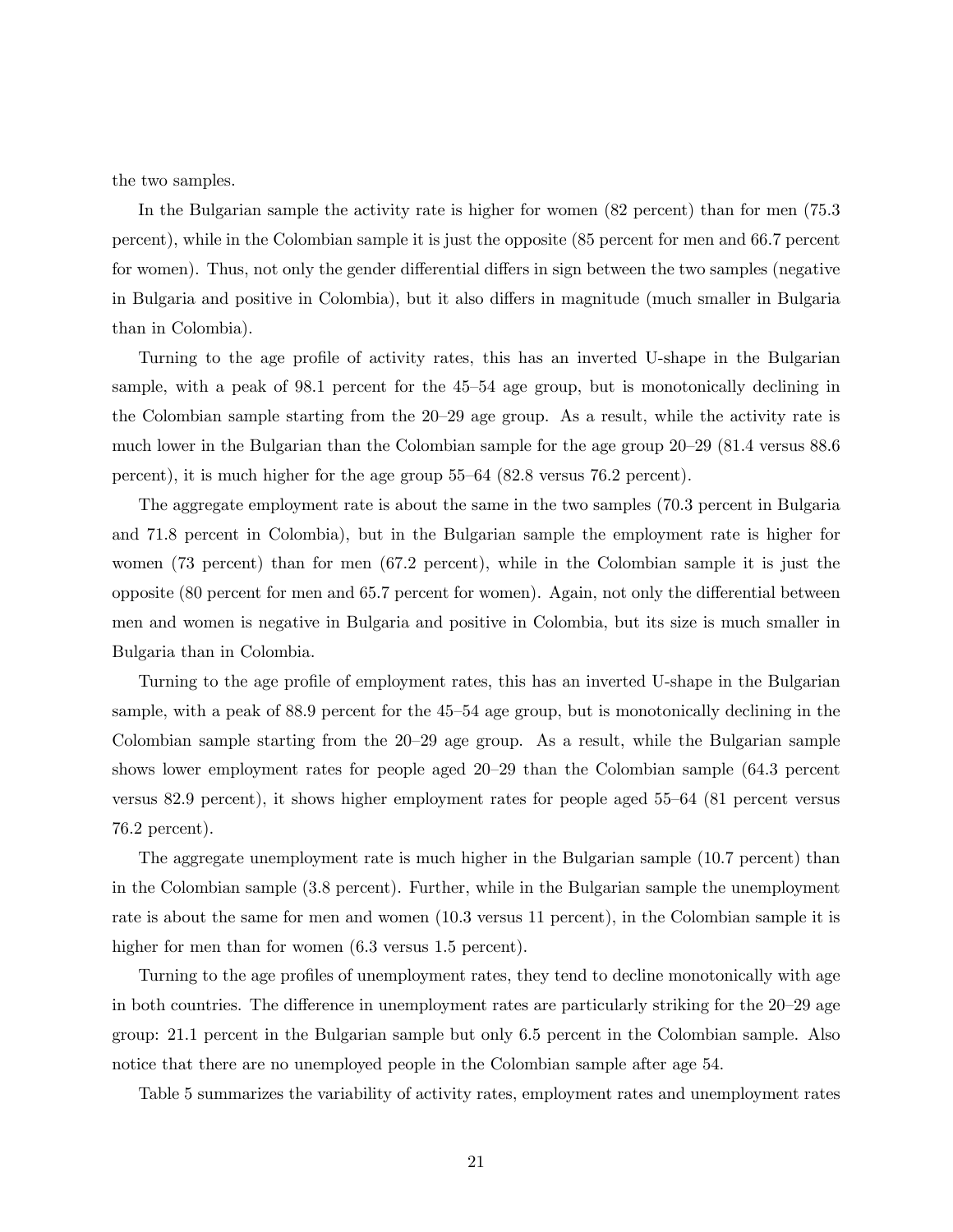the two samples.

In the Bulgarian sample the activity rate is higher for women (82 percent) than for men (75.3 percent), while in the Colombian sample it is just the opposite (85 percent for men and 66.7 percent for women). Thus, not only the gender differential differs in sign between the two samples (negative in Bulgaria and positive in Colombia), but it also differs in magnitude (much smaller in Bulgaria than in Colombia).

Turning to the age profile of activity rates, this has an inverted U-shape in the Bulgarian sample, with a peak of 98.1 percent for the 45–54 age group, but is monotonically declining in the Colombian sample starting from the 20–29 age group. As a result, while the activity rate is much lower in the Bulgarian than the Colombian sample for the age group 20–29 (81.4 versus 88.6 percent), it is much higher for the age group 55–64 (82.8 versus 76.2 percent).

The aggregate employment rate is about the same in the two samples (70.3 percent in Bulgaria and 71.8 percent in Colombia), but in the Bulgarian sample the employment rate is higher for women (73 percent) than for men (67.2 percent), while in the Colombian sample it is just the opposite (80 percent for men and 65.7 percent for women). Again, not only the differential between men and women is negative in Bulgaria and positive in Colombia, but its size is much smaller in Bulgaria than in Colombia.

Turning to the age profile of employment rates, this has an inverted U-shape in the Bulgarian sample, with a peak of 88.9 percent for the 45–54 age group, but is monotonically declining in the Colombian sample starting from the 20–29 age group. As a result, while the Bulgarian sample shows lower employment rates for people aged 20–29 than the Colombian sample (64.3 percent versus 82.9 percent), it shows higher employment rates for people aged 55–64 (81 percent versus 76.2 percent).

The aggregate unemployment rate is much higher in the Bulgarian sample (10.7 percent) than in the Colombian sample (3.8 percent). Further, while in the Bulgarian sample the unemployment rate is about the same for men and women (10.3 versus 11 percent), in the Colombian sample it is higher for men than for women (6.3 versus 1.5 percent).

Turning to the age profiles of unemployment rates, they tend to decline monotonically with age in both countries. The difference in unemployment rates are particularly striking for the 20–29 age group: 21.1 percent in the Bulgarian sample but only 6.5 percent in the Colombian sample. Also notice that there are no unemployed people in the Colombian sample after age 54.

Table 5 summarizes the variability of activity rates, employment rates and unemployment rates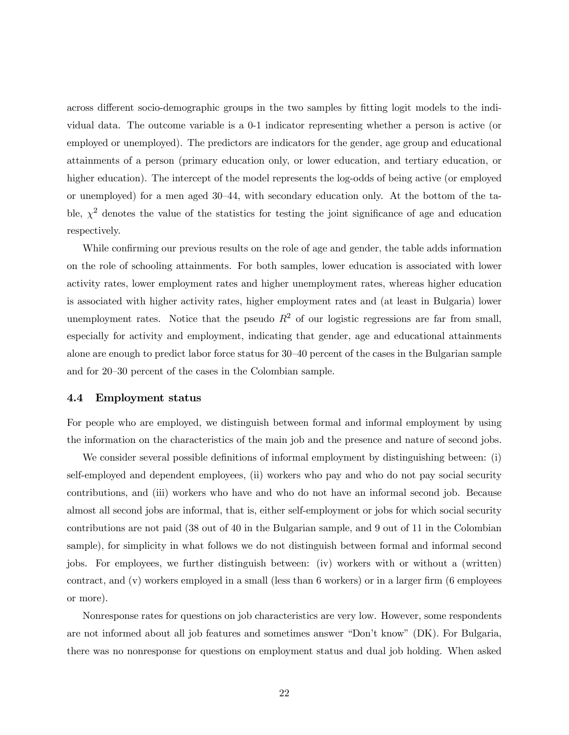across different socio-demographic groups in the two samples by fitting logit models to the individual data. The outcome variable is a 0-1 indicator representing whether a person is active (or employed or unemployed). The predictors are indicators for the gender, age group and educational attainments of a person (primary education only, or lower education, and tertiary education, or higher education). The intercept of the model represents the log-odds of being active (or employed or unemployed) for a men aged 30–44, with secondary education only. At the bottom of the table, $\chi^2$ denotes the value of the statistics for testing the joint significance of age and education respectively.

While confirming our previous results on the role of age and gender, the table adds information on the role of schooling attainments. For both samples, lower education is associated with lower activity rates, lower employment rates and higher unemployment rates, whereas higher education is associated with higher activity rates, higher employment rates and (at least in Bulgaria) lower unemployment rates. Notice that the pseudo $R^2$ of our logistic regressions are far from small, especially for activity and employment, indicating that gender, age and educational attainments alone are enough to predict labor force status for 30–40 percent of the cases in the Bulgarian sample and for 20–30 percent of the cases in the Colombian sample.

### 4.4 Employment status

For people who are employed, we distinguish between formal and informal employment by using the information on the characteristics of the main job and the presence and nature of second jobs.

We consider several possible definitions of informal employment by distinguishing between: (i) self-employed and dependent employees, (ii) workers who pay and who do not pay social security contributions, and (iii) workers who have and who do not have an informal second job. Because almost all second jobs are informal, that is, either self-employment or jobs for which social security contributions are not paid (38 out of 40 in the Bulgarian sample, and 9 out of 11 in the Colombian sample), for simplicity in what follows we do not distinguish between formal and informal second jobs. For employees, we further distinguish between: (iv) workers with or without a (written) contract, and (v) workers employed in a small (less than 6 workers) or in a larger firm (6 employees or more).

Nonresponse rates for questions on job characteristics are very low. However, some respondents are not informed about all job features and sometimes answer "Don't know" (DK). For Bulgaria, there was no nonresponse for questions on employment status and dual job holding. When asked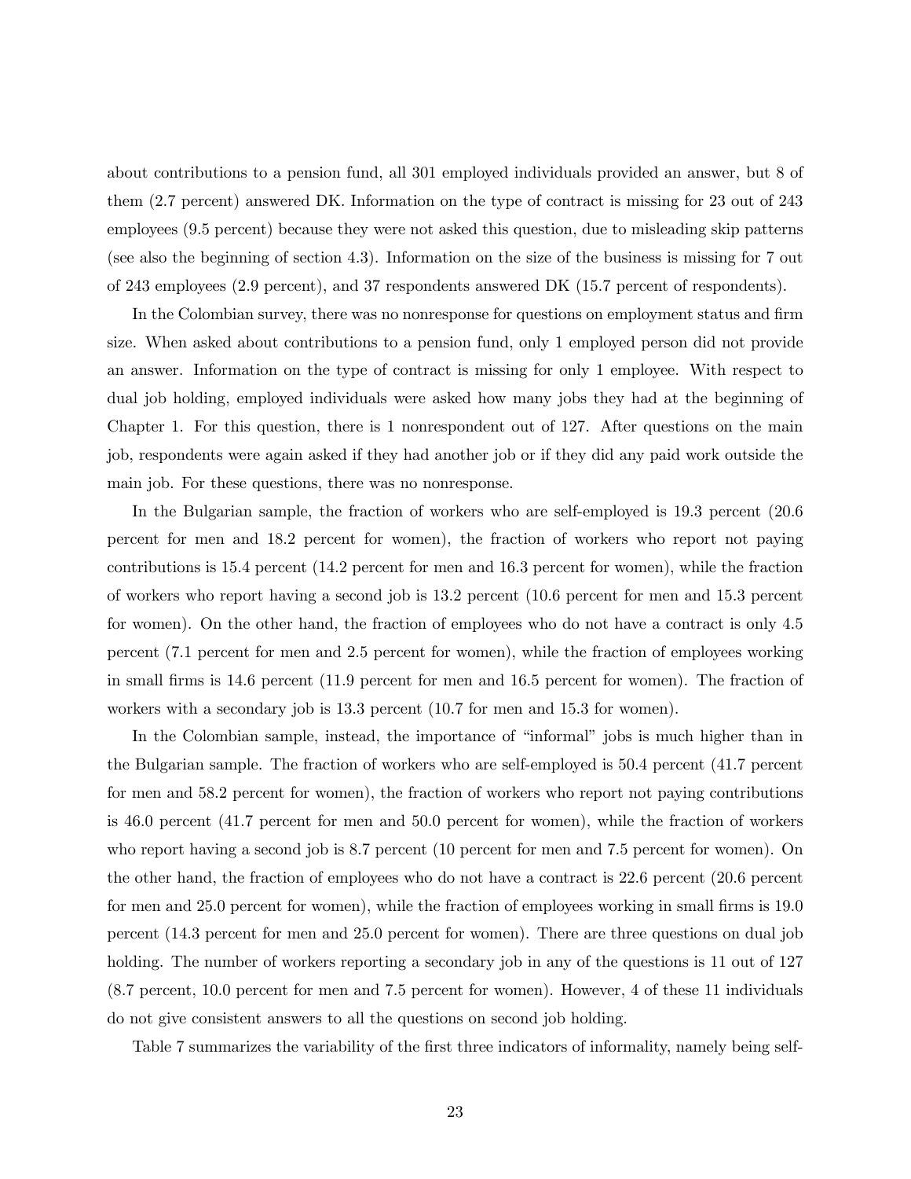about contributions to a pension fund, all 301 employed individuals provided an answer, but 8 of them (2.7 percent) answered DK. Information on the type of contract is missing for 23 out of 243 employees (9.5 percent) because they were not asked this question, due to misleading skip patterns (see also the beginning of section 4.3). Information on the size of the business is missing for 7 out of 243 employees (2.9 percent), and 37 respondents answered DK (15.7 percent of respondents).

In the Colombian survey, there was no nonresponse for questions on employment status and firm size. When asked about contributions to a pension fund, only 1 employed person did not provide an answer. Information on the type of contract is missing for only 1 employee. With respect to dual job holding, employed individuals were asked how many jobs they had at the beginning of Chapter 1. For this question, there is 1 nonrespondent out of 127. After questions on the main job, respondents were again asked if they had another job or if they did any paid work outside the main job. For these questions, there was no nonresponse.

In the Bulgarian sample, the fraction of workers who are self-employed is 19.3 percent (20.6 percent for men and 18.2 percent for women), the fraction of workers who report not paying contributions is 15.4 percent (14.2 percent for men and 16.3 percent for women), while the fraction of workers who report having a second job is 13.2 percent (10.6 percent for men and 15.3 percent for women). On the other hand, the fraction of employees who do not have a contract is only 4.5 percent (7.1 percent for men and 2.5 percent for women), while the fraction of employees working in small firms is 14.6 percent (11.9 percent for men and 16.5 percent for women). The fraction of workers with a secondary job is 13.3 percent (10.7 for men and 15.3 for women).

In the Colombian sample, instead, the importance of "informal" jobs is much higher than in the Bulgarian sample. The fraction of workers who are self-employed is 50.4 percent (41.7 percent for men and 58.2 percent for women), the fraction of workers who report not paying contributions is 46.0 percent (41.7 percent for men and 50.0 percent for women), while the fraction of workers who report having a second job is 8.7 percent (10 percent for men and 7.5 percent for women). On the other hand, the fraction of employees who do not have a contract is 22.6 percent (20.6 percent for men and 25.0 percent for women), while the fraction of employees working in small firms is 19.0 percent (14.3 percent for men and 25.0 percent for women). There are three questions on dual job holding. The number of workers reporting a secondary job in any of the questions is 11 out of 127 (8.7 percent, 10.0 percent for men and 7.5 percent for women). However, 4 of these 11 individuals do not give consistent answers to all the questions on second job holding.

Table 7 summarizes the variability of the first three indicators of informality, namely being self-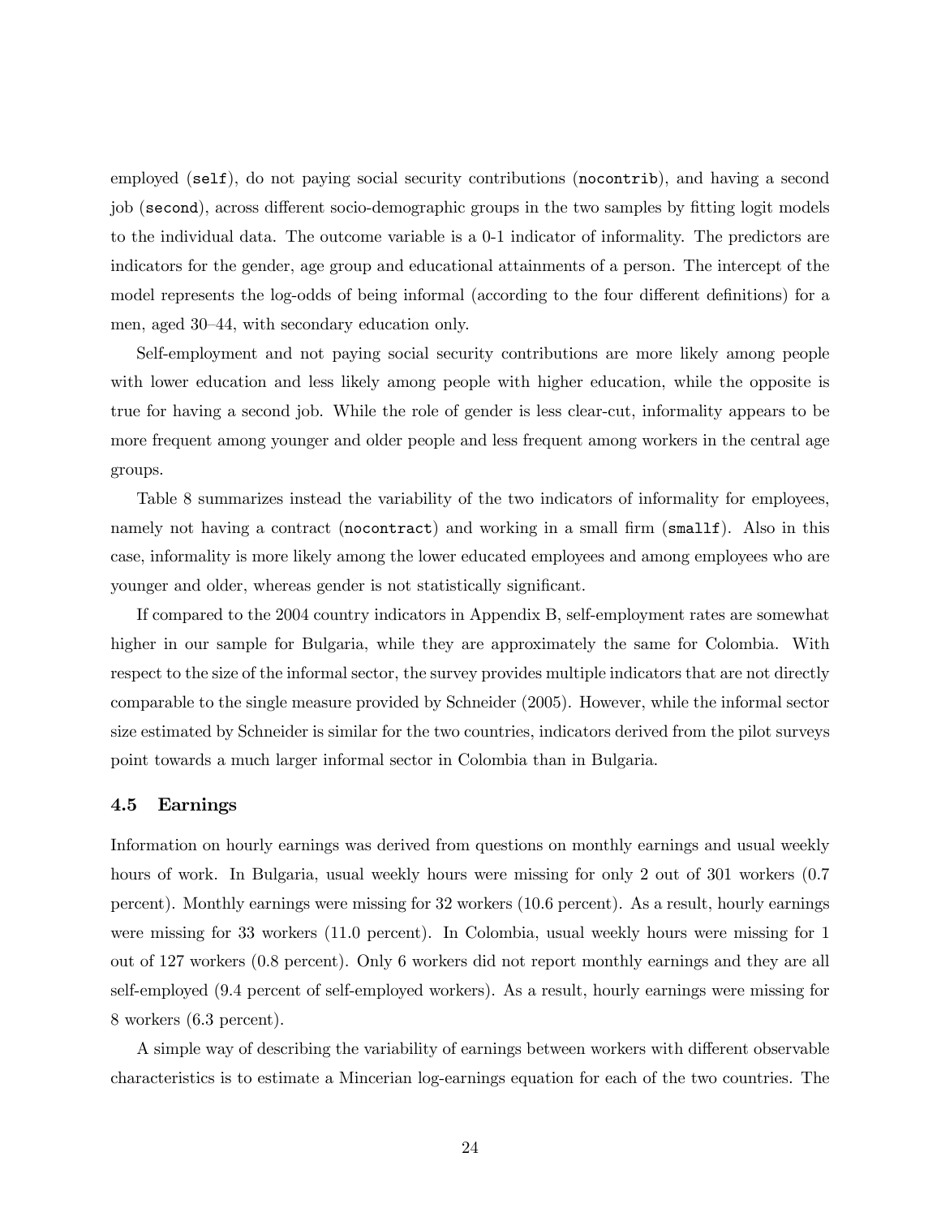employed (`self`), do not paying social security contributions (`nocontrib`), and having a second job (`second`), across different socio-demographic groups in the two samples by fitting logit models to the individual data. The outcome variable is a 0-1 indicator of informality. The predictors are indicators for the gender, age group and educational attainments of a person. The intercept of the model represents the log-odds of being informal (according to the four different definitions) for a men, aged 30–44, with secondary education only.

Self-employment and not paying social security contributions are more likely among people with lower education and less likely among people with higher education, while the opposite is true for having a second job. While the role of gender is less clear-cut, informality appears to be more frequent among younger and older people and less frequent among workers in the central age groups.

Table 8 summarizes instead the variability of the two indicators of informality for employees, namely not having a contract (`nocontract`) and working in a small firm (`smallf`). Also in this case, informality is more likely among the lower educated employees and among employees who are younger and older, whereas gender is not statistically significant.

If compared to the 2004 country indicators in Appendix B, self-employment rates are somewhat higher in our sample for Bulgaria, while they are approximately the same for Colombia. With respect to the size of the informal sector, the survey provides multiple indicators that are not directly comparable to the single measure provided by Schneider (2005). However, while the informal sector size estimated by Schneider is similar for the two countries, indicators derived from the pilot surveys point towards a much larger informal sector in Colombia than in Bulgaria.

### 4.5 Earnings

Information on hourly earnings was derived from questions on monthly earnings and usual weekly hours of work. In Bulgaria, usual weekly hours were missing for only 2 out of 301 workers (0.7 percent). Monthly earnings were missing for 32 workers (10.6 percent). As a result, hourly earnings were missing for 33 workers (11.0 percent). In Colombia, usual weekly hours were missing for 1 out of 127 workers (0.8 percent). Only 6 workers did not report monthly earnings and they are all self-employed (9.4 percent of self-employed workers). As a result, hourly earnings were missing for 8 workers (6.3 percent).

A simple way of describing the variability of earnings between workers with different observable characteristics is to estimate a Mincerian log-earnings equation for each of the two countries. The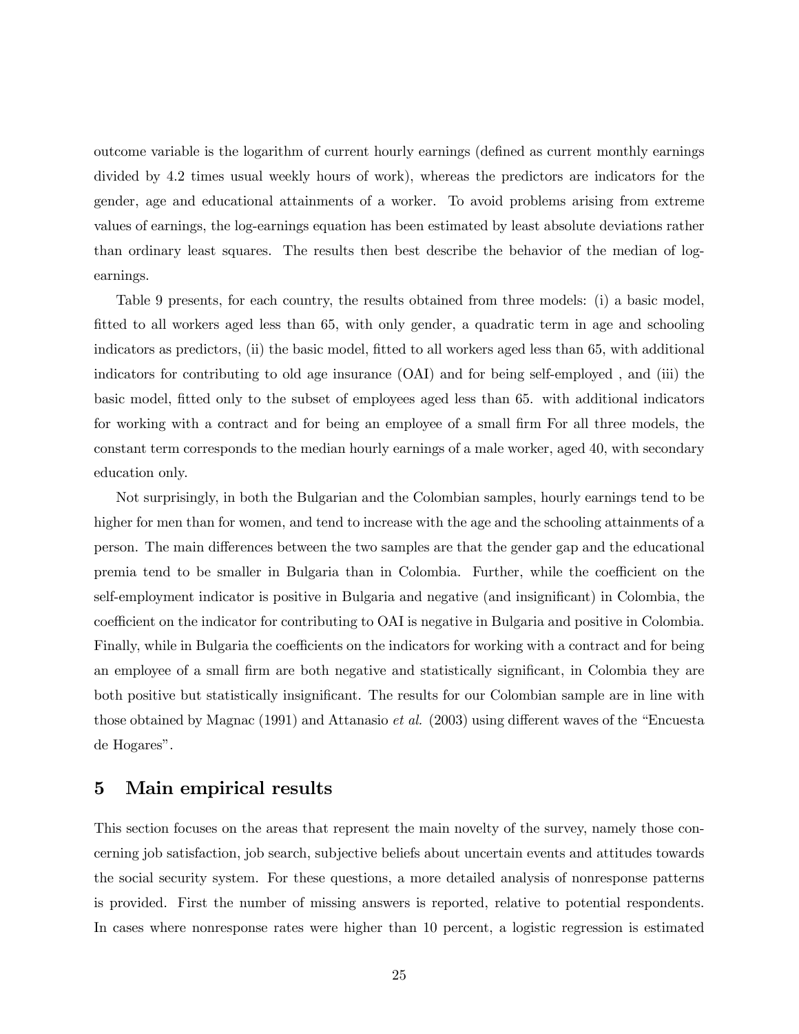outcome variable is the logarithm of current hourly earnings (defined as current monthly earnings divided by 4.2 times usual weekly hours of work), whereas the predictors are indicators for the gender, age and educational attainments of a worker. To avoid problems arising from extreme values of earnings, the log-earnings equation has been estimated by least absolute deviations rather than ordinary least squares. The results then best describe the behavior of the median of log-earnings.

Table 9 presents, for each country, the results obtained from three models: (i) a basic model, fitted to all workers aged less than 65, with only gender, a quadratic term in age and schooling indicators as predictors, (ii) the basic model, fitted to all workers aged less than 65, with additional indicators for contributing to old age insurance (OAI) and for being self-employed , and (iii) the basic model, fitted only to the subset of employees aged less than 65. with additional indicators for working with a contract and for being an employee of a small firm For all three models, the constant term corresponds to the median hourly earnings of a male worker, aged 40, with secondary education only.

Not surprisingly, in both the Bulgarian and the Colombian samples, hourly earnings tend to be higher for men than for women, and tend to increase with the age and the schooling attainments of a person. The main differences between the two samples are that the gender gap and the educational premia tend to be smaller in Bulgaria than in Colombia. Further, while the coefficient on the self-employment indicator is positive in Bulgaria and negative (and insignificant) in Colombia, the coefficient on the indicator for contributing to OAI is negative in Bulgaria and positive in Colombia. Finally, while in Bulgaria the coefficients on the indicators for working with a contract and for being an employee of a small firm are both negative and statistically significant, in Colombia they are both positive but statistically insignificant. The results for our Colombian sample are in line with those obtained by Magnac (1991) and Attanasio *et al.* (2003) using different waves of the "Encuesta de Hogares".

## 5 Main empirical results

This section focuses on the areas that represent the main novelty of the survey, namely those concerning job satisfaction, job search, subjective beliefs about uncertain events and attitudes towards the social security system. For these questions, a more detailed analysis of nonresponse patterns is provided. First the number of missing answers is reported, relative to potential respondents. In cases where nonresponse rates were higher than 10 percent, a logistic regression is estimated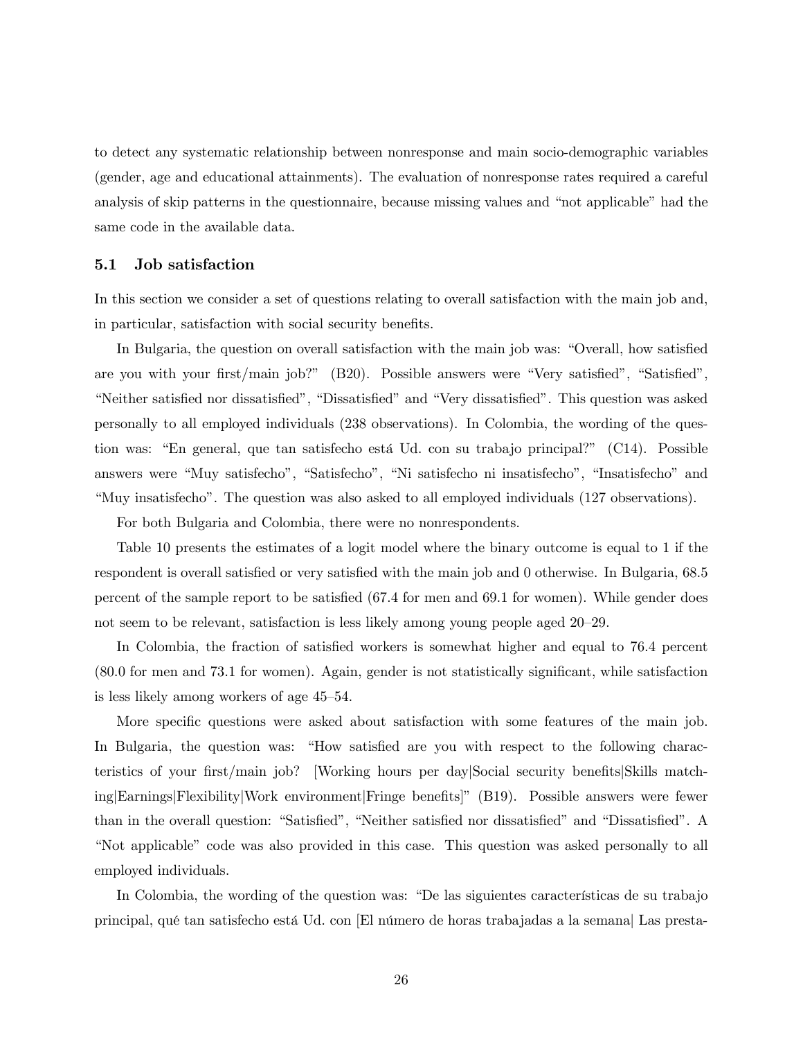to detect any systematic relationship between nonresponse and main socio-demographic variables (gender, age and educational attainments). The evaluation of nonresponse rates required a careful analysis of skip patterns in the questionnaire, because missing values and "not applicable" had the same code in the available data.

### 5.1 Job satisfaction

In this section we consider a set of questions relating to overall satisfaction with the main job and, in particular, satisfaction with social security benefits.

In Bulgaria, the question on overall satisfaction with the main job was: "Overall, how satisfied are you with your first/main job?" (B20). Possible answers were "Very satisfied", "Satisfied", "Neither satisfied nor dissatisfied", "Dissatisfied" and "Very dissatisfied". This question was asked personally to all employed individuals (238 observations). In Colombia, the wording of the question was: "En general, que tan satisfecho está Ud. con su trabajo principal?" (C14). Possible answers were "Muy satisfecho", "Satisfecho", "Ni satisfecho ni insatisfecho", "Insatisfecho" and "Muy insatisfecho". The question was also asked to all employed individuals (127 observations).

For both Bulgaria and Colombia, there were no nonrespondents.

Table 10 presents the estimates of a logit model where the binary outcome is equal to 1 if the respondent is overall satisfied or very satisfied with the main job and 0 otherwise. In Bulgaria, 68.5 percent of the sample report to be satisfied (67.4 for men and 69.1 for women). While gender does not seem to be relevant, satisfaction is less likely among young people aged 20–29.

In Colombia, the fraction of satisfied workers is somewhat higher and equal to 76.4 percent (80.0 for men and 73.1 for women). Again, gender is not statistically significant, while satisfaction is less likely among workers of age 45–54.

More specific questions were asked about satisfaction with some features of the main job. In Bulgaria, the question was: "How satisfied are you with respect to the following characteristics of your first/main job? [Working hours per day|Social security benefits|Skills matching|Earnings|Flexibility|Work environment|Fringe benefits]" (B19). Possible answers were fewer than in the overall question: "Satisfied", "Neither satisfied nor dissatisfied" and "Dissatisfied". A "Not applicable" code was also provided in this case. This question was asked personally to all employed individuals.

In Colombia, the wording of the question was: "De las siguientes características de su trabajo principal, qué tan satisfecho está Ud. con [El número de horas trabajadas a la semana| Las presta-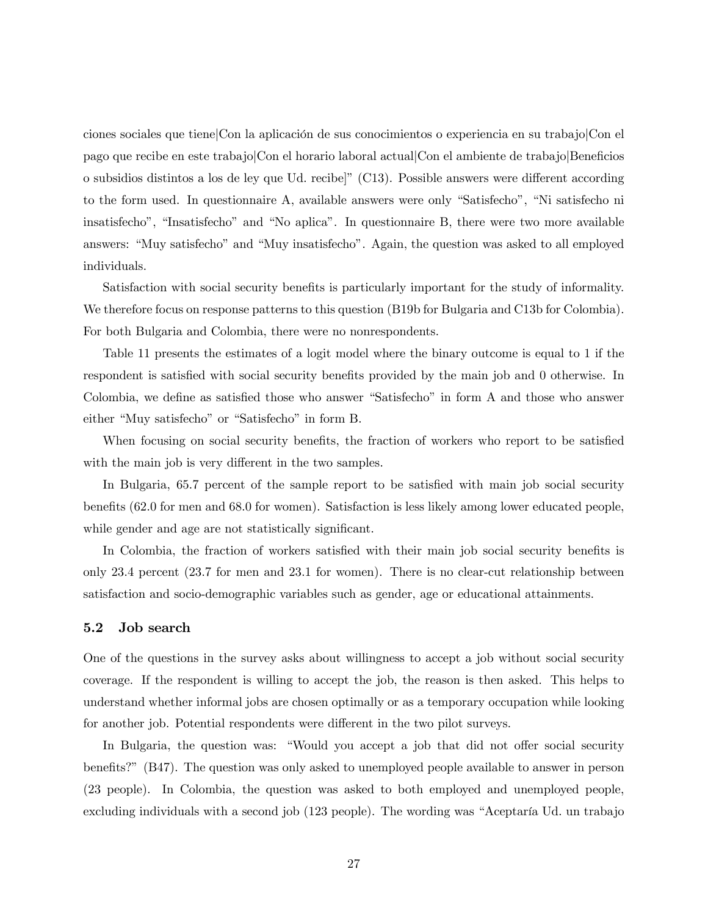ciones sociales que tiene|Con la aplicación de sus conocimientos o experiencia en su trabajo|Con el pago que recibe en este trabajo|Con el horario laboral actual|Con el ambiente de trabajo|Beneficios o subsidios distintos a los de ley que Ud. recibe]" (C13). Possible answers were different according to the form used. In questionnaire A, available answers were only "Satisfecho", "Ni satisfecho ni insatisfecho", "Insatisfecho" and "No aplica". In questionnaire B, there were two more available answers: "Muy satisfecho" and "Muy insatisfecho". Again, the question was asked to all employed individuals.

Satisfaction with social security benefits is particularly important for the study of informality. We therefore focus on response patterns to this question (B19b for Bulgaria and C13b for Colombia). For both Bulgaria and Colombia, there were no nonrespondents.

Table 11 presents the estimates of a logit model where the binary outcome is equal to 1 if the respondent is satisfied with social security benefits provided by the main job and 0 otherwise. In Colombia, we define as satisfied those who answer "Satisfecho" in form A and those who answer either "Muy satisfecho" or "Satisfecho" in form B.

When focusing on social security benefits, the fraction of workers who report to be satisfied with the main job is very different in the two samples.

In Bulgaria, 65.7 percent of the sample report to be satisfied with main job social security benefits (62.0 for men and 68.0 for women). Satisfaction is less likely among lower educated people, while gender and age are not statistically significant.

In Colombia, the fraction of workers satisfied with their main job social security benefits is only 23.4 percent (23.7 for men and 23.1 for women). There is no clear-cut relationship between satisfaction and socio-demographic variables such as gender, age or educational attainments.

### 5.2 Job search

One of the questions in the survey asks about willingness to accept a job without social security coverage. If the respondent is willing to accept the job, the reason is then asked. This helps to understand whether informal jobs are chosen optimally or as a temporary occupation while looking for another job. Potential respondents were different in the two pilot surveys.

In Bulgaria, the question was: "Would you accept a job that did not offer social security benefits?" (B47). The question was only asked to unemployed people available to answer in person (23 people). In Colombia, the question was asked to both employed and unemployed people, excluding individuals with a second job (123 people). The wording was "Aceptaría Ud. un trabajo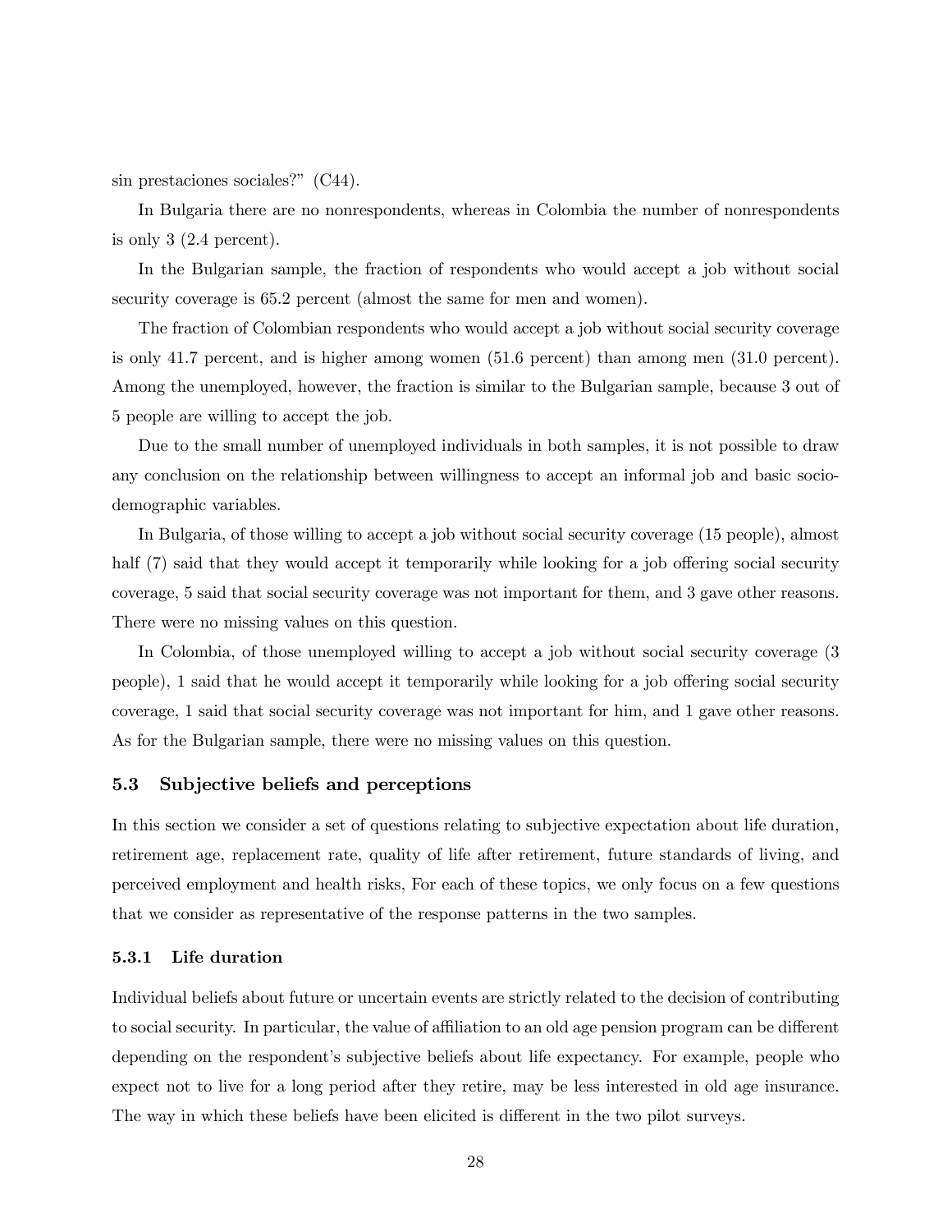sin prestaciones sociales?" (C44).

In Bulgaria there are no nonrespondents, whereas in Colombia the number of nonrespondents is only 3 (2.4 percent).

In the Bulgarian sample, the fraction of respondents who would accept a job without social security coverage is 65.2 percent (almost the same for men and women).

The fraction of Colombian respondents who would accept a job without social security coverage is only 41.7 percent, and is higher among women (51.6 percent) than among men (31.0 percent). Among the unemployed, however, the fraction is similar to the Bulgarian sample, because 3 out of 5 people are willing to accept the job.

Due to the small number of unemployed individuals in both samples, it is not possible to draw any conclusion on the relationship between willingness to accept an informal job and basic socio-demographic variables.

In Bulgaria, of those willing to accept a job without social security coverage (15 people), almost half (7) said that they would accept it temporarily while looking for a job offering social security coverage, 5 said that social security coverage was not important for them, and 3 gave other reasons. There were no missing values on this question.

In Colombia, of those unemployed willing to accept a job without social security coverage (3 people), 1 said that he would accept it temporarily while looking for a job offering social security coverage, 1 said that social security coverage was not important for him, and 1 gave other reasons. As for the Bulgarian sample, there were no missing values on this question.

### 5.3 Subjective beliefs and perceptions

In this section we consider a set of questions relating to subjective expectation about life duration, retirement age, replacement rate, quality of life after retirement, future standards of living, and perceived employment and health risks, For each of these topics, we only focus on a few questions that we consider as representative of the response patterns in the two samples.

#### 5.3.1 Life duration

Individual beliefs about future or uncertain events are strictly related to the decision of contributing to social security. In particular, the value of affiliation to an old age pension program can be different depending on the respondent's subjective beliefs about life expectancy. For example, people who expect not to live for a long period after they retire, may be less interested in old age insurance. The way in which these beliefs have been elicited is different in the two pilot surveys.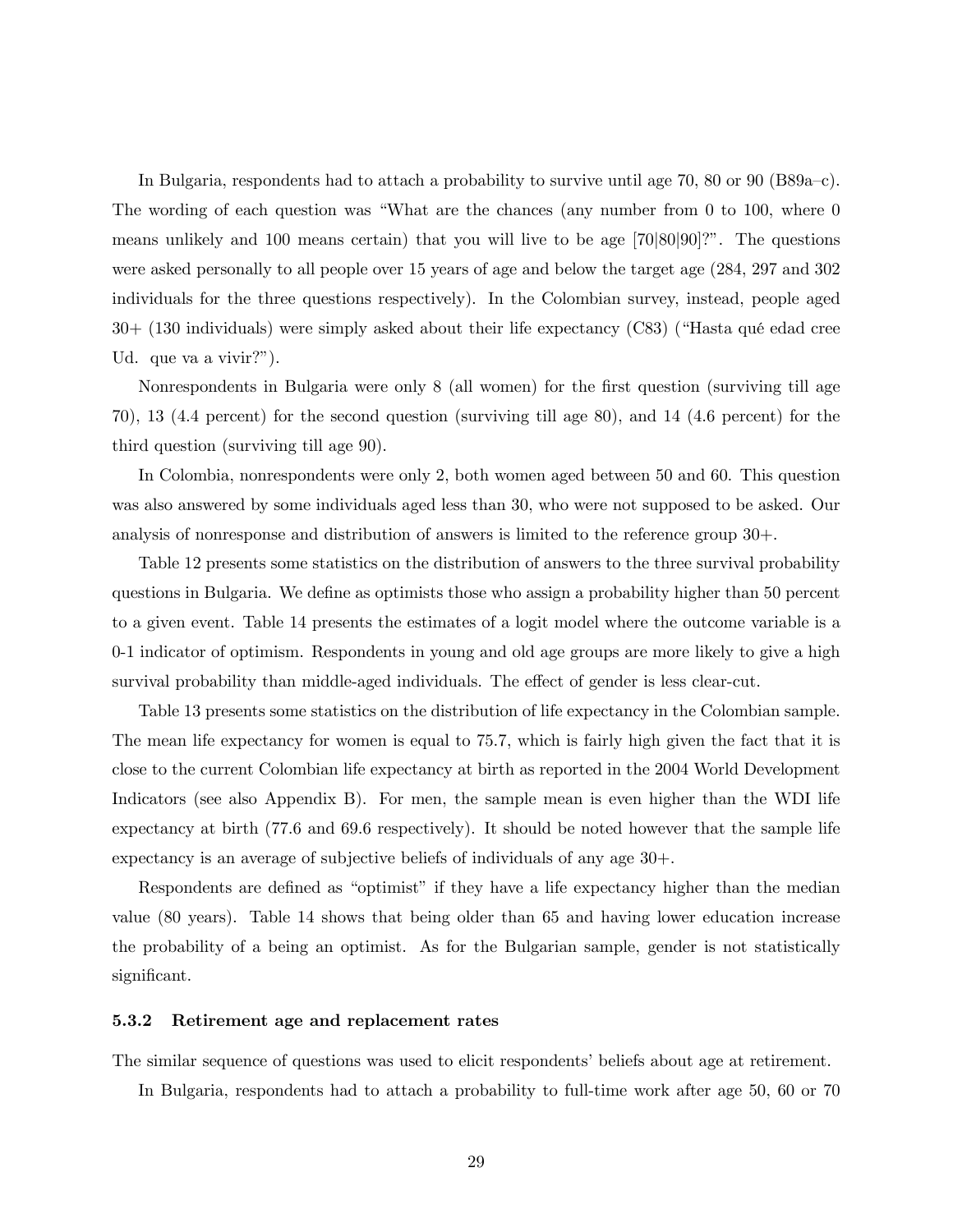In Bulgaria, respondents had to attach a probability to survive until age 70, 80 or 90 (B89a–c). The wording of each question was "What are the chances (any number from 0 to 100, where 0 means unlikely and 100 means certain) that you will live to be age [70|80|90]?". The questions were asked personally to all people over 15 years of age and below the target age (284, 297 and 302 individuals for the three questions respectively). In the Colombian survey, instead, people aged 30+ (130 individuals) were simply asked about their life expectancy (C83) ("Hasta qué edad cree Ud. que va a vivir?").

Nonrespondents in Bulgaria were only 8 (all women) for the first question (surviving till age 70), 13 (4.4 percent) for the second question (surviving till age 80), and 14 (4.6 percent) for the third question (surviving till age 90).

In Colombia, nonrespondents were only 2, both women aged between 50 and 60. This question was also answered by some individuals aged less than 30, who were not supposed to be asked. Our analysis of nonresponse and distribution of answers is limited to the reference group 30+.

Table 12 presents some statistics on the distribution of answers to the three survival probability questions in Bulgaria. We define as optimists those who assign a probability higher than 50 percent to a given event. Table 14 presents the estimates of a logit model where the outcome variable is a 0-1 indicator of optimism. Respondents in young and old age groups are more likely to give a high survival probability than middle-aged individuals. The effect of gender is less clear-cut.

Table 13 presents some statistics on the distribution of life expectancy in the Colombian sample. The mean life expectancy for women is equal to 75.7, which is fairly high given the fact that it is close to the current Colombian life expectancy at birth as reported in the 2004 World Development Indicators (see also Appendix B). For men, the sample mean is even higher than the WDI life expectancy at birth (77.6 and 69.6 respectively). It should be noted however that the sample life expectancy is an average of subjective beliefs of individuals of any age 30+.

Respondents are defined as "optimist" if they have a life expectancy higher than the median value (80 years). Table 14 shows that being older than 65 and having lower education increase the probability of a being an optimist. As for the Bulgarian sample, gender is not statistically significant.

#### 5.3.2 Retirement age and replacement rates

The similar sequence of questions was used to elicit respondents' beliefs about age at retirement.

In Bulgaria, respondents had to attach a probability to full-time work after age 50, 60 or 70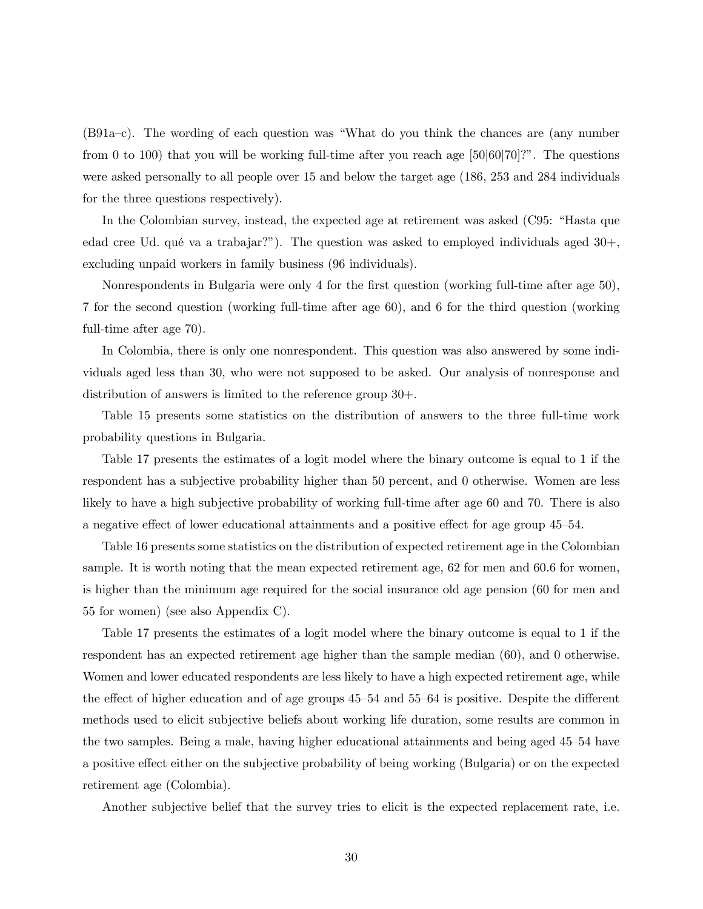(B91a–c). The wording of each question was "What do you think the chances are (any number from 0 to 100) that you will be working full-time after you reach age [50|60|70]?". The questions were asked personally to all people over 15 and below the target age (186, 253 and 284 individuals for the three questions respectively).

In the Colombian survey, instead, the expected age at retirement was asked (C95: "Hasta que edad cree Ud. qué va a trabajar?"). The question was asked to employed individuals aged 30+, excluding unpaid workers in family business (96 individuals).

Nonrespondents in Bulgaria were only 4 for the first question (working full-time after age 50), 7 for the second question (working full-time after age 60), and 6 for the third question (working full-time after age 70).

In Colombia, there is only one nonrespondent. This question was also answered by some individuals aged less than 30, who were not supposed to be asked. Our analysis of nonresponse and distribution of answers is limited to the reference group 30+.

Table 15 presents some statistics on the distribution of answers to the three full-time work probability questions in Bulgaria.

Table 17 presents the estimates of a logit model where the binary outcome is equal to 1 if the respondent has a subjective probability higher than 50 percent, and 0 otherwise. Women are less likely to have a high subjective probability of working full-time after age 60 and 70. There is also a negative effect of lower educational attainments and a positive effect for age group 45–54.

Table 16 presents some statistics on the distribution of expected retirement age in the Colombian sample. It is worth noting that the mean expected retirement age, 62 for men and 60.6 for women, is higher than the minimum age required for the social insurance old age pension (60 for men and 55 for women) (see also Appendix C).

Table 17 presents the estimates of a logit model where the binary outcome is equal to 1 if the respondent has an expected retirement age higher than the sample median (60), and 0 otherwise. Women and lower educated respondents are less likely to have a high expected retirement age, while the effect of higher education and of age groups 45–54 and 55–64 is positive. Despite the different methods used to elicit subjective beliefs about working life duration, some results are common in the two samples. Being a male, having higher educational attainments and being aged 45–54 have a positive effect either on the subjective probability of being working (Bulgaria) or on the expected retirement age (Colombia).

Another subjective belief that the survey tries to elicit is the expected replacement rate, i.e.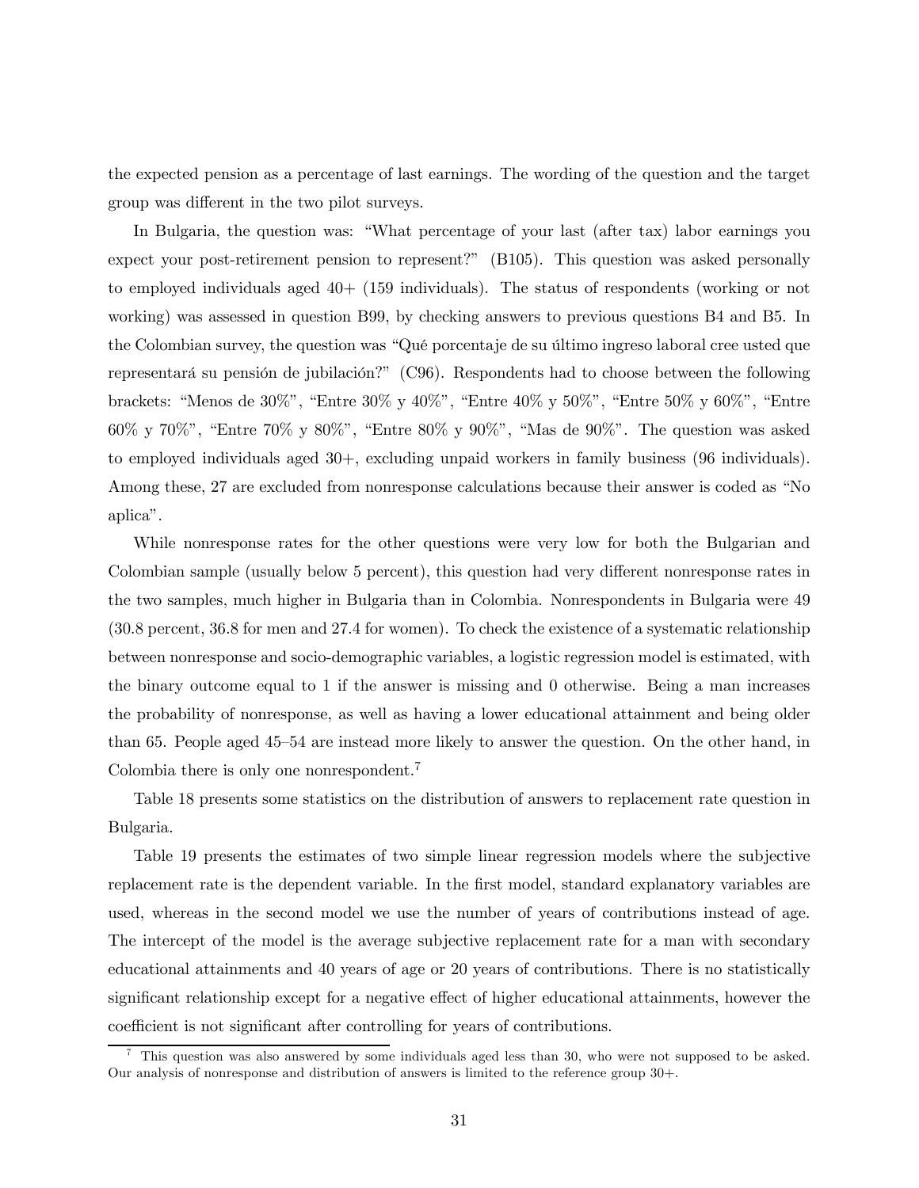the expected pension as a percentage of last earnings. The wording of the question and the target group was different in the two pilot surveys.

In Bulgaria, the question was: "What percentage of your last (after tax) labor earnings you expect your post-retirement pension to represent?" (B105). This question was asked personally to employed individuals aged 40+ (159 individuals). The status of respondents (working or not working) was assessed in question B99, by checking answers to previous questions B4 and B5. In the Colombian survey, the question was "Qué porcentaje de su último ingreso laboral cree usted que representará su pensión de jubilación?" (C96). Respondents had to choose between the following brackets: "Menos de 30%", "Entre 30% y 40%", "Entre 40% y 50%", "Entre 50% y 60%", "Entre 60% y 70%", "Entre 70% y 80%", "Entre 80% y 90%", "Mas de 90%". The question was asked to employed individuals aged 30+, excluding unpaid workers in family business (96 individuals). Among these, 27 are excluded from nonresponse calculations because their answer is coded as "No aplica".

While nonresponse rates for the other questions were very low for both the Bulgarian and Colombian sample (usually below 5 percent), this question had very different nonresponse rates in the two samples, much higher in Bulgaria than in Colombia. Nonrespondents in Bulgaria were 49 (30.8 percent, 36.8 for men and 27.4 for women). To check the existence of a systematic relationship between nonresponse and socio-demographic variables, a logistic regression model is estimated, with the binary outcome equal to 1 if the answer is missing and 0 otherwise. Being a man increases the probability of nonresponse, as well as having a lower educational attainment and being older than 65. People aged 45–54 are instead more likely to answer the question. On the other hand, in Colombia there is only one nonrespondent.[7]

Table 18 presents some statistics on the distribution of answers to replacement rate question in Bulgaria.

Table 19 presents the estimates of two simple linear regression models where the subjective replacement rate is the dependent variable. In the first model, standard explanatory variables are used, whereas in the second model we use the number of years of contributions instead of age. The intercept of the model is the average subjective replacement rate for a man with secondary educational attainments and 40 years of age or 20 years of contributions. There is no statistically significant relationship except for a negative effect of higher educational attainments, however the coefficient is not significant after controlling for years of contributions.

[7] This question was also answered by some individuals aged less than 30, who were not supposed to be asked. Our analysis of nonresponse and distribution of answers is limited to the reference group 30+.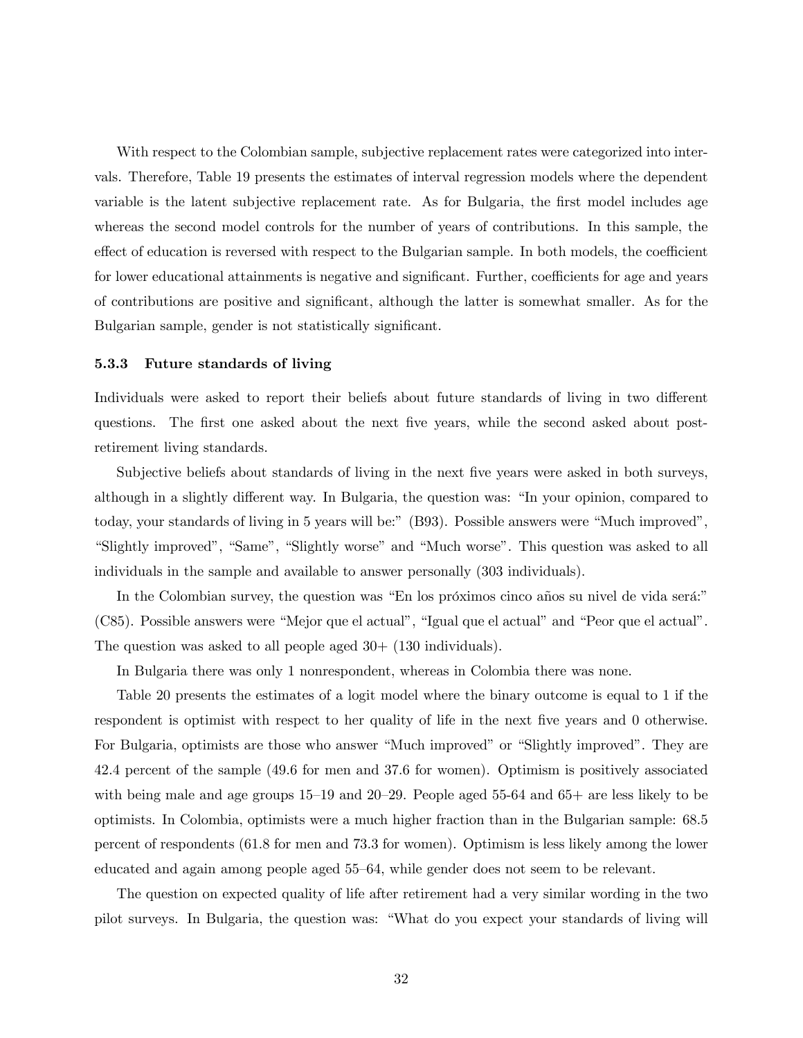With respect to the Colombian sample, subjective replacement rates were categorized into intervals. Therefore, Table 19 presents the estimates of interval regression models where the dependent variable is the latent subjective replacement rate. As for Bulgaria, the first model includes age whereas the second model controls for the number of years of contributions. In this sample, the effect of education is reversed with respect to the Bulgarian sample. In both models, the coefficient for lower educational attainments is negative and significant. Further, coefficients for age and years of contributions are positive and significant, although the latter is somewhat smaller. As for the Bulgarian sample, gender is not statistically significant.

#### 5.3.3 Future standards of living

Individuals were asked to report their beliefs about future standards of living in two different questions. The first one asked about the next five years, while the second asked about post-retirement living standards.

Subjective beliefs about standards of living in the next five years were asked in both surveys, although in a slightly different way. In Bulgaria, the question was: "In your opinion, compared to today, your standards of living in 5 years will be:" (B93). Possible answers were "Much improved", "Slightly improved", "Same", "Slightly worse" and "Much worse". This question was asked to all individuals in the sample and available to answer personally (303 individuals).

In the Colombian survey, the question was "En los próximos cinco años su nivel de vida será:" (C85). Possible answers were "Mejor que el actual", "Igual que el actual" and "Peor que el actual". The question was asked to all people aged 30+ (130 individuals).

In Bulgaria there was only 1 nonrespondent, whereas in Colombia there was none.

Table 20 presents the estimates of a logit model where the binary outcome is equal to 1 if the respondent is optimist with respect to her quality of life in the next five years and 0 otherwise. For Bulgaria, optimists are those who answer "Much improved" or "Slightly improved". They are 42.4 percent of the sample (49.6 for men and 37.6 for women). Optimism is positively associated with being male and age groups 15–19 and 20–29. People aged 55-64 and 65+ are less likely to be optimists. In Colombia, optimists were a much higher fraction than in the Bulgarian sample: 68.5 percent of respondents (61.8 for men and 73.3 for women). Optimism is less likely among the lower educated and again among people aged 55–64, while gender does not seem to be relevant.

The question on expected quality of life after retirement had a very similar wording in the two pilot surveys. In Bulgaria, the question was: "What do you expect your standards of living will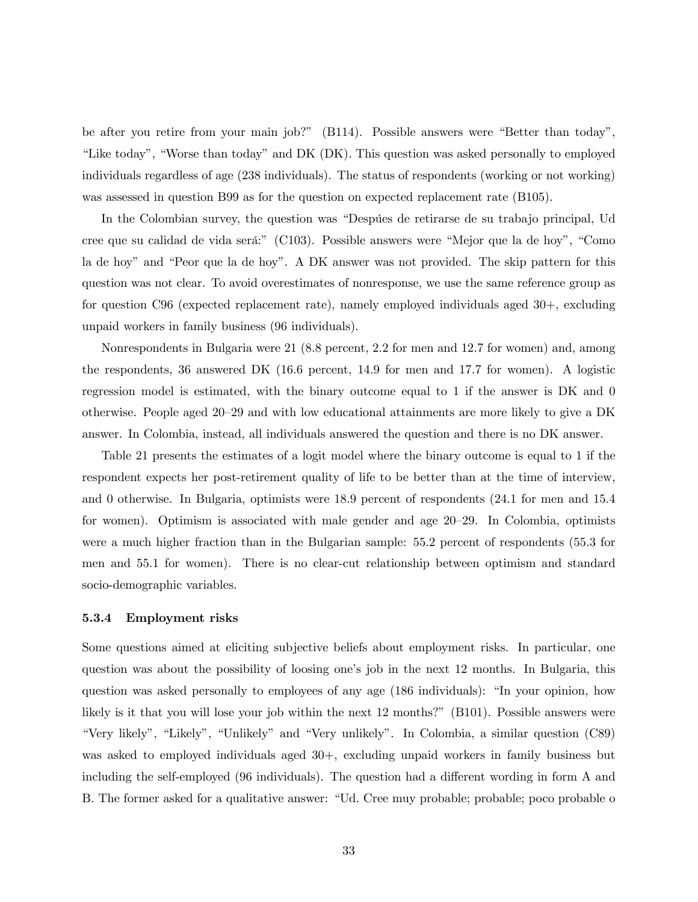be after you retire from your main job?" (B114). Possible answers were "Better than today", "Like today", "Worse than today" and DK (DK). This question was asked personally to employed individuals regardless of age (238 individuals). The status of respondents (working or not working) was assessed in question B99 as for the question on expected replacement rate (B105).

In the Colombian survey, the question was "Despúes de retirarse de su trabajo principal, Ud cree que su calidad de vida será:" (C103). Possible answers were "Mejor que la de hoy", "Como la de hoy" and "Peor que la de hoy". A DK answer was not provided. The skip pattern for this question was not clear. To avoid overestimates of nonresponse, we use the same reference group as for question C96 (expected replacement rate), namely employed individuals aged 30+, excluding unpaid workers in family business (96 individuals).

Nonrespondents in Bulgaria were 21 (8.8 percent, 2.2 for men and 12.7 for women) and, among the respondents, 36 answered DK (16.6 percent, 14.9 for men and 17.7 for women). A logistic regression model is estimated, with the binary outcome equal to 1 if the answer is DK and 0 otherwise. People aged 20–29 and with low educational attainments are more likely to give a DK answer. In Colombia, instead, all individuals answered the question and there is no DK answer.

Table 21 presents the estimates of a logit model where the binary outcome is equal to 1 if the respondent expects her post-retirement quality of life to be better than at the time of interview, and 0 otherwise. In Bulgaria, optimists were 18.9 percent of respondents (24.1 for men and 15.4 for women). Optimism is associated with male gender and age 20–29. In Colombia, optimists were a much higher fraction than in the Bulgarian sample: 55.2 percent of respondents (55.3 for men and 55.1 for women). There is no clear-cut relationship between optimism and standard socio-demographic variables.

### 5.3.4 Employment risks

Some questions aimed at eliciting subjective beliefs about employment risks. In particular, one question was about the possibility of loosing one's job in the next 12 months. In Bulgaria, this question was asked personally to employees of any age (186 individuals): "In your opinion, how likely is it that you will lose your job within the next 12 months?" (B101). Possible answers were "Very likely", "Likely", "Unlikely" and "Very unlikely". In Colombia, a similar question (C89) was asked to employed individuals aged 30+, excluding unpaid workers in family business but including the self-employed (96 individuals). The question had a different wording in form A and B. The former asked for a qualitative answer: "Ud. Cree muy probable; probable; poco probable o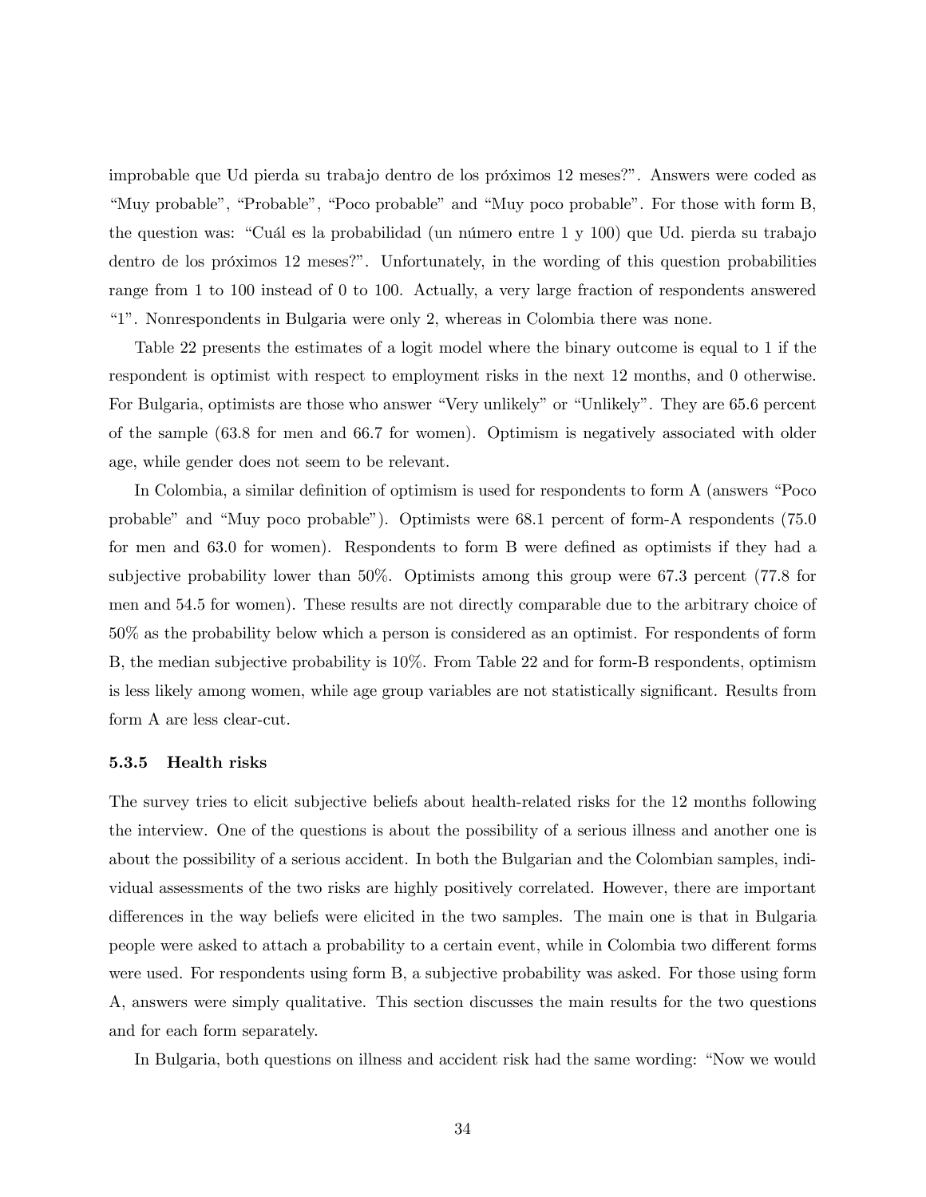improbable que Ud pierda su trabajo dentro de los próximos 12 meses?". Answers were coded as "Muy probable", "Probable", "Poco probable" and "Muy poco probable". For those with form B, the question was: "Cuál es la probabilidad (un número entre 1 y 100) que Ud. pierda su trabajo dentro de los próximos 12 meses?". Unfortunately, in the wording of this question probabilities range from 1 to 100 instead of 0 to 100. Actually, a very large fraction of respondents answered "1". Nonrespondents in Bulgaria were only 2, whereas in Colombia there was none.

Table 22 presents the estimates of a logit model where the binary outcome is equal to 1 if the respondent is optimist with respect to employment risks in the next 12 months, and 0 otherwise. For Bulgaria, optimists are those who answer "Very unlikely" or "Unlikely". They are 65.6 percent of the sample (63.8 for men and 66.7 for women). Optimism is negatively associated with older age, while gender does not seem to be relevant.

In Colombia, a similar definition of optimism is used for respondents to form A (answers "Poco probable" and "Muy poco probable"). Optimists were 68.1 percent of form-A respondents (75.0 for men and 63.0 for women). Respondents to form B were defined as optimists if they had a subjective probability lower than 50%. Optimists among this group were 67.3 percent (77.8 for men and 54.5 for women). These results are not directly comparable due to the arbitrary choice of 50% as the probability below which a person is considered as an optimist. For respondents of form B, the median subjective probability is 10%. From Table 22 and for form-B respondents, optimism is less likely among women, while age group variables are not statistically significant. Results from form A are less clear-cut.

#### 5.3.5 Health risks

The survey tries to elicit subjective beliefs about health-related risks for the 12 months following the interview. One of the questions is about the possibility of a serious illness and another one is about the possibility of a serious accident. In both the Bulgarian and the Colombian samples, individual assessments of the two risks are highly positively correlated. However, there are important differences in the way beliefs were elicited in the two samples. The main one is that in Bulgaria people were asked to attach a probability to a certain event, while in Colombia two different forms were used. For respondents using form B, a subjective probability was asked. For those using form A, answers were simply qualitative. This section discusses the main results for the two questions and for each form separately.

In Bulgaria, both questions on illness and accident risk had the same wording: "Now we would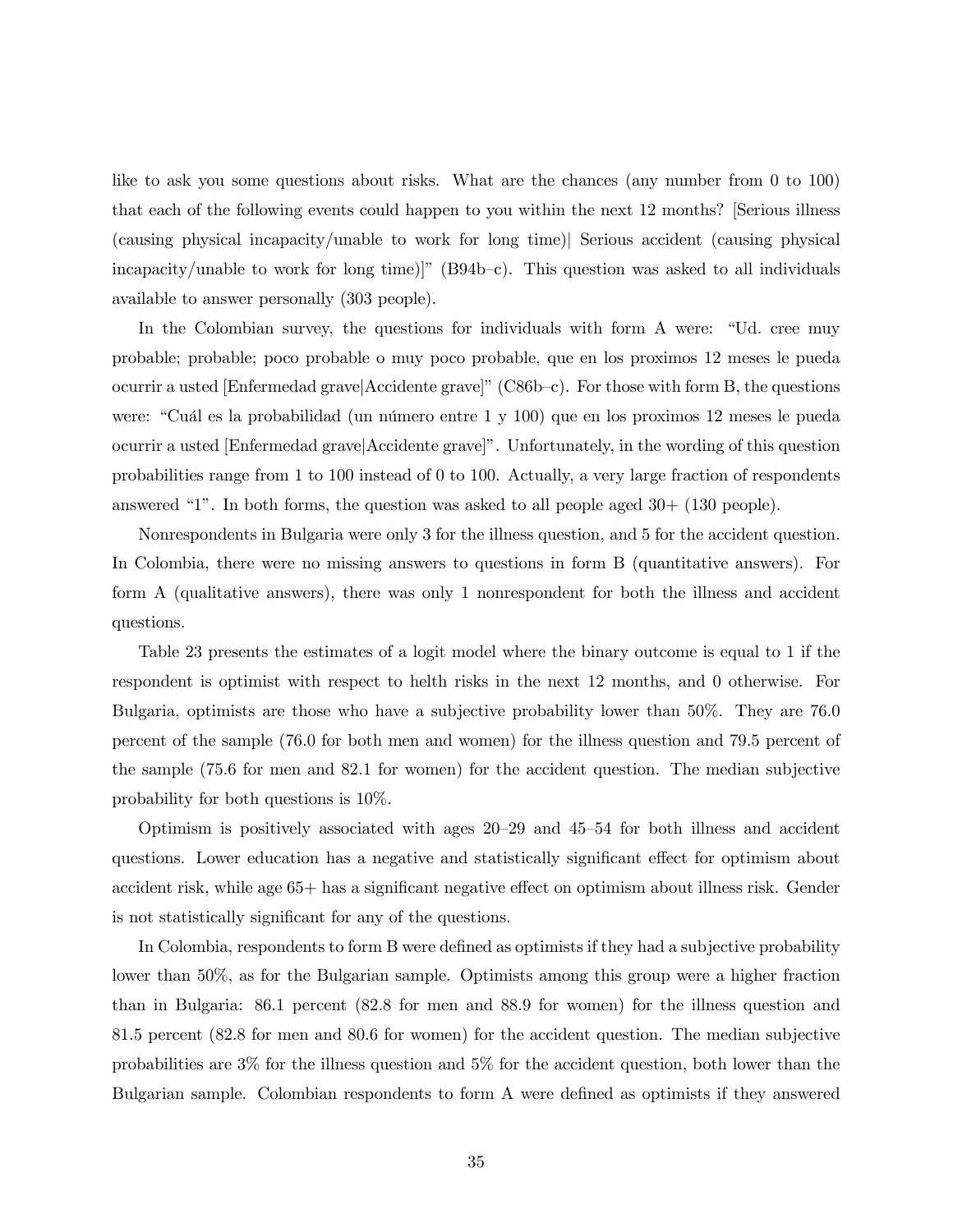like to ask you some questions about risks. What are the chances (any number from 0 to 100) that each of the following events could happen to you within the next 12 months? [Serious illness (causing physical incapacity/unable to work for long time)| Serious accident (causing physical incapacity/unable to work for long time)]" (B94b–c). This question was asked to all individuals available to answer personally (303 people).

In the Colombian survey, the questions for individuals with form A were: "Ud. cree muy probable; probable; poco probable o muy poco probable, que en los proximos 12 meses le pueda ocurrir a usted [Enfermedad grave|Accidente grave]" (C86b–c). For those with form B, the questions were: "Cuál es la probabilidad (un número entre 1 y 100) que en los proximos 12 meses le pueda ocurrir a usted [Enfermedad grave|Accidente grave]". Unfortunately, in the wording of this question probabilities range from 1 to 100 instead of 0 to 100. Actually, a very large fraction of respondents answered "1". In both forms, the question was asked to all people aged 30+ (130 people).

Nonrespondents in Bulgaria were only 3 for the illness question, and 5 for the accident question. In Colombia, there were no missing answers to questions in form B (quantitative answers). For form A (qualitative answers), there was only 1 nonrespondent for both the illness and accident questions.

Table 23 presents the estimates of a logit model where the binary outcome is equal to 1 if the respondent is optimist with respect to helth risks in the next 12 months, and 0 otherwise. For Bulgaria, optimists are those who have a subjective probability lower than 50%. They are 76.0 percent of the sample (76.0 for both men and women) for the illness question and 79.5 percent of the sample (75.6 for men and 82.1 for women) for the accident question. The median subjective probability for both questions is 10%.

Optimism is positively associated with ages 20–29 and 45–54 for both illness and accident questions. Lower education has a negative and statistically significant effect for optimism about accident risk, while age 65+ has a significant negative effect on optimism about illness risk. Gender is not statistically significant for any of the questions.

In Colombia, respondents to form B were defined as optimists if they had a subjective probability lower than 50%, as for the Bulgarian sample. Optimists among this group were a higher fraction than in Bulgaria: 86.1 percent (82.8 for men and 88.9 for women) for the illness question and 81.5 percent (82.8 for men and 80.6 for women) for the accident question. The median subjective probabilities are 3% for the illness question and 5% for the accident question, both lower than the Bulgarian sample. Colombian respondents to form A were defined as optimists if they answered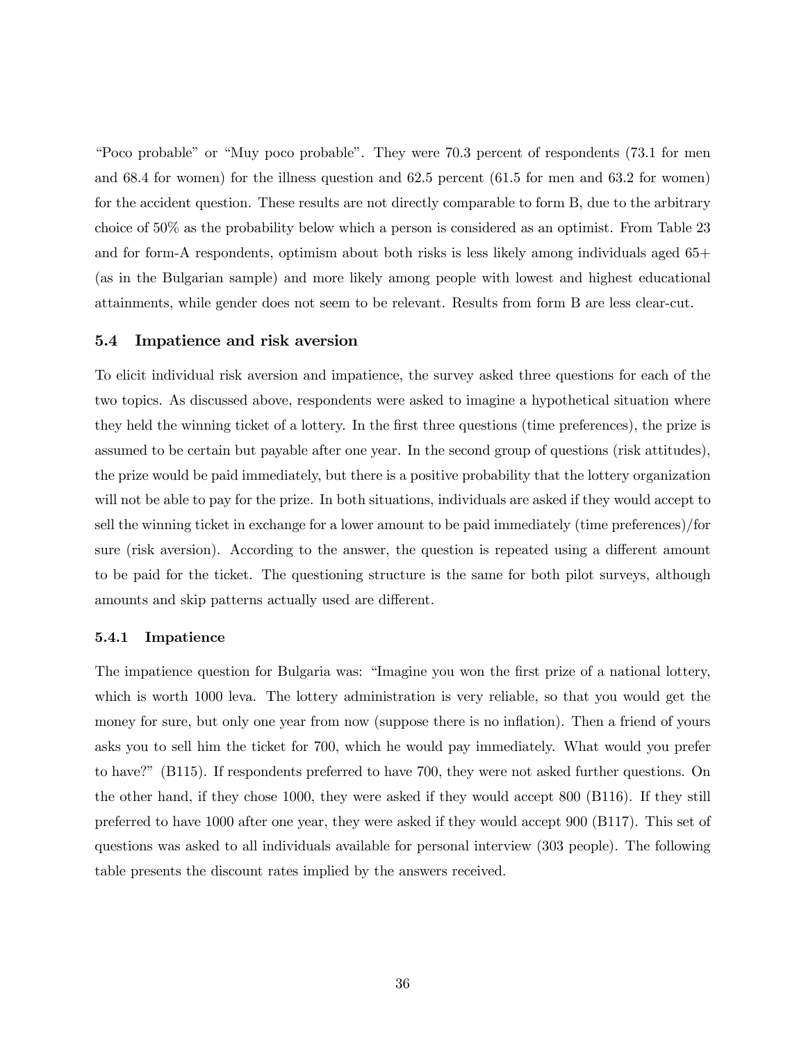"Poco probable" or "Muy poco probable". They were 70.3 percent of respondents (73.1 for men and 68.4 for women) for the illness question and 62.5 percent (61.5 for men and 63.2 for women) for the accident question. These results are not directly comparable to form B, due to the arbitrary choice of 50% as the probability below which a person is considered as an optimist. From Table 23 and for form-A respondents, optimism about both risks is less likely among individuals aged 65+ (as in the Bulgarian sample) and more likely among people with lowest and highest educational attainments, while gender does not seem to be relevant. Results from form B are less clear-cut.

### 5.4 Impatience and risk aversion

To elicit individual risk aversion and impatience, the survey asked three questions for each of the two topics. As discussed above, respondents were asked to imagine a hypothetical situation where they held the winning ticket of a lottery. In the first three questions (time preferences), the prize is assumed to be certain but payable after one year. In the second group of questions (risk attitudes), the prize would be paid immediately, but there is a positive probability that the lottery organization will not be able to pay for the prize. In both situations, individuals are asked if they would accept to sell the winning ticket in exchange for a lower amount to be paid immediately (time preferences)/for sure (risk aversion). According to the answer, the question is repeated using a different amount to be paid for the ticket. The questioning structure is the same for both pilot surveys, although amounts and skip patterns actually used are different.

#### 5.4.1 Impatience

The impatience question for Bulgaria was: "Imagine you won the first prize of a national lottery, which is worth 1000 leva. The lottery administration is very reliable, so that you would get the money for sure, but only one year from now (suppose there is no inflation). Then a friend of yours asks you to sell him the ticket for 700, which he would pay immediately. What would you prefer to have?" (B115). If respondents preferred to have 700, they were not asked further questions. On the other hand, if they chose 1000, they were asked if they would accept 800 (B116). If they still preferred to have 1000 after one year, they were asked if they would accept 900 (B117). This set of questions was asked to all individuals available for personal interview (303 people). The following table presents the discount rates implied by the answers received.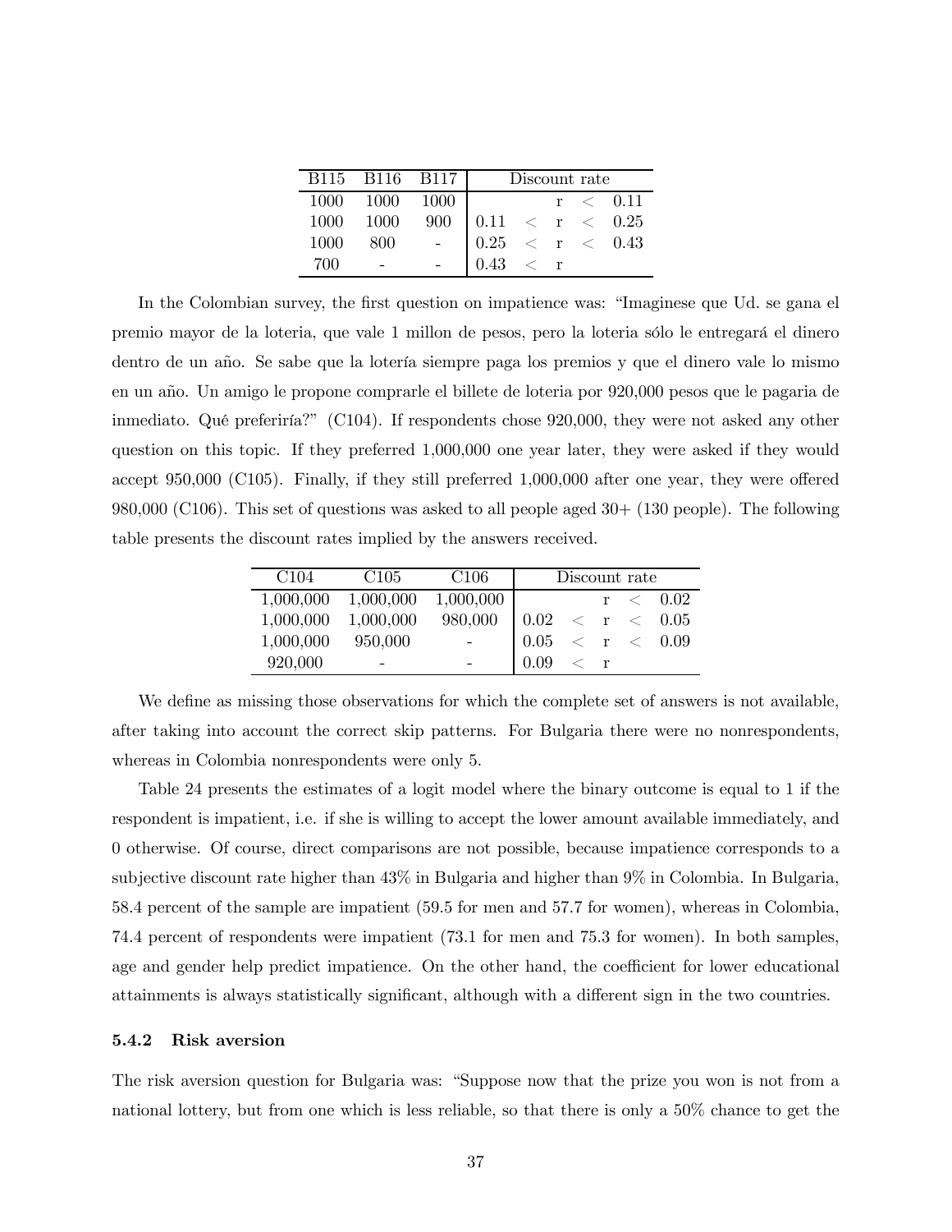| B115 | B116 | B117 | Discount rate |
|---|---|---|---|
| 1000 | 1000 | 1000 | $r < 0.11$ |
| 1000 | 1000 | 900 | $0.11 < r < 0.25$ |
| 1000 | 800 | - | $0.25 < r < 0.43$ |
| 700 | - | - | $0.43 < r$ |

In the Colombian survey, the first question on impatience was: "Imaginese que Ud. se gana el premio mayor de la loteria, que vale 1 millon de pesos, pero la loteria sólo le entregará el dinero dentro de un año. Se sabe que la lotería siempre paga los premios y que el dinero vale lo mismo en un año. Un amigo le propone comprarle el billete de loteria por 920,000 pesos que le pagaria de inmediato. Qué preferiría?" (C104). If respondents chose 920,000, they were not asked any other question on this topic. If they preferred 1,000,000 one year later, they were asked if they would accept 950,000 (C105). Finally, if they still preferred 1,000,000 after one year, they were offered 980,000 (C106). This set of questions was asked to all people aged 30+ (130 people). The following table presents the discount rates implied by the answers received.

| C104 | C105 | C106 | Discount rate |
|---|---|---|---|
| 1,000,000 | 1,000,000 | 1,000,000 | $r < 0.02$ |
| 1,000,000 | 1,000,000 | 980,000 | $0.02 < r < 0.05$ |
| 1,000,000 | 950,000 | - | $0.05 < r < 0.09$ |
| 920,000 | - | - | $0.09 < r$ |

We define as missing those observations for which the complete set of answers is not available, after taking into account the correct skip patterns. For Bulgaria there were no nonrespondents, whereas in Colombia nonrespondents were only 5.

Table 24 presents the estimates of a logit model where the binary outcome is equal to 1 if the respondent is impatient, i.e. if she is willing to accept the lower amount available immediately, and 0 otherwise. Of course, direct comparisons are not possible, because impatience corresponds to a subjective discount rate higher than 43% in Bulgaria and higher than 9% in Colombia. In Bulgaria, 58.4 percent of the sample are impatient (59.5 for men and 57.7 for women), whereas in Colombia, 74.4 percent of respondents were impatient (73.1 for men and 75.3 for women). In both samples, age and gender help predict impatience. On the other hand, the coefficient for lower educational attainments is always statistically significant, although with a different sign in the two countries.

### 5.4.2 Risk aversion

The risk aversion question for Bulgaria was: "Suppose now that the prize you won is not from a national lottery, but from one which is less reliable, so that there is only a 50% chance to get the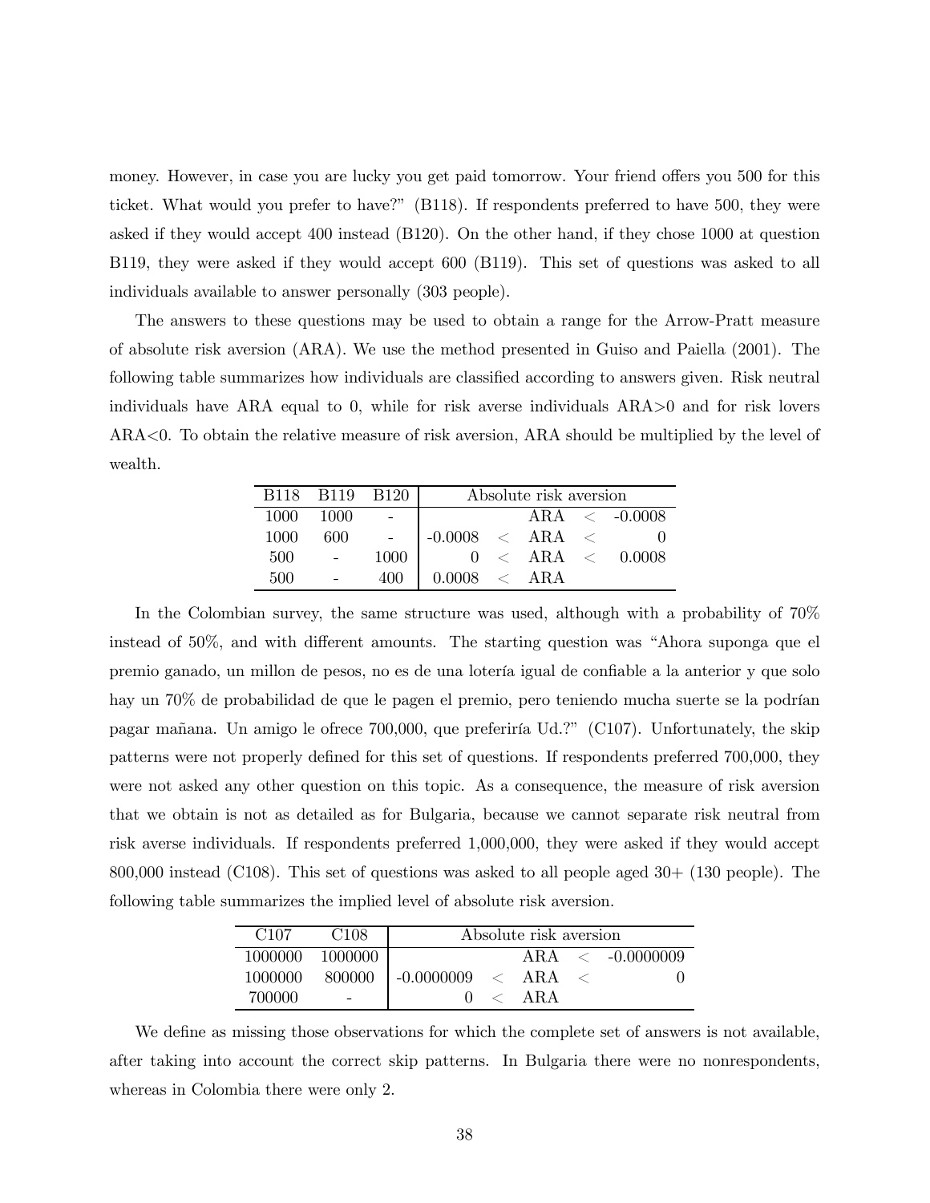money. However, in case you are lucky you get paid tomorrow. Your friend offers you 500 for this ticket. What would you prefer to have?" (B118). If respondents preferred to have 500, they were asked if they would accept 400 instead (B120). On the other hand, if they chose 1000 at question B119, they were asked if they would accept 600 (B119). This set of questions was asked to all individuals available to answer personally (303 people).

The answers to these questions may be used to obtain a range for the Arrow-Pratt measure of absolute risk aversion (ARA). We use the method presented in Guiso and Paiella (2001). The following table summarizes how individuals are classified according to answers given. Risk neutral individuals have ARA equal to 0, while for risk averse individuals ARA>0 and for risk lovers ARA<0. To obtain the relative measure of risk aversion, ARA should be multiplied by the level of wealth.

| B118 | B119 | B120 | Absolute risk aversion |
|---|---|---|---|
| 1000 | 1000 | - | $ARA < -0.0008$ |
| 1000 | 600 | - | $-0.0008 < ARA < 0$ |
| 500 | - | 1000 | $0 < ARA < 0.0008$ |
| 500 | - | 400 | $0.0008 < ARA$ |

In the Colombian survey, the same structure was used, although with a probability of 70% instead of 50%, and with different amounts. The starting question was "Ahora suponga que el premio ganado, un millon de pesos, no es de una lotería igual de confiable a la anterior y que solo hay un 70% de probabilidad de que le pagen el premio, pero teniendo mucha suerte se la podrían pagar mañana. Un amigo le ofrece 700,000, que preferiría Ud.?" (C107). Unfortunately, the skip patterns were not properly defined for this set of questions. If respondents preferred 700,000, they were not asked any other question on this topic. As a consequence, the measure of risk aversion that we obtain is not as detailed as for Bulgaria, because we cannot separate risk neutral from risk averse individuals. If respondents preferred 1,000,000, they were asked if they would accept 800,000 instead (C108). This set of questions was asked to all people aged 30+ (130 people). The following table summarizes the implied level of absolute risk aversion.

| C107 | C108 | Absolute risk aversion |
|---|---|---|
| 1000000 | 1000000 | $ARA < -0.0000009$ |
| 1000000 | 800000 | $-0.0000009 < ARA < 0$ |
| 700000 | - | $0 < ARA$ |

We define as missing those observations for which the complete set of answers is not available, after taking into account the correct skip patterns. In Bulgaria there were no nonrespondents, whereas in Colombia there were only 2.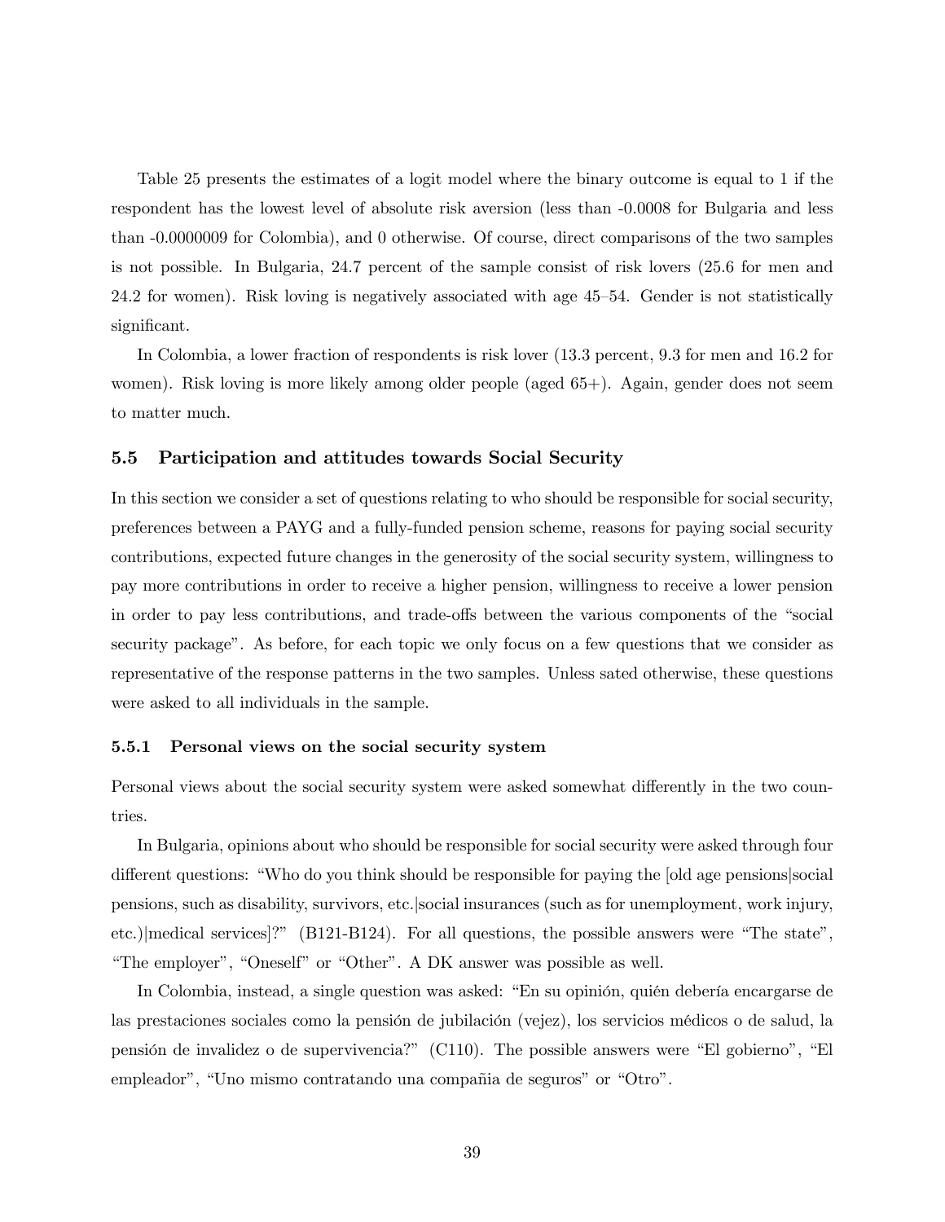Table 25 presents the estimates of a logit model where the binary outcome is equal to 1 if the respondent has the lowest level of absolute risk aversion (less than -0.0008 for Bulgaria and less than -0.0000009 for Colombia), and 0 otherwise. Of course, direct comparisons of the two samples is not possible. In Bulgaria, 24.7 percent of the sample consist of risk lovers (25.6 for men and 24.2 for women). Risk loving is negatively associated with age 45–54. Gender is not statistically significant.

In Colombia, a lower fraction of respondents is risk lover (13.3 percent, 9.3 for men and 16.2 for women). Risk loving is more likely among older people (aged 65+). Again, gender does not seem to matter much.

## 5.5 Participation and attitudes towards Social Security

In this section we consider a set of questions relating to who should be responsible for social security, preferences between a PAYG and a fully-funded pension scheme, reasons for paying social security contributions, expected future changes in the generosity of the social security system, willingness to pay more contributions in order to receive a higher pension, willingness to receive a lower pension in order to pay less contributions, and trade-offs between the various components of the "social security package". As before, for each topic we only focus on a few questions that we consider as representative of the response patterns in the two samples. Unless sated otherwise, these questions were asked to all individuals in the sample.

### 5.5.1 Personal views on the social security system

Personal views about the social security system were asked somewhat differently in the two countries.

In Bulgaria, opinions about who should be responsible for social security were asked through four different questions: "Who do you think should be responsible for paying the [old age pensions|social pensions, such as disability, survivors, etc.|social insurances (such as for unemployment, work injury, etc.)|medical services]?" (B121-B124). For all questions, the possible answers were "The state", "The employer", "Oneself" or "Other". A DK answer was possible as well.

In Colombia, instead, a single question was asked: "En su opinión, quién debería encargarse de las prestaciones sociales como la pensión de jubilación (vejez), los servicios médicos o de salud, la pensión de invalidez o de supervivencia?" (C110). The possible answers were "El gobierno", "El empleador", "Uno mismo contratando una compañia de seguros" or "Otro".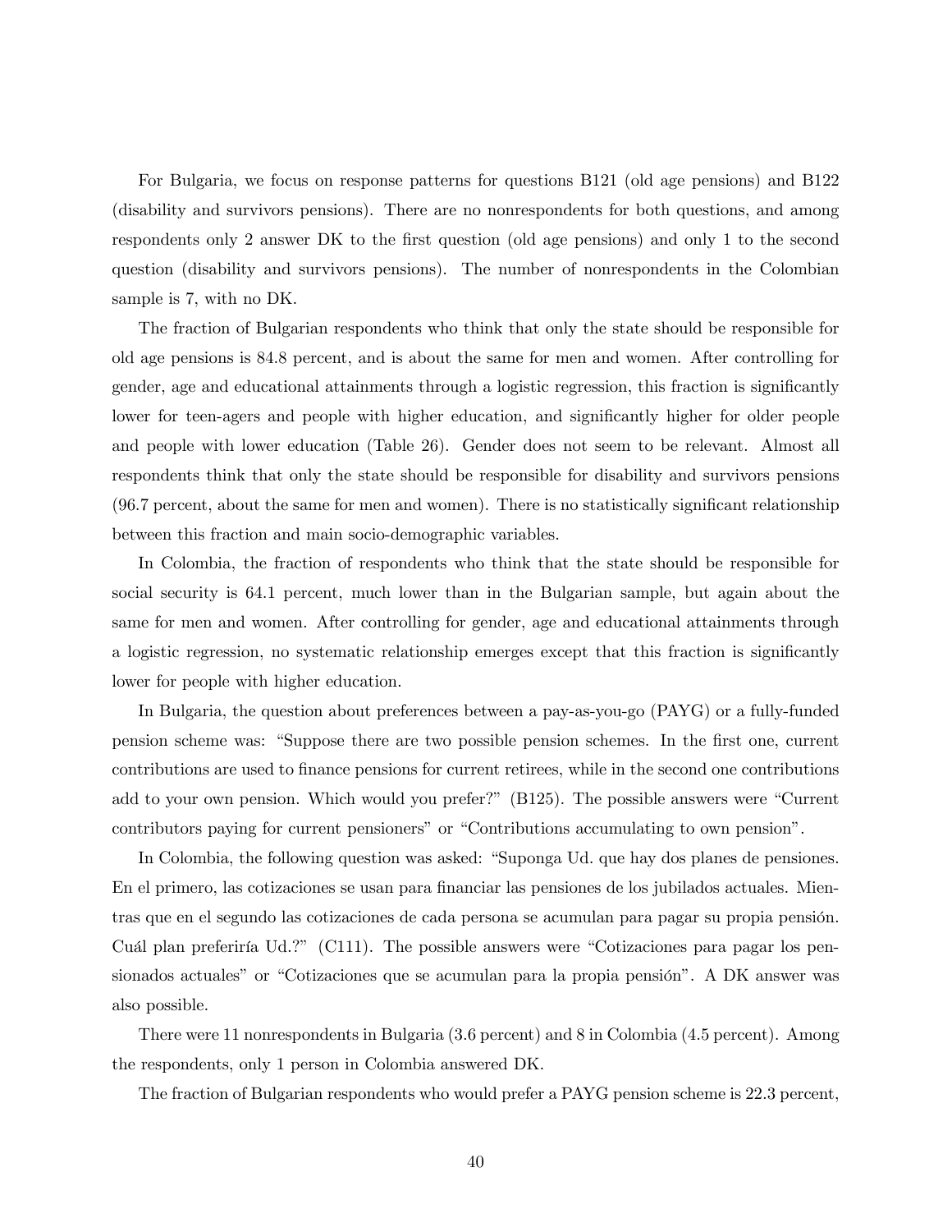For Bulgaria, we focus on response patterns for questions B121 (old age pensions) and B122 (disability and survivors pensions). There are no nonrespondents for both questions, and among respondents only 2 answer DK to the first question (old age pensions) and only 1 to the second question (disability and survivors pensions). The number of nonrespondents in the Colombian sample is 7, with no DK.

The fraction of Bulgarian respondents who think that only the state should be responsible for old age pensions is 84.8 percent, and is about the same for men and women. After controlling for gender, age and educational attainments through a logistic regression, this fraction is significantly lower for teen-agers and people with higher education, and significantly higher for older people and people with lower education (Table 26). Gender does not seem to be relevant. Almost all respondents think that only the state should be responsible for disability and survivors pensions (96.7 percent, about the same for men and women). There is no statistically significant relationship between this fraction and main socio-demographic variables.

In Colombia, the fraction of respondents who think that the state should be responsible for social security is 64.1 percent, much lower than in the Bulgarian sample, but again about the same for men and women. After controlling for gender, age and educational attainments through a logistic regression, no systematic relationship emerges except that this fraction is significantly lower for people with higher education.

In Bulgaria, the question about preferences between a pay-as-you-go (PAYG) or a fully-funded pension scheme was: "Suppose there are two possible pension schemes. In the first one, current contributions are used to finance pensions for current retirees, while in the second one contributions add to your own pension. Which would you prefer?" (B125). The possible answers were "Current contributors paying for current pensioners" or "Contributions accumulating to own pension".

In Colombia, the following question was asked: "Suponga Ud. que hay dos planes de pensiones. En el primero, las cotizaciones se usan para financiar las pensiones de los jubilados actuales. Mientras que en el segundo las cotizaciones de cada persona se acumulan para pagar su propia pensión. Cuál plan preferiría Ud.?" (C111). The possible answers were "Cotizaciones para pagar los pensionados actuales" or "Cotizaciones que se acumulan para la propia pensión". A DK answer was also possible.

There were 11 nonrespondents in Bulgaria (3.6 percent) and 8 in Colombia (4.5 percent). Among the respondents, only 1 person in Colombia answered DK.

The fraction of Bulgarian respondents who would prefer a PAYG pension scheme is 22.3 percent,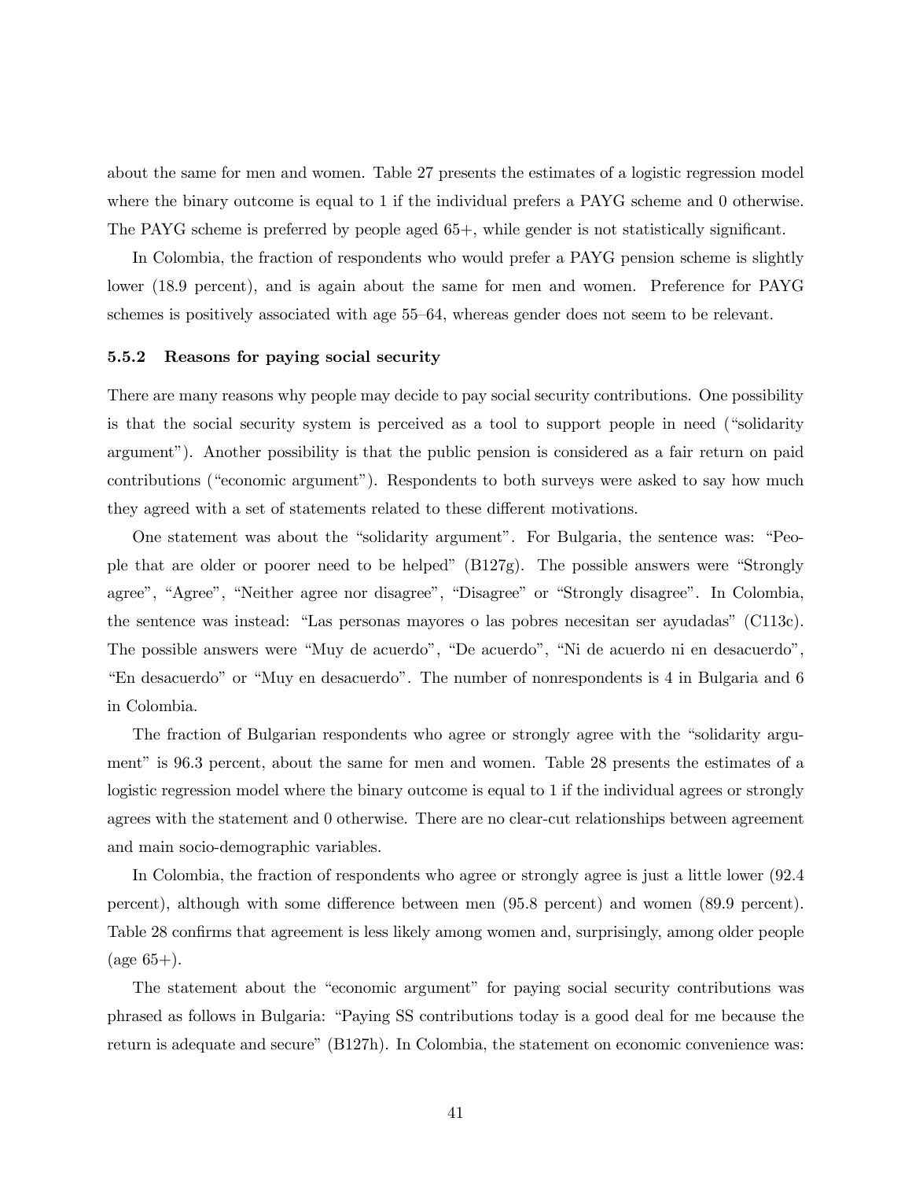about the same for men and women. Table 27 presents the estimates of a logistic regression model where the binary outcome is equal to 1 if the individual prefers a PAYG scheme and 0 otherwise. The PAYG scheme is preferred by people aged 65+, while gender is not statistically significant.

In Colombia, the fraction of respondents who would prefer a PAYG pension scheme is slightly lower (18.9 percent), and is again about the same for men and women. Preference for PAYG schemes is positively associated with age 55–64, whereas gender does not seem to be relevant.

### 5.5.2 Reasons for paying social security

There are many reasons why people may decide to pay social security contributions. One possibility is that the social security system is perceived as a tool to support people in need ("solidarity argument"). Another possibility is that the public pension is considered as a fair return on paid contributions ("economic argument"). Respondents to both surveys were asked to say how much they agreed with a set of statements related to these different motivations.

One statement was about the "solidarity argument". For Bulgaria, the sentence was: "People that are older or poorer need to be helped" (B127g). The possible answers were "Strongly agree", "Agree", "Neither agree nor disagree", "Disagree" or "Strongly disagree". In Colombia, the sentence was instead: "Las personas mayores o las pobres necesitan ser ayudadas" (C113c). The possible answers were "Muy de acuerdo", "De acuerdo", "Ni de acuerdo ni en desacuerdo", "En desacuerdo" or "Muy en desacuerdo". The number of nonrespondents is 4 in Bulgaria and 6 in Colombia.

The fraction of Bulgarian respondents who agree or strongly agree with the "solidarity argument" is 96.3 percent, about the same for men and women. Table 28 presents the estimates of a logistic regression model where the binary outcome is equal to 1 if the individual agrees or strongly agrees with the statement and 0 otherwise. There are no clear-cut relationships between agreement and main socio-demographic variables.

In Colombia, the fraction of respondents who agree or strongly agree is just a little lower (92.4 percent), although with some difference between men (95.8 percent) and women (89.9 percent). Table 28 confirms that agreement is less likely among women and, surprisingly, among older people (age 65+).

The statement about the "economic argument" for paying social security contributions was phrased as follows in Bulgaria: "Paying SS contributions today is a good deal for me because the return is adequate and secure" (B127h). In Colombia, the statement on economic convenience was: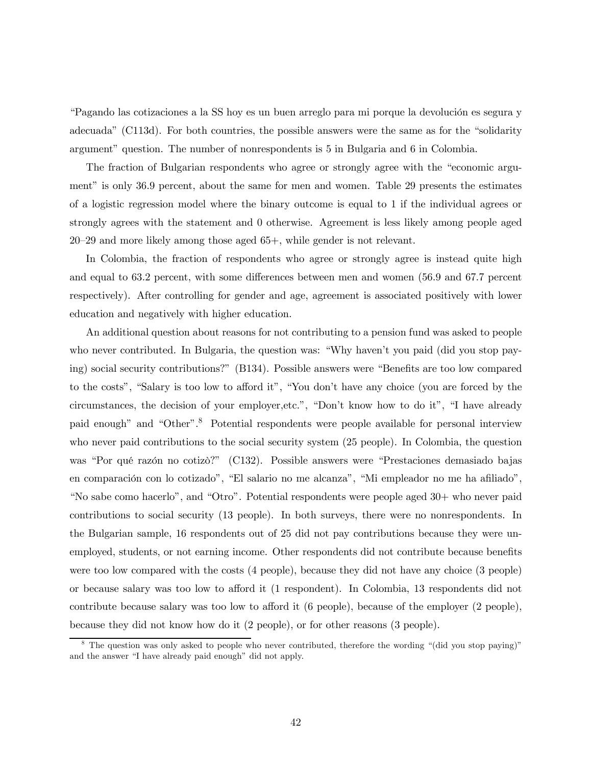“Pagando las cotizaciones a la SS hoy es un buen arreglo para mi porque la devolución es segura y adecuada” (C113d). For both countries, the possible answers were the same as for the “solidarity argument” question. The number of nonrespondents is 5 in Bulgaria and 6 in Colombia.

The fraction of Bulgarian respondents who agree or strongly agree with the “economic argument” is only 36.9 percent, about the same for men and women. Table 29 presents the estimates of a logistic regression model where the binary outcome is equal to 1 if the individual agrees or strongly agrees with the statement and 0 otherwise. Agreement is less likely among people aged 20–29 and more likely among those aged 65+, while gender is not relevant.

In Colombia, the fraction of respondents who agree or strongly agree is instead quite high and equal to 63.2 percent, with some differences between men and women (56.9 and 67.7 percent respectively). After controlling for gender and age, agreement is associated positively with lower education and negatively with higher education.

An additional question about reasons for not contributing to a pension fund was asked to people who never contributed. In Bulgaria, the question was: “Why haven’t you paid (did you stop paying) social security contributions?” (B134). Possible answers were “Benefits are too low compared to the costs”, “Salary is too low to afford it”, “You don’t have any choice (you are forced by the circumstances, the decision of your employer,etc.”, “Don’t know how to do it”, “I have already paid enough” and “Other”.[8] Potential respondents were people available for personal interview who never paid contributions to the social security system (25 people). In Colombia, the question was “Por qué razón no cotizò?” (C132). Possible answers were “Prestaciones demasiado bajas en comparación con lo cotizado”, “El salario no me alcanza”, “Mi empleador no me ha afiliado”, “No sabe como hacerlo”, and “Otro”. Potential respondents were people aged 30+ who never paid contributions to social security (13 people). In both surveys, there were no nonrespondents. In the Bulgarian sample, 16 respondents out of 25 did not pay contributions because they were unemployed, students, or not earning income. Other respondents did not contribute because benefits were too low compared with the costs (4 people), because they did not have any choice (3 people) or because salary was too low to afford it (1 respondent). In Colombia, 13 respondents did not contribute because salary was too low to afford it (6 people), because of the employer (2 people), because they did not know how do it (2 people), or for other reasons (3 people).

[8] The question was only asked to people who never contributed, therefore the wording “(did you stop paying)” and the answer “I have already paid enough” did not apply.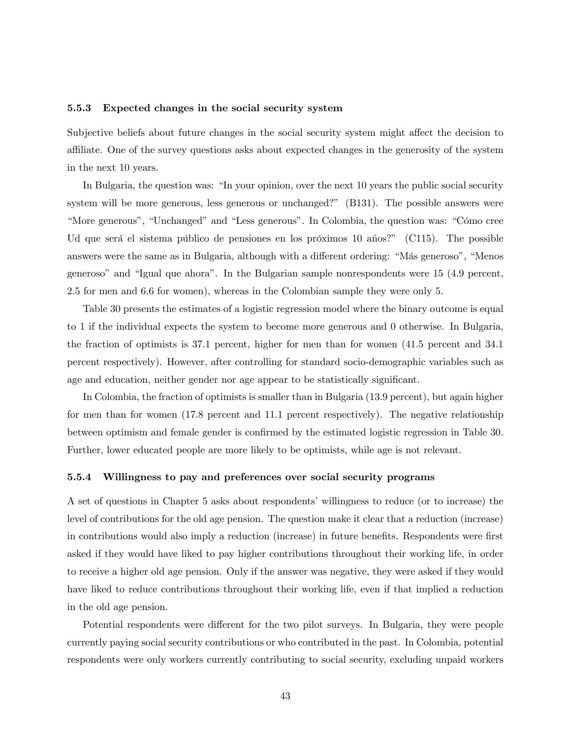#### 5.5.3 Expected changes in the social security system

Subjective beliefs about future changes in the social security system might affect the decision to affiliate. One of the survey questions asks about expected changes in the generosity of the system in the next 10 years.

In Bulgaria, the question was: "In your opinion, over the next 10 years the public social security system will be more generous, less generous or unchanged?" (B131). The possible answers were "More generous", "Unchanged" and "Less generous". In Colombia, the question was: "Cómo cree Ud que será el sistema público de pensiones en los próximos 10 años?" (C115). The possible answers were the same as in Bulgaria, although with a different ordering: "Más generoso", "Menos generoso" and "Igual que ahora". In the Bulgarian sample nonrespondents were 15 (4.9 percent, 2.5 for men and 6.6 for women), whereas in the Colombian sample they were only 5.

Table 30 presents the estimates of a logistic regression model where the binary outcome is equal to 1 if the individual expects the system to become more generous and 0 otherwise. In Bulgaria, the fraction of optimists is 37.1 percent, higher for men than for women (41.5 percent and 34.1 percent respectively). However, after controlling for standard socio-demographic variables such as age and education, neither gender nor age appear to be statistically significant.

In Colombia, the fraction of optimists is smaller than in Bulgaria (13.9 percent), but again higher for men than for women (17.8 percent and 11.1 percent respectively). The negative relationship between optimism and female gender is confirmed by the estimated logistic regression in Table 30. Further, lower educated people are more likely to be optimists, while age is not relevant.

#### 5.5.4 Willingness to pay and preferences over social security programs

A set of questions in Chapter 5 asks about respondents' willingness to reduce (or to increase) the level of contributions for the old age pension. The question make it clear that a reduction (increase) in contributions would also imply a reduction (increase) in future benefits. Respondents were first asked if they would have liked to pay higher contributions throughout their working life, in order to receive a higher old age pension. Only if the answer was negative, they were asked if they would have liked to reduce contributions throughout their working life, even if that implied a reduction in the old age pension.

Potential respondents were different for the two pilot surveys. In Bulgaria, they were people currently paying social security contributions or who contributed in the past. In Colombia, potential respondents were only workers currently contributing to social security, excluding unpaid workers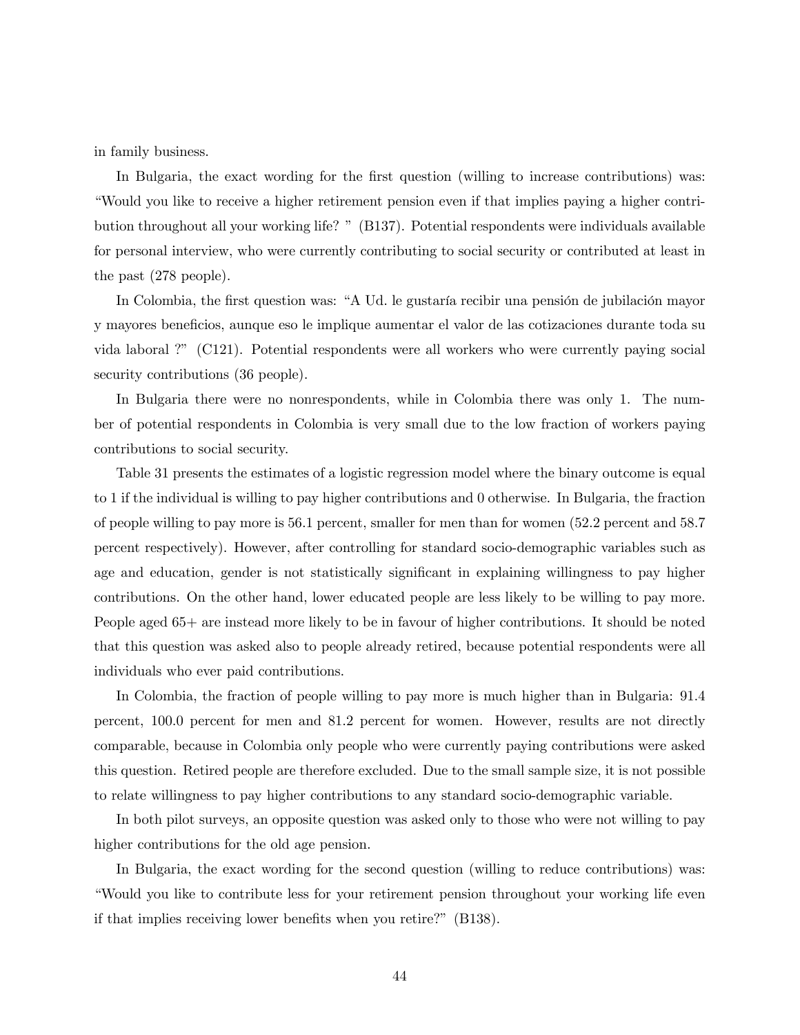in family business.

In Bulgaria, the exact wording for the first question (willing to increase contributions) was: "Would you like to receive a higher retirement pension even if that implies paying a higher contribution throughout all your working life? " (B137). Potential respondents were individuals available for personal interview, who were currently contributing to social security or contributed at least in the past (278 people).

In Colombia, the first question was: "A Ud. le gustaría recibir una pensión de jubilación mayor y mayores beneficios, aunque eso le implique aumentar el valor de las cotizaciones durante toda su vida laboral ?" (C121). Potential respondents were all workers who were currently paying social security contributions (36 people).

In Bulgaria there were no nonrespondents, while in Colombia there was only 1. The number of potential respondents in Colombia is very small due to the low fraction of workers paying contributions to social security.

Table 31 presents the estimates of a logistic regression model where the binary outcome is equal to 1 if the individual is willing to pay higher contributions and 0 otherwise. In Bulgaria, the fraction of people willing to pay more is 56.1 percent, smaller for men than for women (52.2 percent and 58.7 percent respectively). However, after controlling for standard socio-demographic variables such as age and education, gender is not statistically significant in explaining willingness to pay higher contributions. On the other hand, lower educated people are less likely to be willing to pay more. People aged 65+ are instead more likely to be in favour of higher contributions. It should be noted that this question was asked also to people already retired, because potential respondents were all individuals who ever paid contributions.

In Colombia, the fraction of people willing to pay more is much higher than in Bulgaria: 91.4 percent, 100.0 percent for men and 81.2 percent for women. However, results are not directly comparable, because in Colombia only people who were currently paying contributions were asked this question. Retired people are therefore excluded. Due to the small sample size, it is not possible to relate willingness to pay higher contributions to any standard socio-demographic variable.

In both pilot surveys, an opposite question was asked only to those who were not willing to pay higher contributions for the old age pension.

In Bulgaria, the exact wording for the second question (willing to reduce contributions) was: "Would you like to contribute less for your retirement pension throughout your working life even if that implies receiving lower benefits when you retire?" (B138).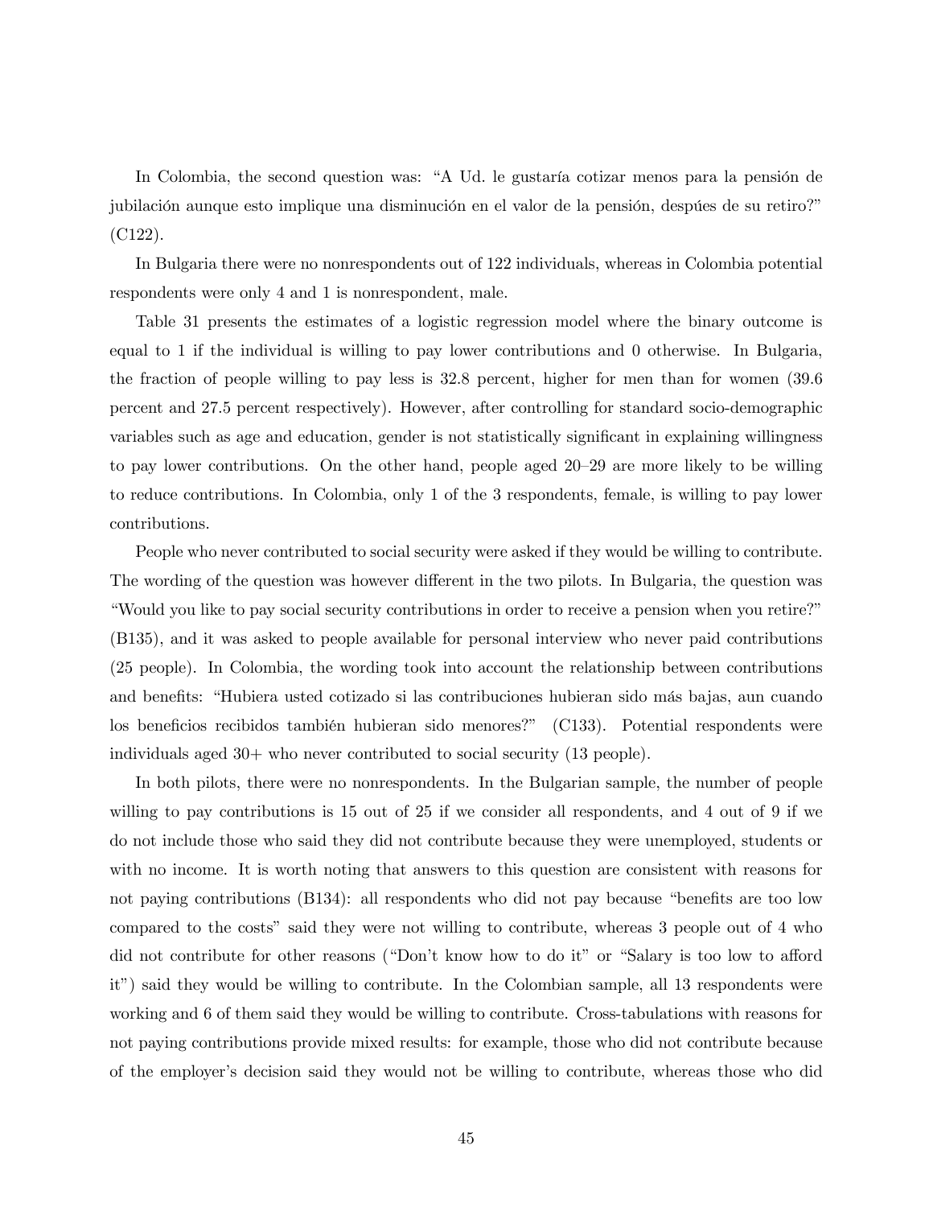In Colombia, the second question was: "A Ud. le gustaría cotizar menos para la pensión de jubilación aunque esto implique una disminución en el valor de la pensión, despúes de su retiro?" (C122).

In Bulgaria there were no nonrespondents out of 122 individuals, whereas in Colombia potential respondents were only 4 and 1 is nonrespondent, male.

Table 31 presents the estimates of a logistic regression model where the binary outcome is equal to 1 if the individual is willing to pay lower contributions and 0 otherwise. In Bulgaria, the fraction of people willing to pay less is 32.8 percent, higher for men than for women (39.6 percent and 27.5 percent respectively). However, after controlling for standard socio-demographic variables such as age and education, gender is not statistically significant in explaining willingness to pay lower contributions. On the other hand, people aged 20–29 are more likely to be willing to reduce contributions. In Colombia, only 1 of the 3 respondents, female, is willing to pay lower contributions.

People who never contributed to social security were asked if they would be willing to contribute. The wording of the question was however different in the two pilots. In Bulgaria, the question was "Would you like to pay social security contributions in order to receive a pension when you retire?" (B135), and it was asked to people available for personal interview who never paid contributions (25 people). In Colombia, the wording took into account the relationship between contributions and benefits: "Hubiera usted cotizado si las contribuciones hubieran sido más bajas, aun cuando los beneficios recibidos también hubieran sido menores?" (C133). Potential respondents were individuals aged 30+ who never contributed to social security (13 people).

In both pilots, there were no nonrespondents. In the Bulgarian sample, the number of people willing to pay contributions is 15 out of 25 if we consider all respondents, and 4 out of 9 if we do not include those who said they did not contribute because they were unemployed, students or with no income. It is worth noting that answers to this question are consistent with reasons for not paying contributions (B134): all respondents who did not pay because "benefits are too low compared to the costs" said they were not willing to contribute, whereas 3 people out of 4 who did not contribute for other reasons ("Don't know how to do it" or "Salary is too low to afford it") said they would be willing to contribute. In the Colombian sample, all 13 respondents were working and 6 of them said they would be willing to contribute. Cross-tabulations with reasons for not paying contributions provide mixed results: for example, those who did not contribute because of the employer's decision said they would not be willing to contribute, whereas those who did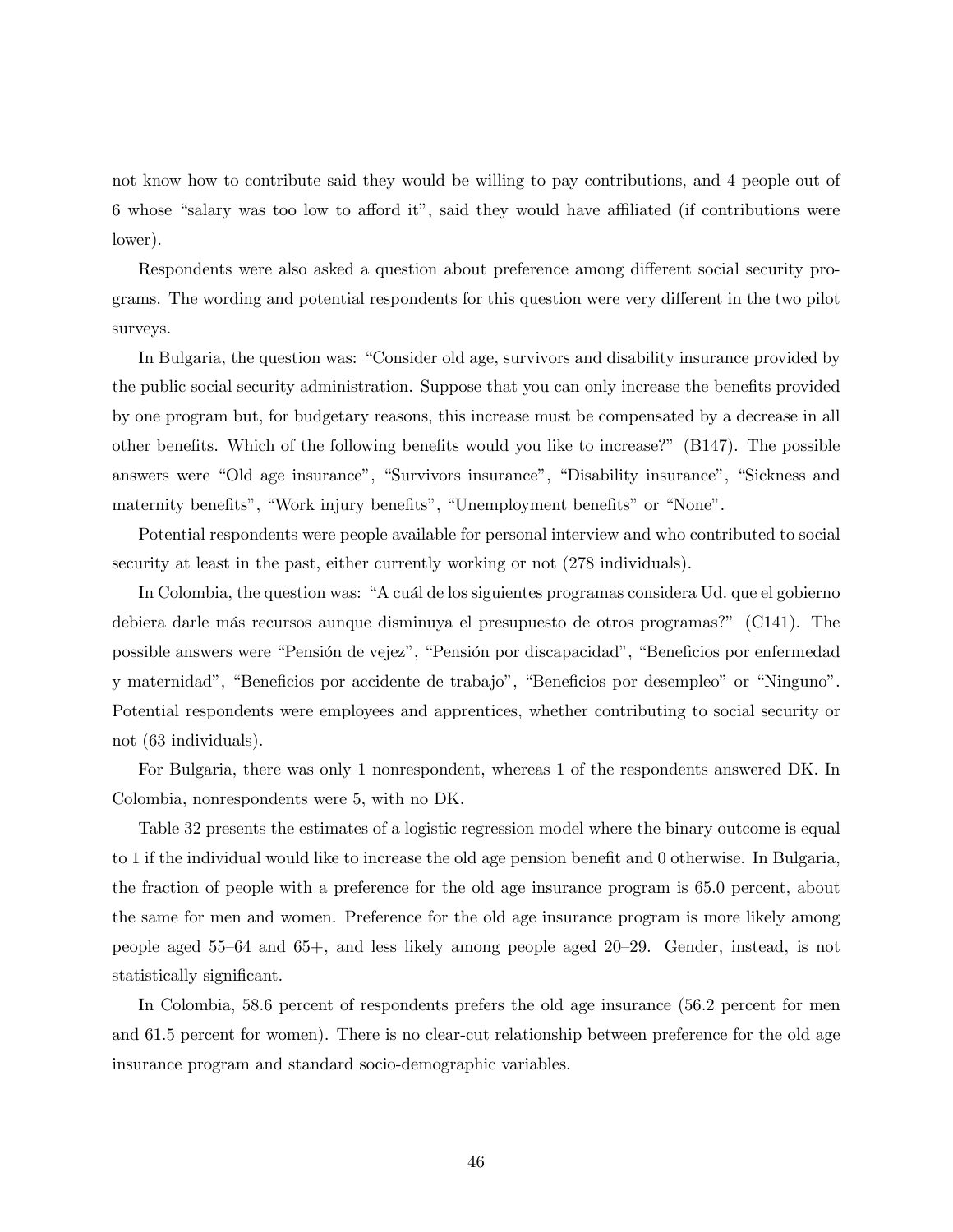not know how to contribute said they would be willing to pay contributions, and 4 people out of 6 whose "salary was too low to afford it", said they would have affiliated (if contributions were lower).

Respondents were also asked a question about preference among different social security programs. The wording and potential respondents for this question were very different in the two pilot surveys.

In Bulgaria, the question was: "Consider old age, survivors and disability insurance provided by the public social security administration. Suppose that you can only increase the benefits provided by one program but, for budgetary reasons, this increase must be compensated by a decrease in all other benefits. Which of the following benefits would you like to increase?" (B147). The possible answers were "Old age insurance", "Survivors insurance", "Disability insurance", "Sickness and maternity benefits", "Work injury benefits", "Unemployment benefits" or "None".

Potential respondents were people available for personal interview and who contributed to social security at least in the past, either currently working or not (278 individuals).

In Colombia, the question was: "A cuál de los siguientes programas considera Ud. que el gobierno debiera darle más recursos aunque disminuya el presupuesto de otros programas?" (C141). The possible answers were "Pensión de vejez", "Pensión por discapacidad", "Beneficios por enfermedad y maternidad", "Beneficios por accidente de trabajo", "Beneficios por desempleo" or "Ninguno". Potential respondents were employees and apprentices, whether contributing to social security or not (63 individuals).

For Bulgaria, there was only 1 nonrespondent, whereas 1 of the respondents answered DK. In Colombia, nonrespondents were 5, with no DK.

Table 32 presents the estimates of a logistic regression model where the binary outcome is equal to 1 if the individual would like to increase the old age pension benefit and 0 otherwise. In Bulgaria, the fraction of people with a preference for the old age insurance program is 65.0 percent, about the same for men and women. Preference for the old age insurance program is more likely among people aged 55–64 and 65+, and less likely among people aged 20–29. Gender, instead, is not statistically significant.

In Colombia, 58.6 percent of respondents prefers the old age insurance (56.2 percent for men and 61.5 percent for women). There is no clear-cut relationship between preference for the old age insurance program and standard socio-demographic variables.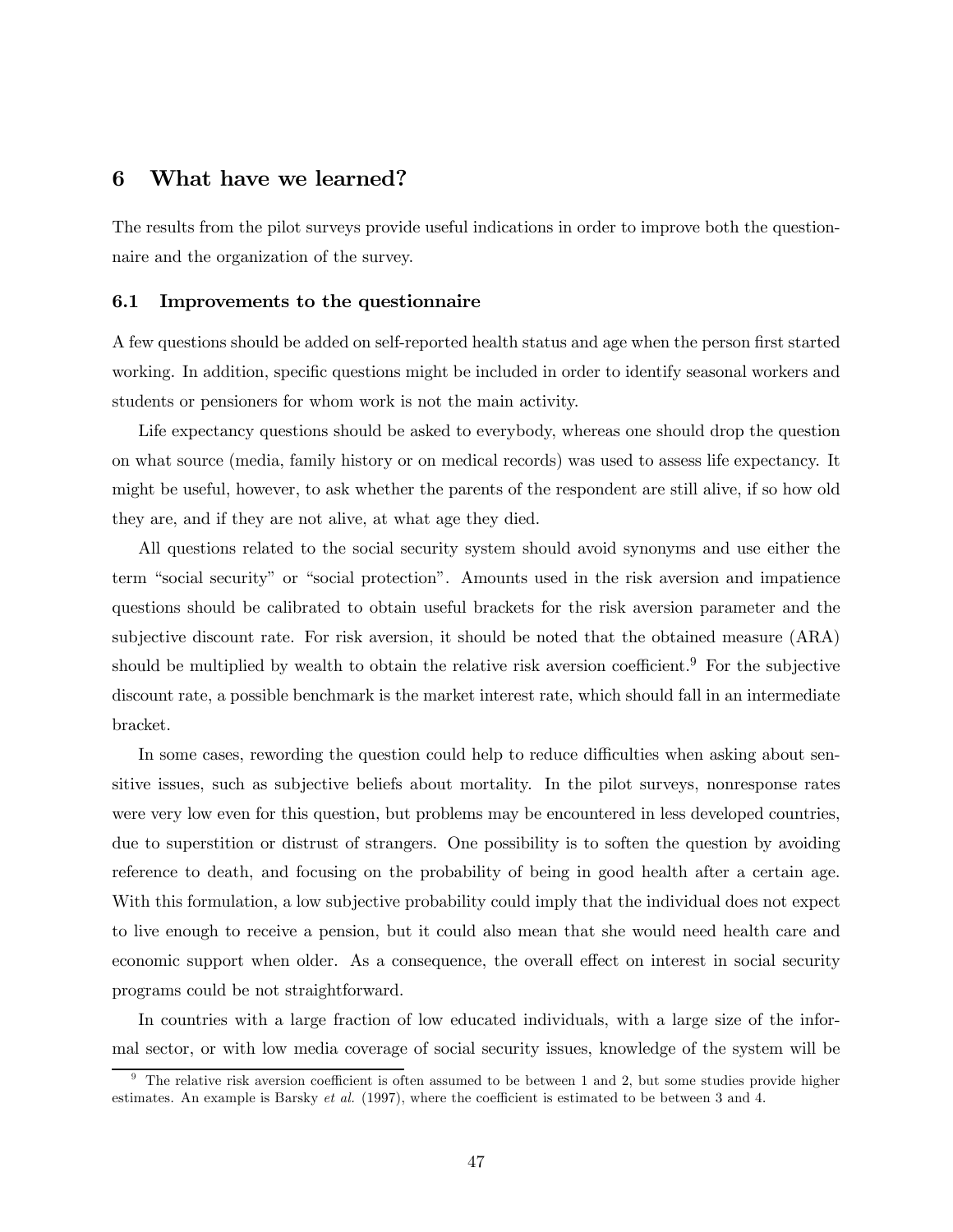## 6 What have we learned?

The results from the pilot surveys provide useful indications in order to improve both the questionnaire and the organization of the survey.

### 6.1 Improvements to the questionnaire

A few questions should be added on self-reported health status and age when the person first started working. In addition, specific questions might be included in order to identify seasonal workers and students or pensioners for whom work is not the main activity.

Life expectancy questions should be asked to everybody, whereas one should drop the question on what source (media, family history or on medical records) was used to assess life expectancy. It might be useful, however, to ask whether the parents of the respondent are still alive, if so how old they are, and if they are not alive, at what age they died.

All questions related to the social security system should avoid synonyms and use either the term "social security" or "social protection". Amounts used in the risk aversion and impatience questions should be calibrated to obtain useful brackets for the risk aversion parameter and the subjective discount rate. For risk aversion, it should be noted that the obtained measure (ARA) should be multiplied by wealth to obtain the relative risk aversion coefficient.[9] For the subjective discount rate, a possible benchmark is the market interest rate, which should fall in an intermediate bracket.

In some cases, rewording the question could help to reduce difficulties when asking about sensitive issues, such as subjective beliefs about mortality. In the pilot surveys, nonresponse rates were very low even for this question, but problems may be encountered in less developed countries, due to superstition or distrust of strangers. One possibility is to soften the question by avoiding reference to death, and focusing on the probability of being in good health after a certain age. With this formulation, a low subjective probability could imply that the individual does not expect to live enough to receive a pension, but it could also mean that she would need health care and economic support when older. As a consequence, the overall effect on interest in social security programs could be not straightforward.

In countries with a large fraction of low educated individuals, with a large size of the informal sector, or with low media coverage of social security issues, knowledge of the system will be

[9] The relative risk aversion coefficient is often assumed to be between 1 and 2, but some studies provide higher estimates. An example is Barsky *et al.* (1997), where the coefficient is estimated to be between 3 and 4.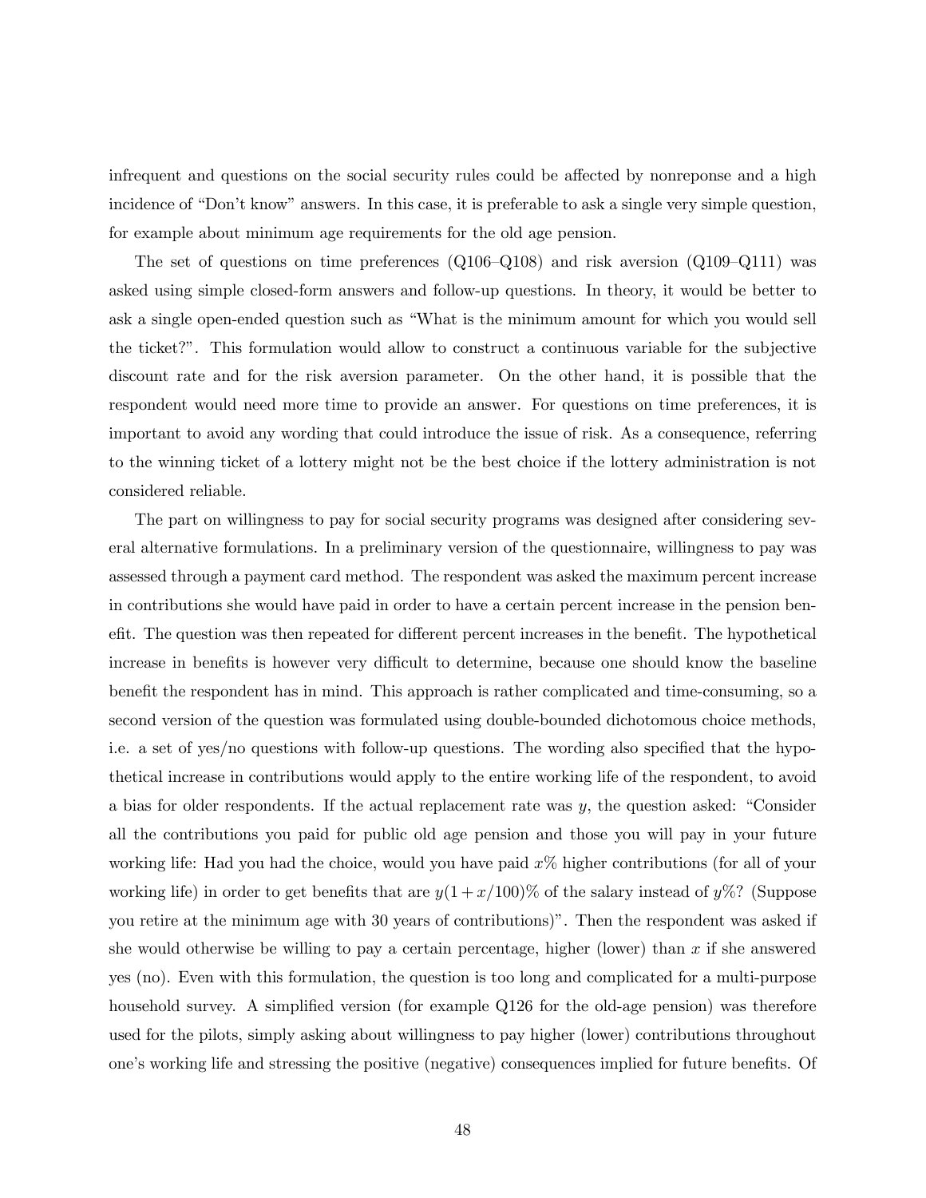infrequent and questions on the social security rules could be affected by nonreponse and a high incidence of "Don't know" answers. In this case, it is preferable to ask a single very simple question, for example about minimum age requirements for the old age pension.

The set of questions on time preferences (Q106–Q108) and risk aversion (Q109–Q111) was asked using simple closed-form answers and follow-up questions. In theory, it would be better to ask a single open-ended question such as "What is the minimum amount for which you would sell the ticket?". This formulation would allow to construct a continuous variable for the subjective discount rate and for the risk aversion parameter. On the other hand, it is possible that the respondent would need more time to provide an answer. For questions on time preferences, it is important to avoid any wording that could introduce the issue of risk. As a consequence, referring to the winning ticket of a lottery might not be the best choice if the lottery administration is not considered reliable.

The part on willingness to pay for social security programs was designed after considering several alternative formulations. In a preliminary version of the questionnaire, willingness to pay was assessed through a payment card method. The respondent was asked the maximum percent increase in contributions she would have paid in order to have a certain percent increase in the pension benefit. The question was then repeated for different percent increases in the benefit. The hypothetical increase in benefits is however very difficult to determine, because one should know the baseline benefit the respondent has in mind. This approach is rather complicated and time-consuming, so a second version of the question was formulated using double-bounded dichotomous choice methods, i.e. a set of yes/no questions with follow-up questions. The wording also specified that the hypothetical increase in contributions would apply to the entire working life of the respondent, to avoid a bias for older respondents. If the actual replacement rate was $y$, the question asked: "Consider all the contributions you paid for public old age pension and those you will pay in your future working life: Had you had the choice, would you have paid $x$% higher contributions (for all of your working life) in order to get benefits that are $y(1 + x/100)$% of the salary instead of $y$%? (Suppose you retire at the minimum age with 30 years of contributions)". Then the respondent was asked if she would otherwise be willing to pay a certain percentage, higher (lower) than $x$ if she answered yes (no). Even with this formulation, the question is too long and complicated for a multi-purpose household survey. A simplified version (for example Q126 for the old-age pension) was therefore used for the pilots, simply asking about willingness to pay higher (lower) contributions throughout one's working life and stressing the positive (negative) consequences implied for future benefits. Of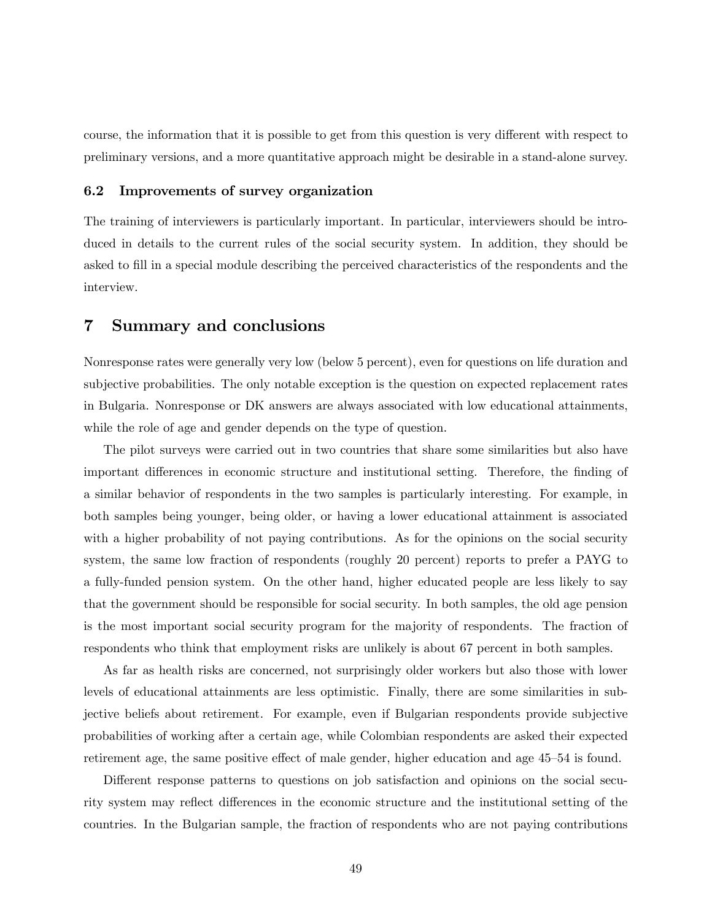course, the information that it is possible to get from this question is very different with respect to preliminary versions, and a more quantitative approach might be desirable in a stand-alone survey.

### 6.2 Improvements of survey organization

The training of interviewers is particularly important. In particular, interviewers should be introduced in details to the current rules of the social security system. In addition, they should be asked to fill in a special module describing the perceived characteristics of the respondents and the interview.

## 7 Summary and conclusions

Nonresponse rates were generally very low (below 5 percent), even for questions on life duration and subjective probabilities. The only notable exception is the question on expected replacement rates in Bulgaria. Nonresponse or DK answers are always associated with low educational attainments, while the role of age and gender depends on the type of question.

The pilot surveys were carried out in two countries that share some similarities but also have important differences in economic structure and institutional setting. Therefore, the finding of a similar behavior of respondents in the two samples is particularly interesting. For example, in both samples being younger, being older, or having a lower educational attainment is associated with a higher probability of not paying contributions. As for the opinions on the social security system, the same low fraction of respondents (roughly 20 percent) reports to prefer a PAYG to a fully-funded pension system. On the other hand, higher educated people are less likely to say that the government should be responsible for social security. In both samples, the old age pension is the most important social security program for the majority of respondents. The fraction of respondents who think that employment risks are unlikely is about 67 percent in both samples.

As far as health risks are concerned, not surprisingly older workers but also those with lower levels of educational attainments are less optimistic. Finally, there are some similarities in subjective beliefs about retirement. For example, even if Bulgarian respondents provide subjective probabilities of working after a certain age, while Colombian respondents are asked their expected retirement age, the same positive effect of male gender, higher education and age 45–54 is found.

Different response patterns to questions on job satisfaction and opinions on the social security system may reflect differences in the economic structure and the institutional setting of the countries. In the Bulgarian sample, the fraction of respondents who are not paying contributions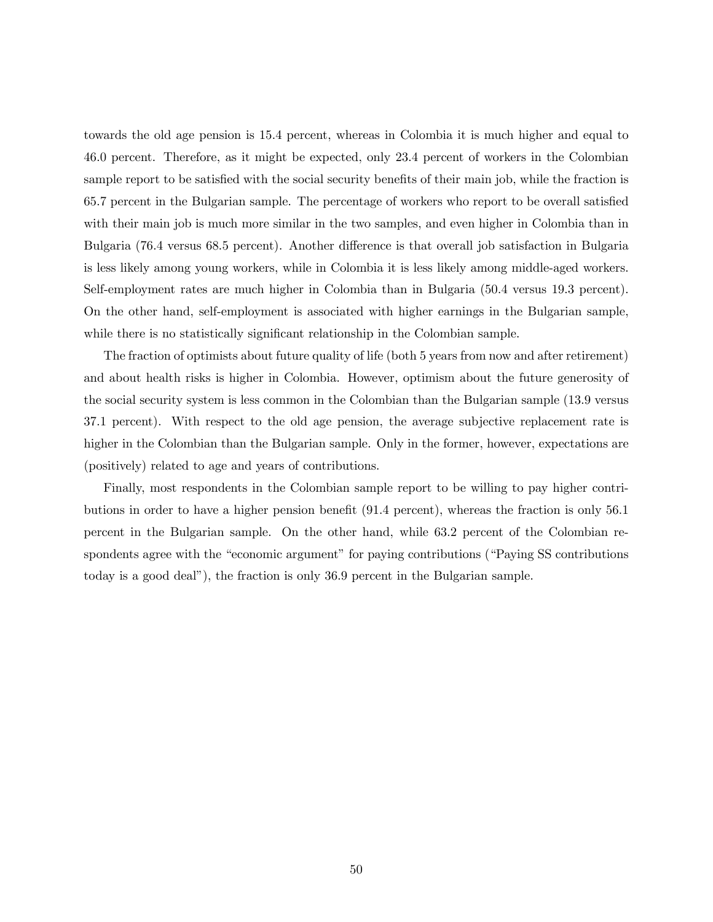towards the old age pension is 15.4 percent, whereas in Colombia it is much higher and equal to 46.0 percent. Therefore, as it might be expected, only 23.4 percent of workers in the Colombian sample report to be satisfied with the social security benefits of their main job, while the fraction is 65.7 percent in the Bulgarian sample. The percentage of workers who report to be overall satisfied with their main job is much more similar in the two samples, and even higher in Colombia than in Bulgaria (76.4 versus 68.5 percent). Another difference is that overall job satisfaction in Bulgaria is less likely among young workers, while in Colombia it is less likely among middle-aged workers. Self-employment rates are much higher in Colombia than in Bulgaria (50.4 versus 19.3 percent). On the other hand, self-employment is associated with higher earnings in the Bulgarian sample, while there is no statistically significant relationship in the Colombian sample.

The fraction of optimists about future quality of life (both 5 years from now and after retirement) and about health risks is higher in Colombia. However, optimism about the future generosity of the social security system is less common in the Colombian than the Bulgarian sample (13.9 versus 37.1 percent). With respect to the old age pension, the average subjective replacement rate is higher in the Colombian than the Bulgarian sample. Only in the former, however, expectations are (positively) related to age and years of contributions.

Finally, most respondents in the Colombian sample report to be willing to pay higher contributions in order to have a higher pension benefit (91.4 percent), whereas the fraction is only 56.1 percent in the Bulgarian sample. On the other hand, while 63.2 percent of the Colombian respondents agree with the "economic argument" for paying contributions ("Paying SS contributions today is a good deal"), the fraction is only 36.9 percent in the Bulgarian sample.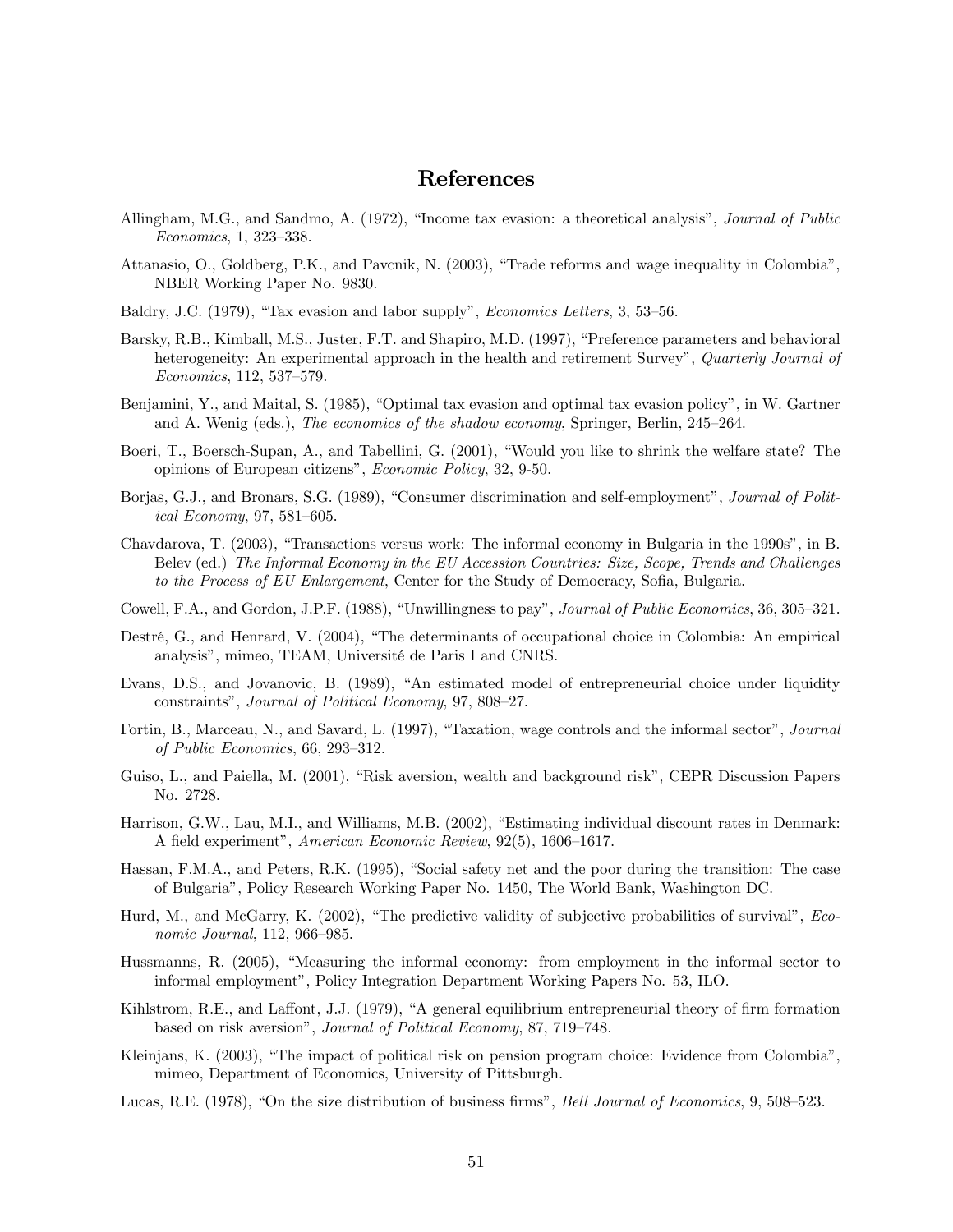# References

Allingham, M.G., and Sandmo, A. (1972), "Income tax evasion: a theoretical analysis", *Journal of Public Economics*, 1, 323–338.

Attanasio, O., Goldberg, P.K., and Pavcnik, N. (2003), "Trade reforms and wage inequality in Colombia", NBER Working Paper No. 9830.

Baldry, J.C. (1979), "Tax evasion and labor supply", *Economics Letters*, 3, 53–56.

Barsky, R.B., Kimball, M.S., Juster, F.T. and Shapiro, M.D. (1997), "Preference parameters and behavioral heterogeneity: An experimental approach in the health and retirement Survey", *Quarterly Journal of Economics*, 112, 537–579.

Benjamini, Y., and Maital, S. (1985), "Optimal tax evasion and optimal tax evasion policy", in W. Gartner and A. Wenig (eds.), *The economics of the shadow economy*, Springer, Berlin, 245–264.

Boeri, T., Boersch-Supan, A., and Tabellini, G. (2001), "Would you like to shrink the welfare state? The opinions of European citizens", *Economic Policy*, 32, 9-50.

Borjas, G.J., and Bronars, S.G. (1989), "Consumer discrimination and self-employment", *Journal of Political Economy*, 97, 581–605.

Chavdarova, T. (2003), "Transactions versus work: The informal economy in Bulgaria in the 1990s", in B. Belev (ed.) *The Informal Economy in the EU Accession Countries: Size, Scope, Trends and Challenges to the Process of EU Enlargement*, Center for the Study of Democracy, Sofia, Bulgaria.

Cowell, F.A., and Gordon, J.P.F. (1988), "Unwillingness to pay", *Journal of Public Economics*, 36, 305–321.

Destré, G., and Henrard, V. (2004), "The determinants of occupational choice in Colombia: An empirical analysis", mimeo, TEAM, Université de Paris I and CNRS.

Evans, D.S., and Jovanovic, B. (1989), "An estimated model of entrepreneurial choice under liquidity constraints", *Journal of Political Economy*, 97, 808–27.

Fortin, B., Marceau, N., and Savard, L. (1997), "Taxation, wage controls and the informal sector", *Journal of Public Economics*, 66, 293–312.

Guiso, L., and Paiella, M. (2001), "Risk aversion, wealth and background risk", CEPR Discussion Papers No. 2728.

Harrison, G.W., Lau, M.I., and Williams, M.B. (2002), "Estimating individual discount rates in Denmark: A field experiment", *American Economic Review*, 92(5), 1606–1617.

Hassan, F.M.A., and Peters, R.K. (1995), "Social safety net and the poor during the transition: The case of Bulgaria", Policy Research Working Paper No. 1450, The World Bank, Washington DC.

Hurd, M., and McGarry, K. (2002), "The predictive validity of subjective probabilities of survival", *Economic Journal*, 112, 966–985.

Hussmanns, R. (2005), "Measuring the informal economy: from employment in the informal sector to informal employment", Policy Integration Department Working Papers No. 53, ILO.

Kihlstrom, R.E., and Laffont, J.J. (1979), "A general equilibrium entrepreneurial theory of firm formation based on risk aversion", *Journal of Political Economy*, 87, 719–748.

Kleinjans, K. (2003), "The impact of political risk on pension program choice: Evidence from Colombia", mimeo, Department of Economics, University of Pittsburgh.

Lucas, R.E. (1978), "On the size distribution of business firms", *Bell Journal of Economics*, 9, 508–523.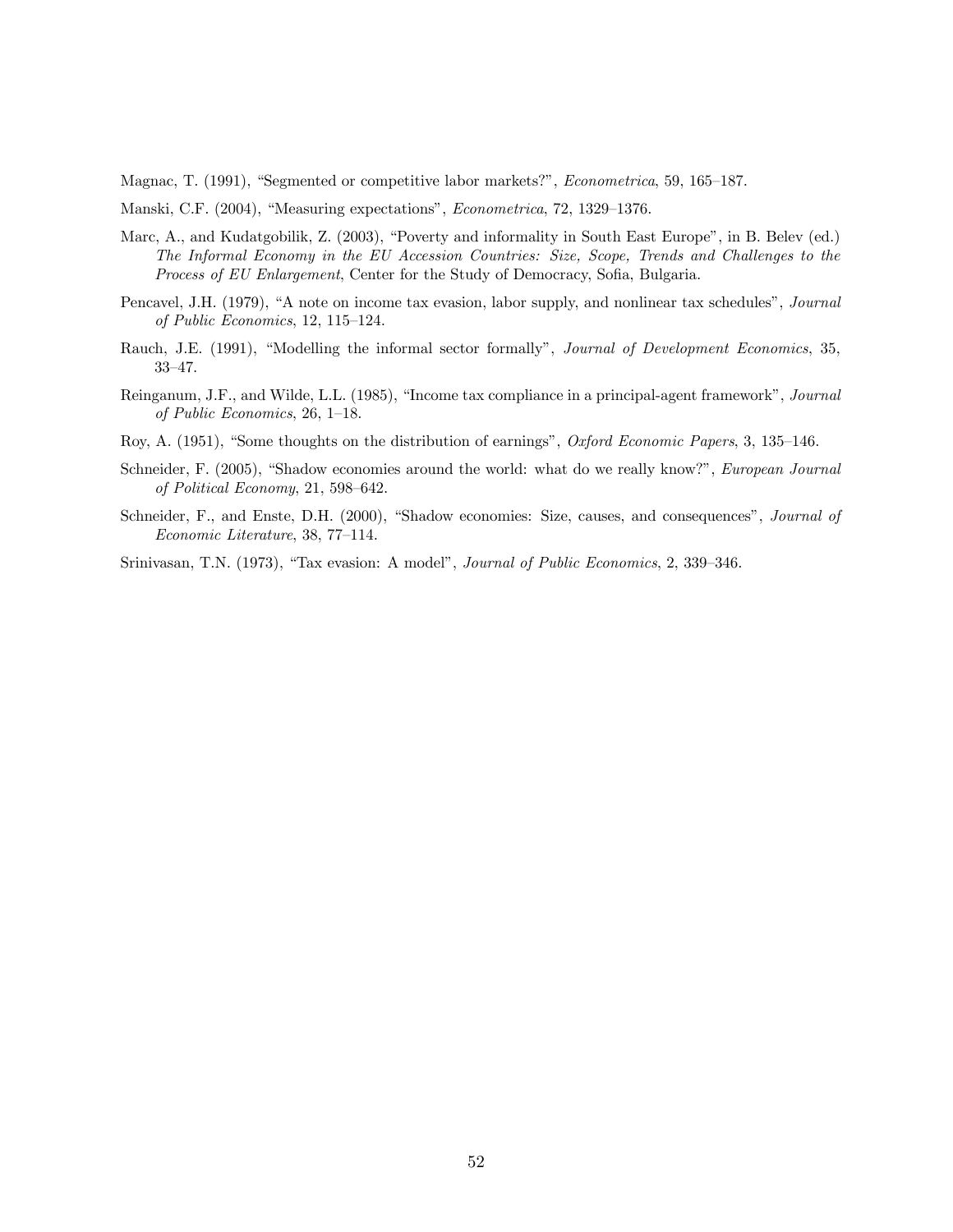Magnac, T. (1991), "Segmented or competitive labor markets?", *Econometrica*, 59, 165–187.

Manski, C.F. (2004), "Measuring expectations", *Econometrica*, 72, 1329–1376.

Marc, A., and Kudatgobilik, Z. (2003), "Poverty and informality in South East Europe", in B. Belev (ed.) *The Informal Economy in the EU Accession Countries: Size, Scope, Trends and Challenges to the Process of EU Enlargement*, Center for the Study of Democracy, Sofia, Bulgaria.

Pencavel, J.H. (1979), "A note on income tax evasion, labor supply, and nonlinear tax schedules", *Journal of Public Economics*, 12, 115–124.

Rauch, J.E. (1991), "Modelling the informal sector formally", *Journal of Development Economics*, 35, 33–47.

Reinganum, J.F., and Wilde, L.L. (1985), "Income tax compliance in a principal-agent framework", *Journal of Public Economics*, 26, 1–18.

Roy, A. (1951), "Some thoughts on the distribution of earnings", *Oxford Economic Papers*, 3, 135–146.

Schneider, F. (2005), "Shadow economies around the world: what do we really know?", *European Journal of Political Economy*, 21, 598–642.

Schneider, F., and Enste, D.H. (2000), "Shadow economies: Size, causes, and consequences", *Journal of Economic Literature*, 38, 77–114.

Srinivasan, T.N. (1973), "Tax evasion: A model", *Journal of Public Economics*, 2, 339–346.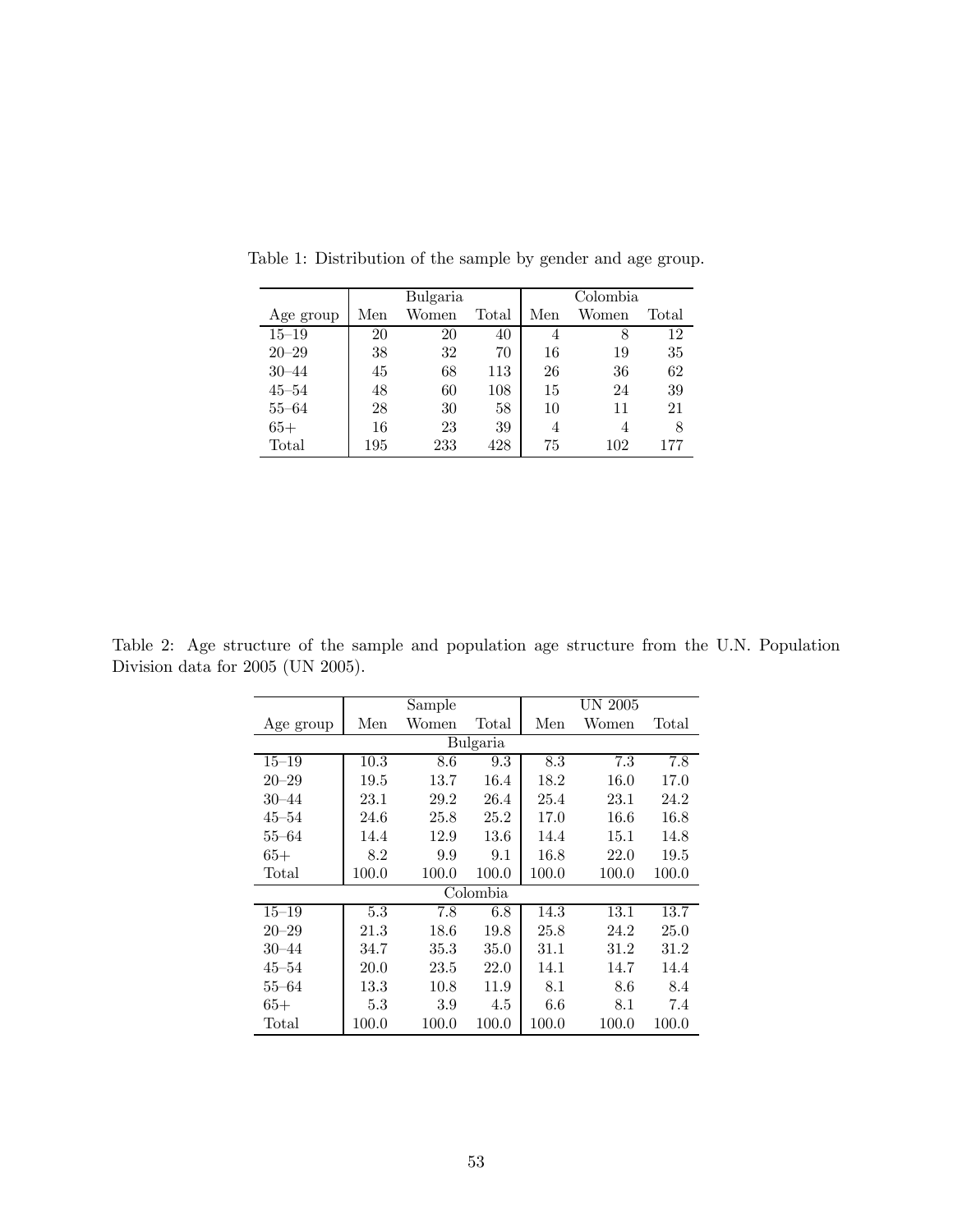Table 1: Distribution of the sample by gender and age group.

| | Bulgaria | | | Colombia | | |
|---|---|---|---|---|---|---|
| Age group | Men | Women | Total | Men | Women | Total |
| 15–19 | 20 | 20 | 40 | 4 | 8 | 12 |
| 20–29 | 38 | 32 | 70 | 16 | 19 | 35 |
| 30–44 | 45 | 68 | 113 | 26 | 36 | 62 |
| 45–54 | 48 | 60 | 108 | 15 | 24 | 39 |
| 55–64 | 28 | 30 | 58 | 10 | 11 | 21 |
| 65+ | 16 | 23 | 39 | 4 | 4 | 8 |
| Total | 195 | 233 | 428 | 75 | 102 | 177 |

Table 2: Age structure of the sample and population age structure from the U.N. Population Division data for 2005 (UN 2005).

| | Sample | | | UN 2005 | | |
|---|---|---|---|---|---|---|
| Age group | Men | Women | Total | Men | Women | Total |
| | | | Bulgaria | | | |
| 15–19 | 10.3 | 8.6 | 9.3 | 8.3 | 7.3 | 7.8 |
| 20–29 | 19.5 | 13.7 | 16.4 | 18.2 | 16.0 | 17.0 |
| 30–44 | 23.1 | 29.2 | 26.4 | 25.4 | 23.1 | 24.2 |
| 45–54 | 24.6 | 25.8 | 25.2 | 17.0 | 16.6 | 16.8 |
| 55–64 | 14.4 | 12.9 | 13.6 | 14.4 | 15.1 | 14.8 |
| 65+ | 8.2 | 9.9 | 9.1 | 16.8 | 22.0 | 19.5 |
| Total | 100.0 | 100.0 | 100.0 | 100.0 | 100.0 | 100.0 |
| | | | Colombia | | | |
| 15–19 | 5.3 | 7.8 | 6.8 | 14.3 | 13.1 | 13.7 |
| 20–29 | 21.3 | 18.6 | 19.8 | 25.8 | 24.2 | 25.0 |
| 30–44 | 34.7 | 35.3 | 35.0 | 31.1 | 31.2 | 31.2 |
| 45–54 | 20.0 | 23.5 | 22.0 | 14.1 | 14.7 | 14.4 |
| 55–64 | 13.3 | 10.8 | 11.9 | 8.1 | 8.6 | 8.4 |
| 65+ | 5.3 | 3.9 | 4.5 | 6.6 | 8.1 | 7.4 |
| Total | 100.0 | 100.0 | 100.0 | 100.0 | 100.0 | 100.0 |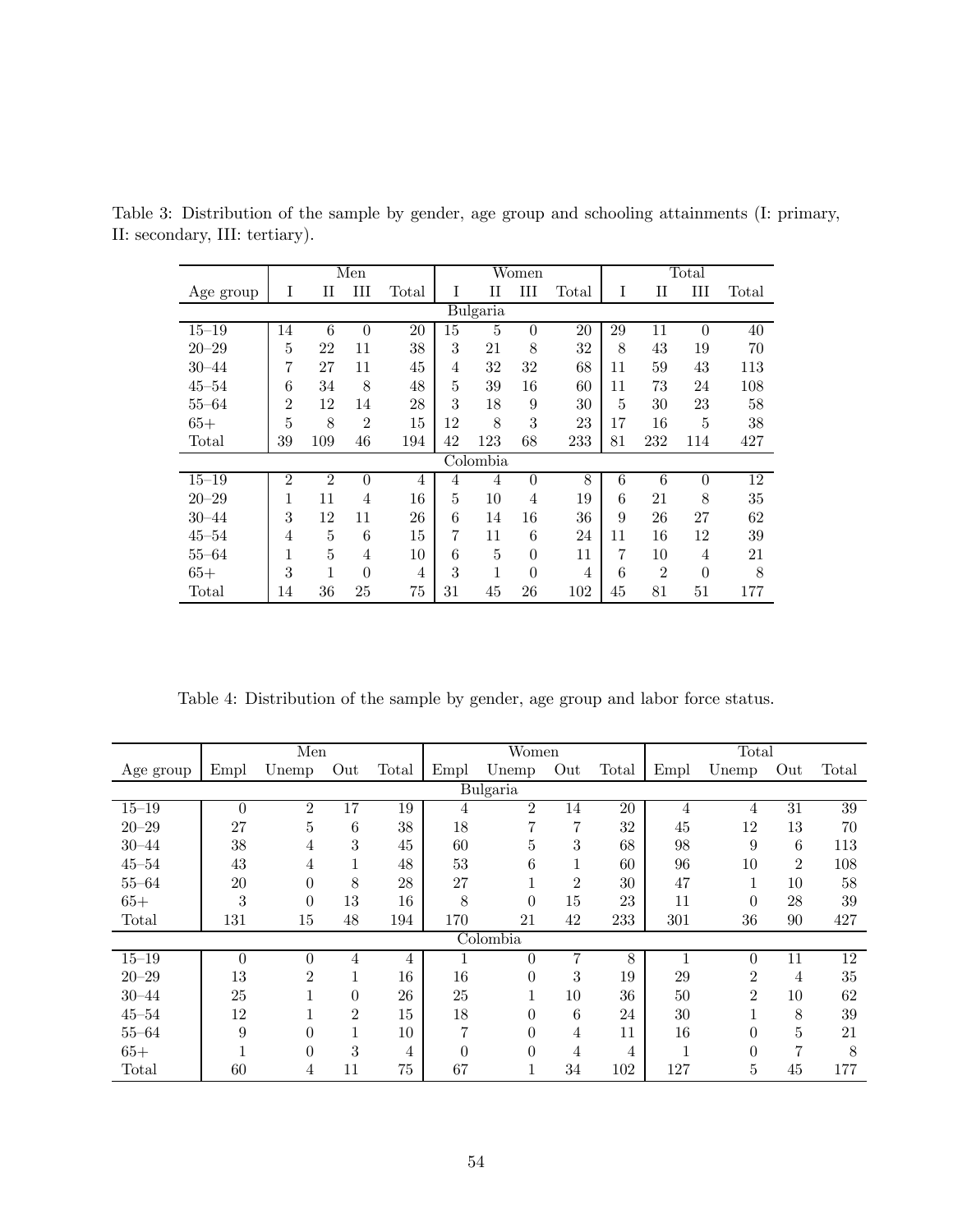Table 3: Distribution of the sample by gender, age group and schooling attainments (I: primary, II: secondary, III: tertiary).

| | Men | | | | Women | | | | Total | | | |
|---|---|---|---|---|---|---|---|---|---|---|---|---|
| Age group | I | II | III | Total | I | II | III | Total | I | II | III | Total |
| | | | | | Bulgaria | | | | | | | |
| 15–19 | 14 | 6 | 0 | 20 | 15 | 5 | 0 | 20 | 29 | 11 | 0 | 40 |
| 20–29 | 5 | 22 | 11 | 38 | 3 | 21 | 8 | 32 | 8 | 43 | 19 | 70 |
| 30–44 | 7 | 27 | 11 | 45 | 4 | 32 | 32 | 68 | 11 | 59 | 43 | 113 |
| 45–54 | 6 | 34 | 8 | 48 | 5 | 39 | 16 | 60 | 11 | 73 | 24 | 108 |
| 55–64 | 2 | 12 | 14 | 28 | 3 | 18 | 9 | 30 | 5 | 30 | 23 | 58 |
| 65+ | 5 | 8 | 2 | 15 | 12 | 8 | 3 | 23 | 17 | 16 | 5 | 38 |
| Total | 39 | 109 | 46 | 194 | 42 | 123 | 68 | 233 | 81 | 232 | 114 | 427 |
| | | | | | Colombia | | | | | | | |
| 15–19 | 2 | 2 | 0 | 4 | 4 | 4 | 0 | 8 | 6 | 6 | 0 | 12 |
| 20–29 | 1 | 11 | 4 | 16 | 5 | 10 | 4 | 19 | 6 | 21 | 8 | 35 |
| 30–44 | 3 | 12 | 11 | 26 | 6 | 14 | 16 | 36 | 9 | 26 | 27 | 62 |
| 45–54 | 4 | 5 | 6 | 15 | 7 | 11 | 6 | 24 | 11 | 16 | 12 | 39 |
| 55–64 | 1 | 5 | 4 | 10 | 6 | 5 | 0 | 11 | 7 | 10 | 4 | 21 |
| 65+ | 3 | 1 | 0 | 4 | 3 | 1 | 0 | 4 | 6 | 2 | 0 | 8 |
| Total | 14 | 36 | 25 | 75 | 31 | 45 | 26 | 102 | 45 | 81 | 51 | 177 |

Table 4: Distribution of the sample by gender, age group and labor force status.

| | Men | | | | Women | | | | Total | | | |
|---|---|---|---|---|---|---|---|---|---|---|---|---|
| Age group | Empl | Unemp | Out | Total | Empl | Unemp | Out | Total | Empl | Unemp | Out | Total |
| | | | | | Bulgaria | | | | | | | |
| 15–19 | 0 | 2 | 17 | 19 | 4 | 2 | 14 | 20 | 4 | 4 | 31 | 39 |
| 20–29 | 27 | 5 | 6 | 38 | 18 | 7 | 7 | 32 | 45 | 12 | 13 | 70 |
| 30–44 | 38 | 4 | 3 | 45 | 60 | 5 | 3 | 68 | 98 | 9 | 6 | 113 |
| 45–54 | 43 | 4 | 1 | 48 | 53 | 6 | 1 | 60 | 96 | 10 | 2 | 108 |
| 55–64 | 20 | 0 | 8 | 28 | 27 | 1 | 2 | 30 | 47 | 1 | 10 | 58 |
| 65+ | 3 | 0 | 13 | 16 | 8 | 0 | 15 | 23 | 11 | 0 | 28 | 39 |
| Total | 131 | 15 | 48 | 194 | 170 | 21 | 42 | 233 | 301 | 36 | 90 | 427 |
| | | | | | Colombia | | | | | | | |
| 15–19 | 0 | 0 | 4 | 4 | 1 | 0 | 7 | 8 | 1 | 0 | 11 | 12 |
| 20–29 | 13 | 2 | 1 | 16 | 16 | 0 | 3 | 19 | 29 | 2 | 4 | 35 |
| 30–44 | 25 | 1 | 0 | 26 | 25 | 1 | 10 | 36 | 50 | 2 | 10 | 62 |
| 45–54 | 12 | 1 | 2 | 15 | 18 | 0 | 6 | 24 | 30 | 1 | 8 | 39 |
| 55–64 | 9 | 0 | 1 | 10 | 7 | 0 | 4 | 11 | 16 | 0 | 5 | 21 |
| 65+ | 1 | 0 | 3 | 4 | 0 | 0 | 4 | 4 | 1 | 0 | 7 | 8 |
| Total | 60 | 4 | 11 | 75 | 67 | 1 | 34 | 102 | 127 | 5 | 45 | 177 |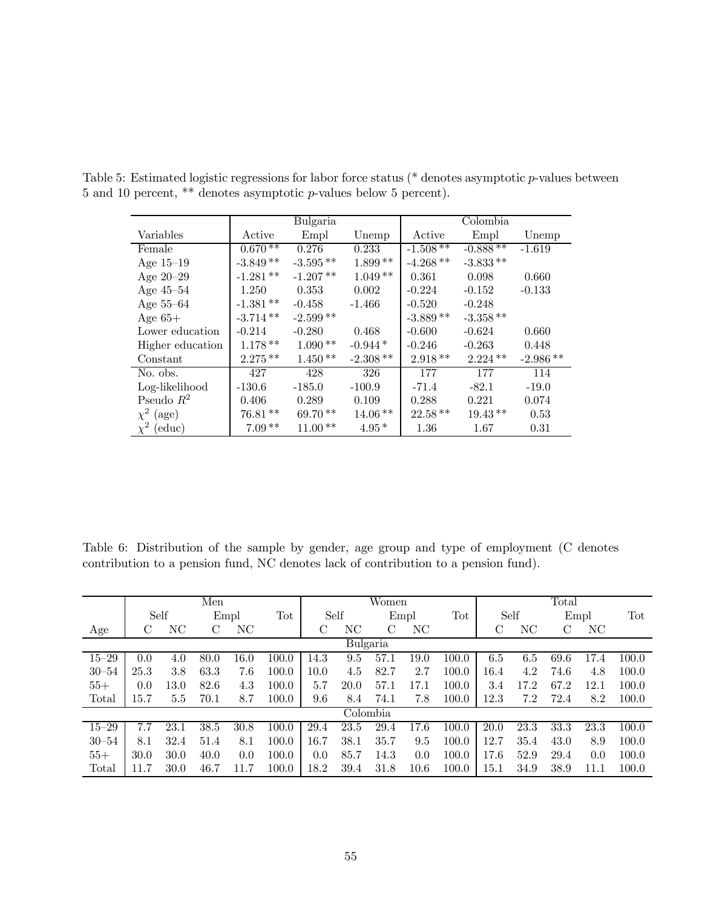Table 5: Estimated logistic regressions for labor force status (* denotes asymptotic $p$-values between 5 and 10 percent, ** denotes asymptotic $p$-values below 5 percent).

| | Bulgaria | | | Colombia | | |
|---|---|---|---|---|---|---|
| Variables | Active | Empl | Unemp | Active | Empl | Unemp |
| Female | 0.670 ** | 0.276 | 0.233 | -1.508 ** | -0.888 ** | -1.619 |
| Age 15–19 | -3.849 ** | -3.595 ** | 1.899 ** | -4.268 ** | -3.833 ** | |
| Age 20–29 | -1.281 ** | -1.207 ** | 1.049 ** | 0.361 | 0.098 | 0.660 |
| Age 45–54 | 1.250 | 0.353 | 0.002 | -0.224 | -0.152 | -0.133 |
| Age 55–64 | -1.381 ** | -0.458 | -1.466 | -0.520 | -0.248 | |
| Age 65+ | -3.714 ** | -2.599 ** | | -3.889 ** | -3.358 ** | |
| Lower education | -0.214 | -0.280 | 0.468 | -0.600 | -0.624 | 0.660 |
| Higher education | 1.178 ** | 1.090 ** | -0.944 * | -0.246 | -0.263 | 0.448 |
| Constant | 2.275 ** | 1.450 ** | -2.308 ** | 2.918 ** | 2.224 ** | -2.986 ** |
| No. obs. | 427 | 428 | 326 | 177 | 177 | 114 |
| Log-likelihood | -130.6 | -185.0 | -100.9 | -71.4 | -82.1 | -19.0 |
| Pseudo $R^2$ | 0.406 | 0.289 | 0.109 | 0.288 | 0.221 | 0.074 |
| $\chi^2$ (age) | 76.81 ** | 69.70 ** | 14.06 ** | 22.58 ** | 19.43 ** | 0.53 |
| $\chi^2$ (educ) | 7.09 ** | 11.00 ** | 4.95 * | 1.36 | 1.67 | 0.31 |

Table 6: Distribution of the sample by gender, age group and type of employment (C denotes contribution to a pension fund, NC denotes lack of contribution to a pension fund).

| | Men | | | | | Women | | | | | Total | | | | |
|---|---|---|---|---|---|---|---|---|---|---|---|---|---|---|---|
| | Self | | Empl | | Tot | Self | | Empl | | Tot | Self | | Empl | | Tot |
| Age | C | NC | C | NC | | C | NC | C | NC | | C | NC | C | NC | |
| **Bulgaria** | | | | | | | | | | | | | | | |
| 15–29 | 0.0 | 4.0 | 80.0 | 16.0 | 100.0 | 14.3 | 9.5 | 57.1 | 19.0 | 100.0 | 6.5 | 6.5 | 69.6 | 17.4 | 100.0 |
| 30–54 | 25.3 | 3.8 | 63.3 | 7.6 | 100.0 | 10.0 | 4.5 | 82.7 | 2.7 | 100.0 | 16.4 | 4.2 | 74.6 | 4.8 | 100.0 |
| 55+ | 0.0 | 13.0 | 82.6 | 4.3 | 100.0 | 5.7 | 20.0 | 57.1 | 17.1 | 100.0 | 3.4 | 17.2 | 67.2 | 12.1 | 100.0 |
| Total | 15.7 | 5.5 | 70.1 | 8.7 | 100.0 | 9.6 | 8.4 | 74.1 | 7.8 | 100.0 | 12.3 | 7.2 | 72.4 | 8.2 | 100.0 |
| **Colombia** | | | | | | | | | | | | | | | |
| 15–29 | 7.7 | 23.1 | 38.5 | 30.8 | 100.0 | 29.4 | 23.5 | 29.4 | 17.6 | 100.0 | 20.0 | 23.3 | 33.3 | 23.3 | 100.0 |
| 30–54 | 8.1 | 32.4 | 51.4 | 8.1 | 100.0 | 16.7 | 38.1 | 35.7 | 9.5 | 100.0 | 12.7 | 35.4 | 43.0 | 8.9 | 100.0 |
| 55+ | 30.0 | 30.0 | 40.0 | 0.0 | 100.0 | 0.0 | 85.7 | 14.3 | 0.0 | 100.0 | 17.6 | 52.9 | 29.4 | 0.0 | 100.0 |
| Total | 11.7 | 30.0 | 46.7 | 11.7 | 100.0 | 18.2 | 39.4 | 31.8 | 10.6 | 100.0 | 15.1 | 34.9 | 38.9 | 11.1 | 100.0 |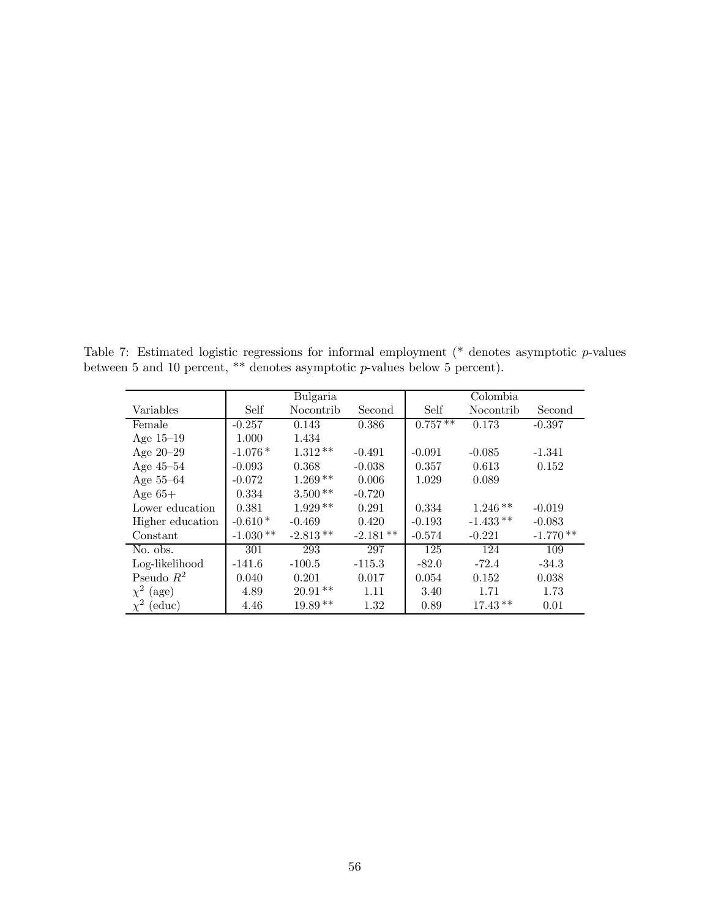Table 7: Estimated logistic regressions for informal employment (* denotes asymptotic $p$-values between 5 and 10 percent, ** denotes asymptotic $p$-values below 5 percent).

| | Bulgaria | | | Colombia | | |
|---|---|---|---|---|---|---|
| Variables | Self | Nocontrib | Second | Self | Nocontrib | Second |
| Female | -0.257 | 0.143 | 0.386 | 0.757 ** | 0.173 | -0.397 |
| Age 15–19 | 1.000 | 1.434 | | | | |
| Age 20–29 | -1.076 * | 1.312 ** | -0.491 | -0.091 | -0.085 | -1.341 |
| Age 45–54 | -0.093 | 0.368 | -0.038 | 0.357 | 0.613 | 0.152 |
| Age 55–64 | -0.072 | 1.269 ** | 0.006 | 1.029 | 0.089 | |
| Age 65+ | 0.334 | 3.500 ** | -0.720 | | | |
| Lower education | 0.381 | 1.929 ** | 0.291 | 0.334 | 1.246 ** | -0.019 |
| Higher education | -0.610 * | -0.469 | 0.420 | -0.193 | -1.433 ** | -0.083 |
| Constant | -1.030 ** | -2.813 ** | -2.181 ** | -0.574 | -0.221 | -1.770 ** |
| No. obs. | 301 | 293 | 297 | 125 | 124 | 109 |
| Log-likelihood | -141.6 | -100.5 | -115.3 | -82.0 | -72.4 | -34.3 |
| Pseudo $R^2$ | 0.040 | 0.201 | 0.017 | 0.054 | 0.152 | 0.038 |
| $\chi^2$ (age) | 4.89 | 20.91 ** | 1.11 | 3.40 | 1.71 | 1.73 |
| $\chi^2$ (educ) | 4.46 | 19.89 ** | 1.32 | 0.89 | 17.43 ** | 0.01 |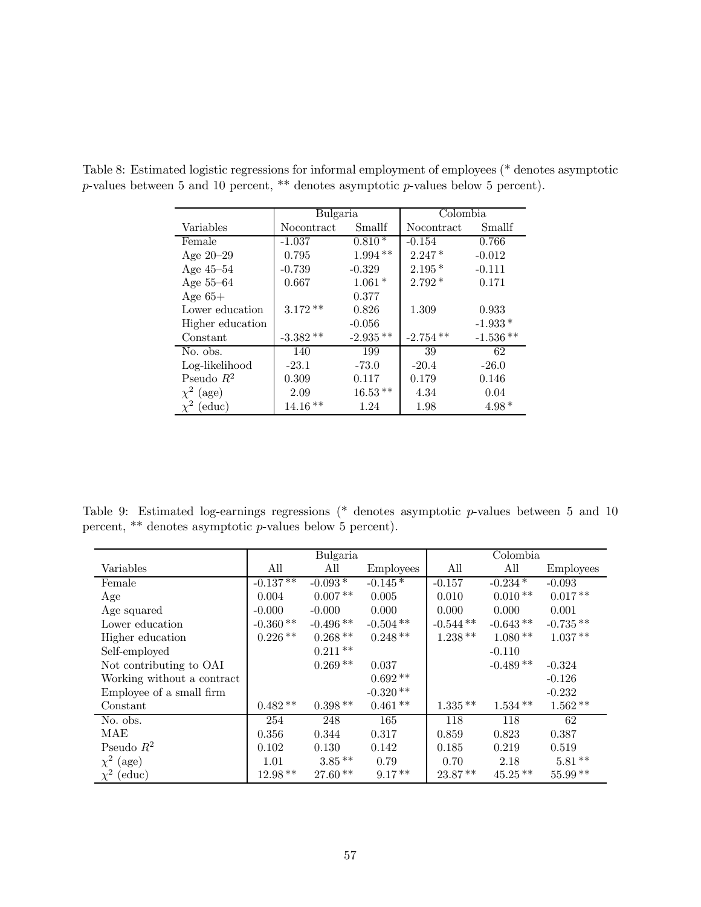Table 8: Estimated logistic regressions for informal employment of employees (* denotes asymptotic $p$-values between 5 and 10 percent, ** denotes asymptotic $p$-values below 5 percent).

| | Bulgaria | | Colombia | |
|---|---|---|---|---|
| Variables | Nocontract | Smallf | Nocontract | Smallf |
| Female | -1.037 | 0.810 * | -0.154 | 0.766 |
| Age 20–29 | 0.795 | 1.994 ** | 2.247 * | -0.012 |
| Age 45–54 | -0.739 | -0.329 | 2.195 * | -0.111 |
| Age 55–64 | 0.667 | 1.061 * | 2.792 * | 0.171 |
| Age 65+ | | 0.377 | | |
| Lower education | 3.172 ** | 0.826 | 1.309 | 0.933 |
| Higher education | | -0.056 | | -1.933 * |
| Constant | -3.382 ** | -2.935 ** | -2.754 ** | -1.536 ** |
| No. obs. | 140 | 199 | 39 | 62 |
| Log-likelihood | -23.1 | -73.0 | -20.4 | -26.0 |
| Pseudo $R^2$ | 0.309 | 0.117 | 0.179 | 0.146 |
| $\chi^2$ (age) | 2.09 | 16.53 ** | 4.34 | 0.04 |
| $\chi^2$ (educ) | 14.16 ** | 1.24 | 1.98 | 4.98 * |

Table 9: Estimated log-earnings regressions (* denotes asymptotic $p$-values between 5 and 10 percent, ** denotes asymptotic $p$-values below 5 percent).

| | Bulgaria | | | Colombia | | |
|---|---|---|---|---|---|---|
| Variables | All | All | Employees | All | All | Employees |
| Female | -0.137 ** | -0.093 * | -0.145 * | -0.157 | -0.234 * | -0.093 |
| Age | 0.004 | 0.007 ** | 0.005 | 0.010 | 0.010 ** | 0.017 ** |
| Age squared | -0.000 | -0.000 | 0.000 | 0.000 | 0.000 | 0.001 |
| Lower education | -0.360 ** | -0.496 ** | -0.504 ** | -0.544 ** | -0.643 ** | -0.735 ** |
| Higher education | 0.226 ** | 0.268 ** | 0.248 ** | 1.238 ** | 1.080 ** | 1.037 ** |
| Self-employed | | 0.211 ** | | | -0.110 | |
| Not contributing to OAI | | 0.269 ** | 0.037 | | -0.489 ** | -0.324 |
| Working without a contract | | | 0.692 ** | | | -0.126 |
| Employee of a small firm | | | -0.320 ** | | | -0.232 |
| Constant | 0.482 ** | 0.398 ** | 0.461 ** | 1.335 ** | 1.534 ** | 1.562 ** |
| No. obs. | 254 | 248 | 165 | 118 | 118 | 62 |
| MAE | 0.356 | 0.344 | 0.317 | 0.859 | 0.823 | 0.387 |
| Pseudo $R^2$ | 0.102 | 0.130 | 0.142 | 0.185 | 0.219 | 0.519 |
| $\chi^2$ (age) | 1.01 | 3.85 ** | 0.79 | 0.70 | 2.18 | 5.81 ** |
| $\chi^2$ (educ) | 12.98 ** | 27.60 ** | 9.17 ** | 23.87 ** | 45.25 ** | 55.99 ** |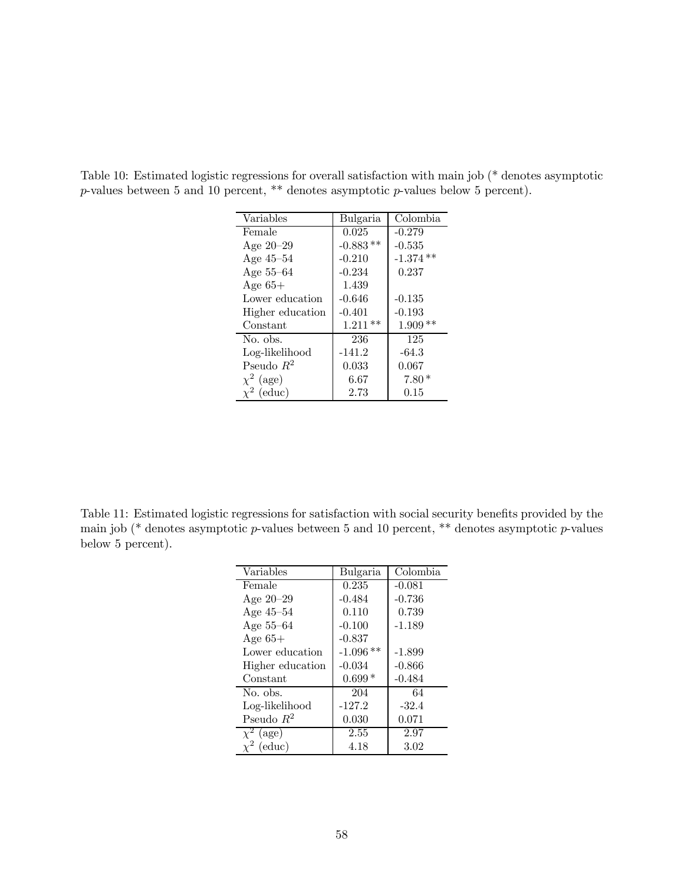Table 10: Estimated logistic regressions for overall satisfaction with main job (* denotes asymptotic $p$-values between 5 and 10 percent, ** denotes asymptotic $p$-values below 5 percent).

| Variables | Bulgaria | Colombia |
|---|---|---|
| Female | 0.025 | -0.279 |
| Age 20–29 | -0.883 ** | -0.535 |
| Age 45–54 | -0.210 | -1.374 ** |
| Age 55–64 | -0.234 | 0.237 |
| Age 65+ | 1.439 | |
| Lower education | -0.646 | -0.135 |
| Higher education | -0.401 | -0.193 |
| Constant | 1.211 ** | 1.909 ** |
| No. obs. | 236 | 125 |
| Log-likelihood | -141.2 | -64.3 |
| Pseudo $R^2$ | 0.033 | 0.067 |
| $\chi^2$ (age) | 6.67 | 7.80 * |
| $\chi^2$ (educ) | 2.73 | 0.15 |

Table 11: Estimated logistic regressions for satisfaction with social security benefits provided by the main job (* denotes asymptotic $p$-values between 5 and 10 percent, ** denotes asymptotic $p$-values below 5 percent).

| Variables | Bulgaria | Colombia |
|---|---|---|
| Female | 0.235 | -0.081 |
| Age 20–29 | -0.484 | -0.736 |
| Age 45–54 | 0.110 | 0.739 |
| Age 55–64 | -0.100 | -1.189 |
| Age 65+ | -0.837 | |
| Lower education | -1.096 ** | -1.899 |
| Higher education | -0.034 | -0.866 |
| Constant | 0.699 * | -0.484 |
| No. obs. | 204 | 64 |
| Log-likelihood | -127.2 | -32.4 |
| Pseudo $R^2$ | 0.030 | 0.071 |
| $\chi^2$ (age) | 2.55 | 2.97 |
| $\chi^2$ (educ) | 4.18 | 3.02 |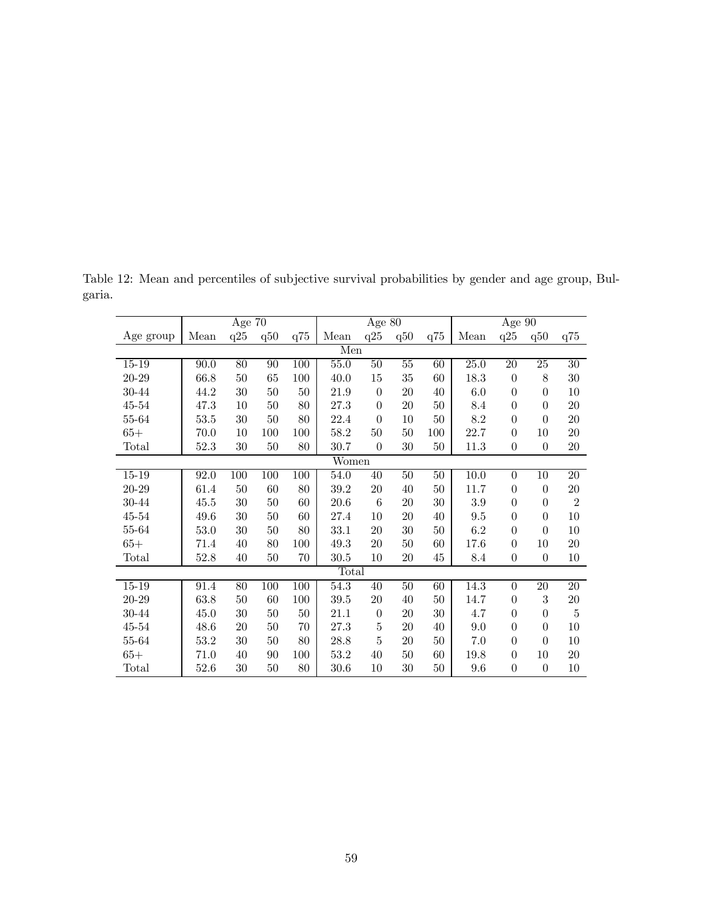Table 12: Mean and percentiles of subjective survival probabilities by gender and age group, Bulgaria.

| | Age 70 | | | | Age 80 | | | | Age 90 | | | |
|---|---|---|---|---|---|---|---|---|---|---|---|---|
| Age group | Mean | q25 | q50 | q75 | Mean | q25 | q50 | q75 | Mean | q25 | q50 | q75 |
| **Men** | | | | | | | | | | | | |
| 15-19 | 90.0 | 80 | 90 | 100 | 55.0 | 50 | 55 | 60 | 25.0 | 20 | 25 | 30 |
| 20-29 | 66.8 | 50 | 65 | 100 | 40.0 | 15 | 35 | 60 | 18.3 | 0 | 8 | 30 |
| 30-44 | 44.2 | 30 | 50 | 50 | 21.9 | 0 | 20 | 40 | 6.0 | 0 | 0 | 10 |
| 45-54 | 47.3 | 10 | 50 | 80 | 27.3 | 0 | 20 | 50 | 8.4 | 0 | 0 | 20 |
| 55-64 | 53.5 | 30 | 50 | 80 | 22.4 | 0 | 10 | 50 | 8.2 | 0 | 0 | 20 |
| 65+ | 70.0 | 10 | 100 | 100 | 58.2 | 50 | 50 | 100 | 22.7 | 0 | 10 | 20 |
| Total | 52.3 | 30 | 50 | 80 | 30.7 | 0 | 30 | 50 | 11.3 | 0 | 0 | 20 |
| **Women** | | | | | | | | | | | | |
| 15-19 | 92.0 | 100 | 100 | 100 | 54.0 | 40 | 50 | 50 | 10.0 | 0 | 10 | 20 |
| 20-29 | 61.4 | 50 | 60 | 80 | 39.2 | 20 | 40 | 50 | 11.7 | 0 | 0 | 20 |
| 30-44 | 45.5 | 30 | 50 | 60 | 20.6 | 6 | 20 | 30 | 3.9 | 0 | 0 | 2 |
| 45-54 | 49.6 | 30 | 50 | 60 | 27.4 | 10 | 20 | 40 | 9.5 | 0 | 0 | 10 |
| 55-64 | 53.0 | 30 | 50 | 80 | 33.1 | 20 | 30 | 50 | 6.2 | 0 | 0 | 10 |
| 65+ | 71.4 | 40 | 80 | 100 | 49.3 | 20 | 50 | 60 | 17.6 | 0 | 10 | 20 |
| Total | 52.8 | 40 | 50 | 70 | 30.5 | 10 | 20 | 45 | 8.4 | 0 | 0 | 10 |
| **Total** | | | | | | | | | | | | |
| 15-19 | 91.4 | 80 | 100 | 100 | 54.3 | 40 | 50 | 60 | 14.3 | 0 | 20 | 20 |
| 20-29 | 63.8 | 50 | 60 | 100 | 39.5 | 20 | 40 | 50 | 14.7 | 0 | 3 | 20 |
| 30-44 | 45.0 | 30 | 50 | 50 | 21.1 | 0 | 20 | 30 | 4.7 | 0 | 0 | 5 |
| 45-54 | 48.6 | 20 | 50 | 70 | 27.3 | 5 | 20 | 40 | 9.0 | 0 | 0 | 10 |
| 55-64 | 53.2 | 30 | 50 | 80 | 28.8 | 5 | 20 | 50 | 7.0 | 0 | 0 | 10 |
| 65+ | 71.0 | 40 | 90 | 100 | 53.2 | 40 | 50 | 60 | 19.8 | 0 | 10 | 20 |
| Total | 52.6 | 30 | 50 | 80 | 30.6 | 10 | 30 | 50 | 9.6 | 0 | 0 | 10 |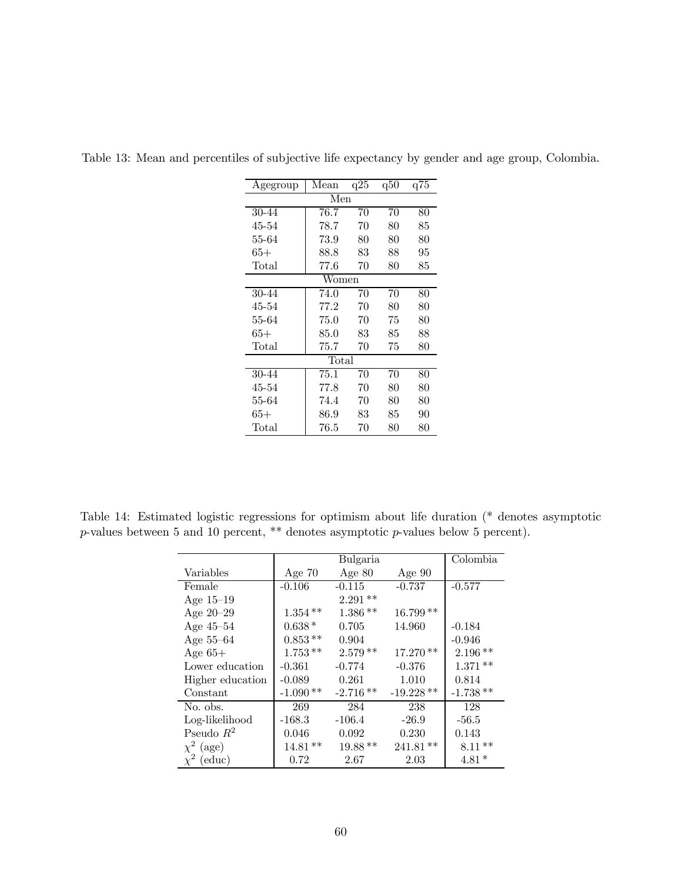Table 13: Mean and percentiles of subjective life expectancy by gender and age group, Colombia.

| Agegroup | Mean | q25 | q50 | q75 |
|---|---|---|---|---|
| **Men** | | | | |
| 30-44 | 76.7 | 70 | 70 | 80 |
| 45-54 | 78.7 | 70 | 80 | 85 |
| 55-64 | 73.9 | 80 | 80 | 80 |
| 65+ | 88.8 | 83 | 88 | 95 |
| Total | 77.6 | 70 | 80 | 85 |
| **Women** | | | | |
| 30-44 | 74.0 | 70 | 70 | 80 |
| 45-54 | 77.2 | 70 | 80 | 80 |
| 55-64 | 75.0 | 70 | 75 | 80 |
| 65+ | 85.0 | 83 | 85 | 88 |
| Total | 75.7 | 70 | 75 | 80 |
| **Total** | | | | |
| 30-44 | 75.1 | 70 | 70 | 80 |
| 45-54 | 77.8 | 70 | 80 | 80 |
| 55-64 | 74.4 | 70 | 80 | 80 |
| 65+ | 86.9 | 83 | 85 | 90 |
| Total | 76.5 | 70 | 80 | 80 |

Table 14: Estimated logistic regressions for optimism about life duration (* denotes asymptotic $p$-values between 5 and 10 percent, ** denotes asymptotic $p$-values below 5 percent).

| | Bulgaria | | | Colombia |
|---|---|---|---|---|
| Variables | Age 70 | Age 80 | Age 90 | |
| Female | -0.106 | -0.115 | -0.737 | -0.577 |
| Age 15–19 | | 2.291 ** | | |
| Age 20–29 | 1.354 ** | 1.386 ** | 16.799 ** | |
| Age 45–54 | 0.638 * | 0.705 | 14.960 | -0.184 |
| Age 55–64 | 0.853 ** | 0.904 | | -0.946 |
| Age 65+ | 1.753 ** | 2.579 ** | 17.270 ** | 2.196 ** |
| Lower education | -0.361 | -0.774 | -0.376 | 1.371 ** |
| Higher education | -0.089 | 0.261 | 1.010 | 0.814 |
| Constant | -1.090 ** | -2.716 ** | -19.228 ** | -1.738 ** |
| No. obs. | 269 | 284 | 238 | 128 |
| Log-likelihood | -168.3 | -106.4 | -26.9 | -56.5 |
| Pseudo $R^2$ | 0.046 | 0.092 | 0.230 | 0.143 |
| $\chi^2$ (age) | 14.81 ** | 19.88 ** | 241.81 ** | 8.11 ** |
| $\chi^2$ (educ) | 0.72 | 2.67 | 2.03 | 4.81 * |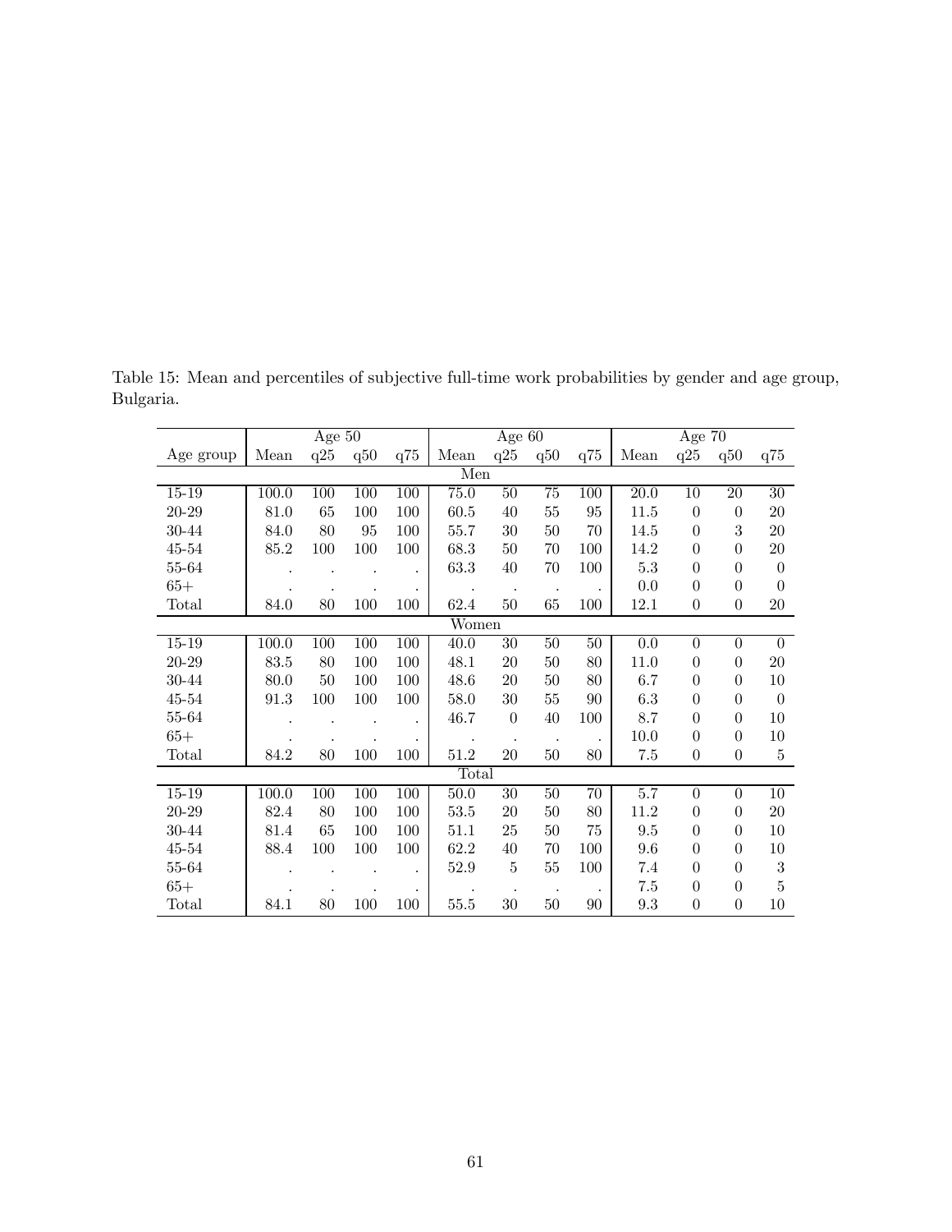Table 15: Mean and percentiles of subjective full-time work probabilities by gender and age group, Bulgaria.

| | Age 50 | | | | Age 60 | | | | Age 70 | | | |
|---|---|---|---|---|---|---|---|---|---|---|---|---|
| Age group | Mean | q25 | q50 | q75 | Mean | q25 | q50 | q75 | Mean | q25 | q50 | q75 |
| **Men** | | | | | | | | | | | | |
| 15-19 | 100.0 | 100 | 100 | 100 | 75.0 | 50 | 75 | 100 | 20.0 | 10 | 20 | 30 |
| 20-29 | 81.0 | 65 | 100 | 100 | 60.5 | 40 | 55 | 95 | 11.5 | 0 | 0 | 20 |
| 30-44 | 84.0 | 80 | 95 | 100 | 55.7 | 30 | 50 | 70 | 14.5 | 0 | 3 | 20 |
| 45-54 | 85.2 | 100 | 100 | 100 | 68.3 | 50 | 70 | 100 | 14.2 | 0 | 0 | 20 |
| 55-64 | . | . | . | . | 63.3 | 40 | 70 | 100 | 5.3 | 0 | 0 | 0 |
| 65+ | . | . | . | . | . | . | . | . | 0.0 | 0 | 0 | 0 |
| Total | 84.0 | 80 | 100 | 100 | 62.4 | 50 | 65 | 100 | 12.1 | 0 | 0 | 20 |
| **Women** | | | | | | | | | | | | |
| 15-19 | 100.0 | 100 | 100 | 100 | 40.0 | 30 | 50 | 50 | 0.0 | 0 | 0 | 0 |
| 20-29 | 83.5 | 80 | 100 | 100 | 48.1 | 20 | 50 | 80 | 11.0 | 0 | 0 | 20 |
| 30-44 | 80.0 | 50 | 100 | 100 | 48.6 | 20 | 50 | 80 | 6.7 | 0 | 0 | 10 |
| 45-54 | 91.3 | 100 | 100 | 100 | 58.0 | 30 | 55 | 90 | 6.3 | 0 | 0 | 0 |
| 55-64 | . | . | . | . | 46.7 | 0 | 40 | 100 | 8.7 | 0 | 0 | 10 |
| 65+ | . | . | . | . | . | . | . | . | 10.0 | 0 | 0 | 10 |
| Total | 84.2 | 80 | 100 | 100 | 51.2 | 20 | 50 | 80 | 7.5 | 0 | 0 | 5 |
| **Total** | | | | | | | | | | | | |
| 15-19 | 100.0 | 100 | 100 | 100 | 50.0 | 30 | 50 | 70 | 5.7 | 0 | 0 | 10 |
| 20-29 | 82.4 | 80 | 100 | 100 | 53.5 | 20 | 50 | 80 | 11.2 | 0 | 0 | 20 |
| 30-44 | 81.4 | 65 | 100 | 100 | 51.1 | 25 | 50 | 75 | 9.5 | 0 | 0 | 10 |
| 45-54 | 88.4 | 100 | 100 | 100 | 62.2 | 40 | 70 | 100 | 9.6 | 0 | 0 | 10 |
| 55-64 | . | . | . | . | 52.9 | 5 | 55 | 100 | 7.4 | 0 | 0 | 3 |
| 65+ | . | . | . | . | . | . | . | . | 7.5 | 0 | 0 | 5 |
| Total | 84.1 | 80 | 100 | 100 | 55.5 | 30 | 50 | 90 | 9.3 | 0 | 0 | 10 |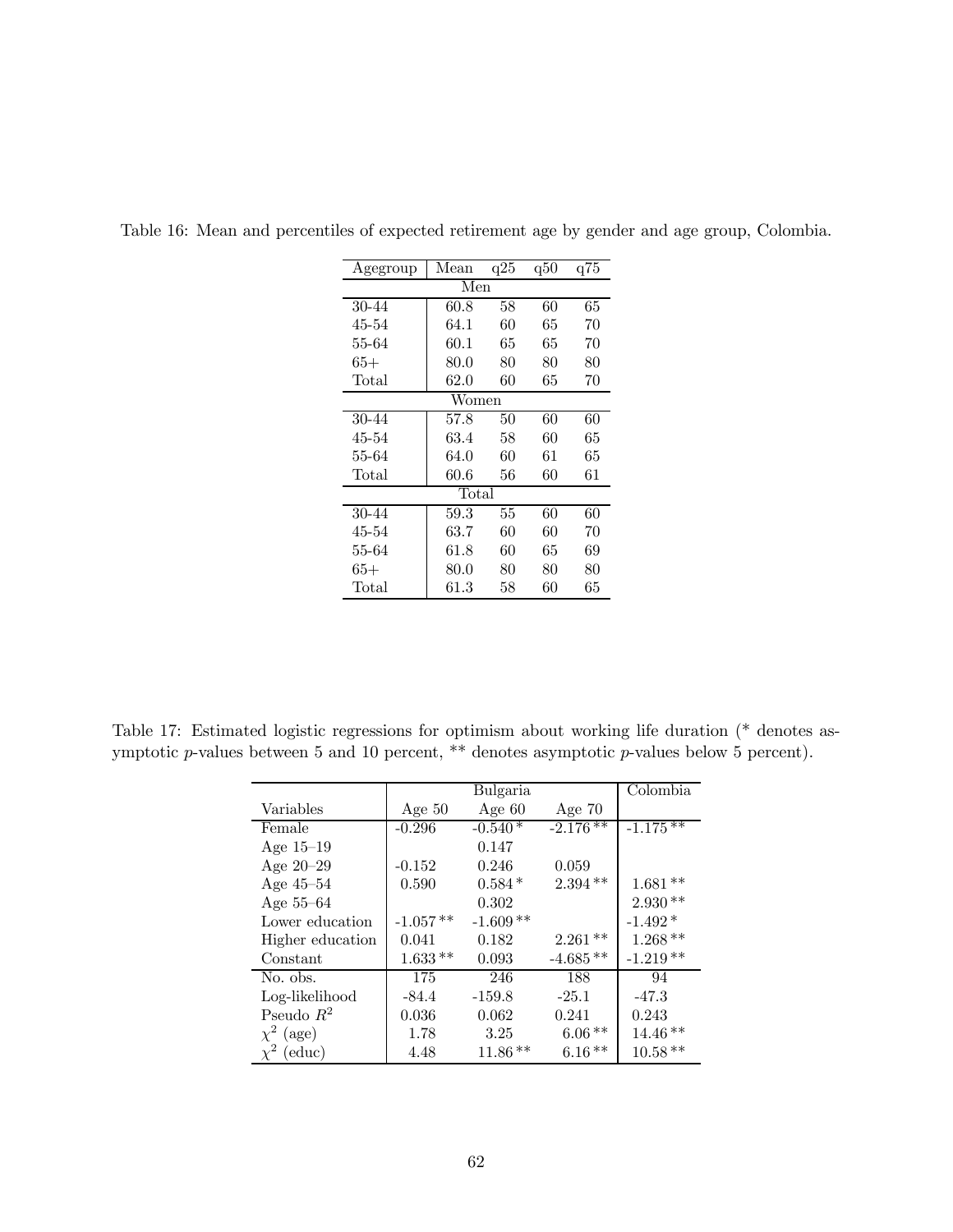Table 16: Mean and percentiles of expected retirement age by gender and age group, Colombia.

| Agegroup | Mean | q25 | q50 | q75 |
|---|---|---|---|---|
| Men | | | | |
| 30-44 | 60.8 | 58 | 60 | 65 |
| 45-54 | 64.1 | 60 | 65 | 70 |
| 55-64 | 60.1 | 65 | 65 | 70 |
| 65+ | 80.0 | 80 | 80 | 80 |
| Total | 62.0 | 60 | 65 | 70 |
| Women | | | | |
| 30-44 | 57.8 | 50 | 60 | 60 |
| 45-54 | 63.4 | 58 | 60 | 65 |
| 55-64 | 64.0 | 60 | 61 | 65 |
| Total | 60.6 | 56 | 60 | 61 |
| Total | | | | |
| 30-44 | 59.3 | 55 | 60 | 60 |
| 45-54 | 63.7 | 60 | 60 | 70 |
| 55-64 | 61.8 | 60 | 65 | 69 |
| 65+ | 80.0 | 80 | 80 | 80 |
| Total | 61.3 | 58 | 60 | 65 |

Table 17: Estimated logistic regressions for optimism about working life duration (* denotes asymptotic $p$-values between 5 and 10 percent, ** denotes asymptotic $p$-values below 5 percent).

| | Bulgaria | | | Colombia |
|---|---|---|---|---|
| Variables | Age 50 | Age 60 | Age 70 | |
| Female | -0.296 | -0.540 * | -2.176 ** | -1.175 ** |
| Age 15–19 | | 0.147 | | |
| Age 20–29 | -0.152 | 0.246 | 0.059 | |
| Age 45–54 | 0.590 | 0.584 * | 2.394 ** | 1.681 ** |
| Age 55–64 | | 0.302 | | 2.930 ** |
| Lower education | -1.057 ** | -1.609 ** | | -1.492 * |
| Higher education | 0.041 | 0.182 | 2.261 ** | 1.268 ** |
| Constant | 1.633 ** | 0.093 | -4.685 ** | -1.219 ** |
| No. obs. | 175 | 246 | 188 | 94 |
| Log-likelihood | -84.4 | -159.8 | -25.1 | -47.3 |
| Pseudo $R^2$ | 0.036 | 0.062 | 0.241 | 0.243 |
| $\chi^2$ (age) | 1.78 | 3.25 | 6.06 ** | 14.46 ** |
| $\chi^2$ (educ) | 4.48 | 11.86 ** | 6.16 ** | 10.58 ** |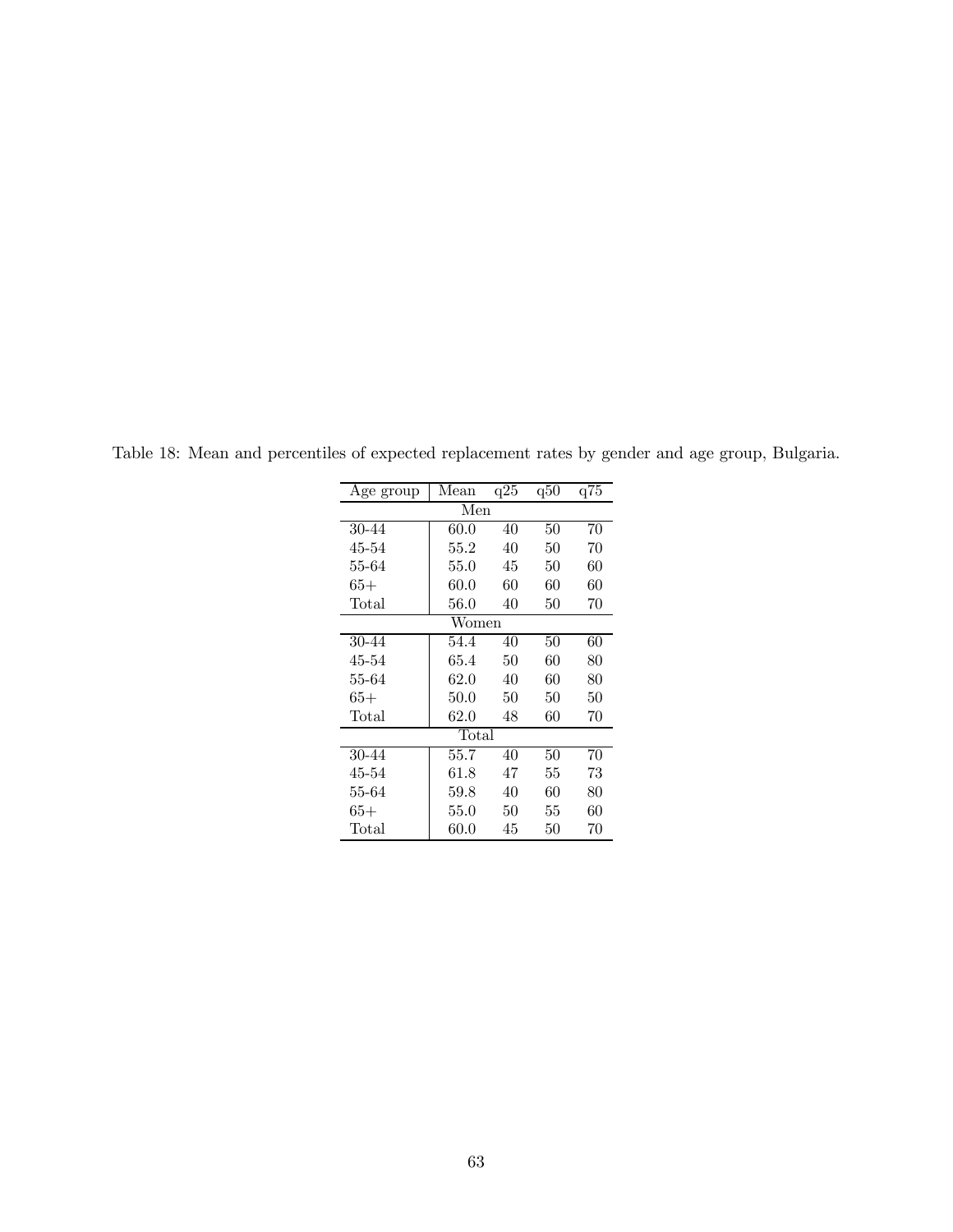Table 18: Mean and percentiles of expected replacement rates by gender and age group, Bulgaria.

| Age group | Mean | q25 | q50 | q75 |
|---|---|---|---|---|
| Men | | | | |
| 30-44 | 60.0 | 40 | 50 | 70 |
| 45-54 | 55.2 | 40 | 50 | 70 |
| 55-64 | 55.0 | 45 | 50 | 60 |
| 65+ | 60.0 | 60 | 60 | 60 |
| Total | 56.0 | 40 | 50 | 70 |
| Women | | | | |
| 30-44 | 54.4 | 40 | 50 | 60 |
| 45-54 | 65.4 | 50 | 60 | 80 |
| 55-64 | 62.0 | 40 | 60 | 80 |
| 65+ | 50.0 | 50 | 50 | 50 |
| Total | 62.0 | 48 | 60 | 70 |
| Total | | | | |
| 30-44 | 55.7 | 40 | 50 | 70 |
| 45-54 | 61.8 | 47 | 55 | 73 |
| 55-64 | 59.8 | 40 | 60 | 80 |
| 65+ | 55.0 | 50 | 55 | 60 |
| Total | 60.0 | 45 | 50 | 70 |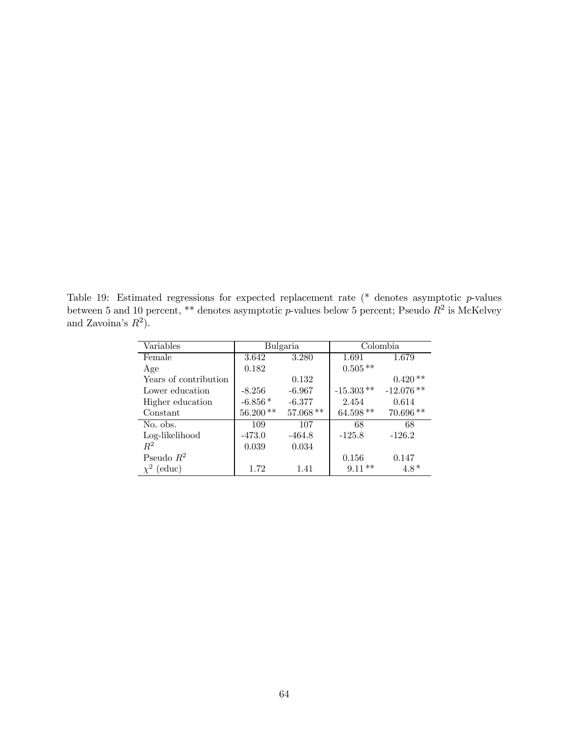Table 19: Estimated regressions for expected replacement rate (* denotes asymptotic $p$-values between 5 and 10 percent, ** denotes asymptotic $p$-values below 5 percent; Pseudo $R^2$ is McKelvey and Zavoina's $R^2$).

| Variables | Bulgaria | | Colombia | |
|---|---|---|---|---|
| Female | 3.642 | 3.280 | 1.691 | 1.679 |
| Age | 0.182 | | 0.505 ** | |
| Years of contribution | | 0.132 | | 0.420 ** |
| Lower education | -8.256 | -6.967 | -15.303 ** | -12.076 ** |
| Higher education | -6.856 * | -6.377 | 2.454 | 0.614 |
| Constant | 56.200 ** | 57.068 ** | 64.598 ** | 70.696 ** |
| No. obs. | 109 | 107 | 68 | 68 |
| Log-likelihood | -473.0 | -464.8 | -125.8 | -126.2 |
| $R^2$ | 0.039 | 0.034 | | |
| Pseudo $R^2$ | | | 0.156 | 0.147 |
| $\chi^2$ (educ) | 1.72 | 1.41 | 9.11 ** | 4.8 * |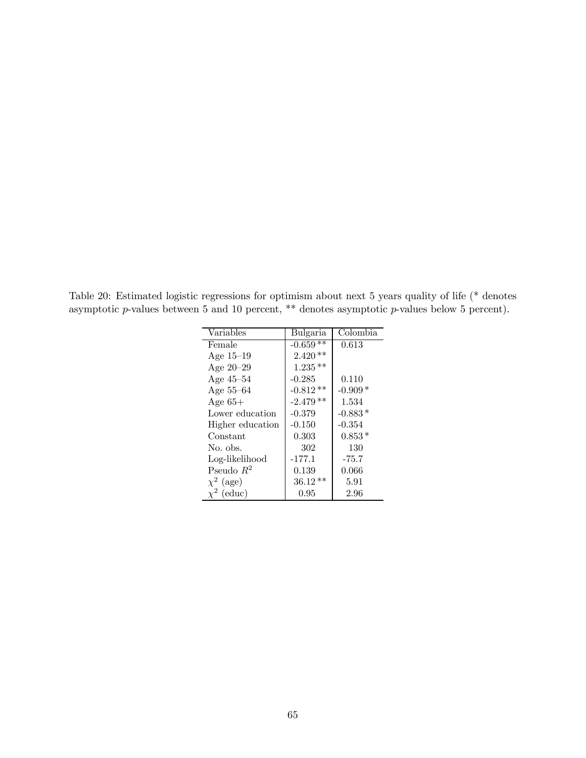Table 20: Estimated logistic regressions for optimism about next 5 years quality of life (* denotes asymptotic $p$-values between 5 and 10 percent, ** denotes asymptotic $p$-values below 5 percent).

| Variables | Bulgaria | Colombia |
|---|---|---|
| Female | -0.659 ** | 0.613 |
| Age 15–19 | 2.420 ** | |
| Age 20–29 | 1.235 ** | |
| Age 45–54 | -0.285 | 0.110 |
| Age 55–64 | -0.812 ** | -0.909 * |
| Age 65+ | -2.479 ** | 1.534 |
| Lower education | -0.379 | -0.883 * |
| Higher education | -0.150 | -0.354 |
| Constant | 0.303 | 0.853 * |
| No. obs. | 302 | 130 |
| Log-likelihood | -177.1 | -75.7 |
| Pseudo $R^2$ | 0.139 | 0.066 |
| $\chi^2$ (age) | 36.12 ** | 5.91 |
| $\chi^2$ (educ) | 0.95 | 2.96 |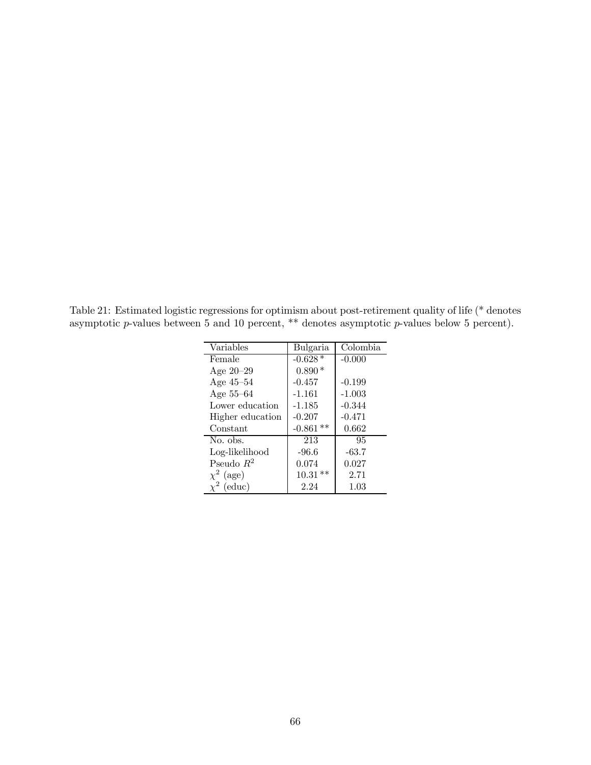Table 21: Estimated logistic regressions for optimism about post-retirement quality of life (* denotes asymptotic $p$-values between 5 and 10 percent, ** denotes asymptotic $p$-values below 5 percent).

| Variables | Bulgaria | Colombia |
|---|---|---|
| Female | -0.628 * | -0.000 |
| Age 20–29 | 0.890 * | |
| Age 45–54 | -0.457 | -0.199 |
| Age 55–64 | -1.161 | -1.003 |
| Lower education | -1.185 | -0.344 |
| Higher education | -0.207 | -0.471 |
| Constant | -0.861 ** | 0.662 |
| No. obs. | 213 | 95 |
| Log-likelihood | -96.6 | -63.7 |
| Pseudo $R^2$ | 0.074 | 0.027 |
| $\chi^2$ (age) | 10.31 ** | 2.71 |
| $\chi^2$ (educ) | 2.24 | 1.03 |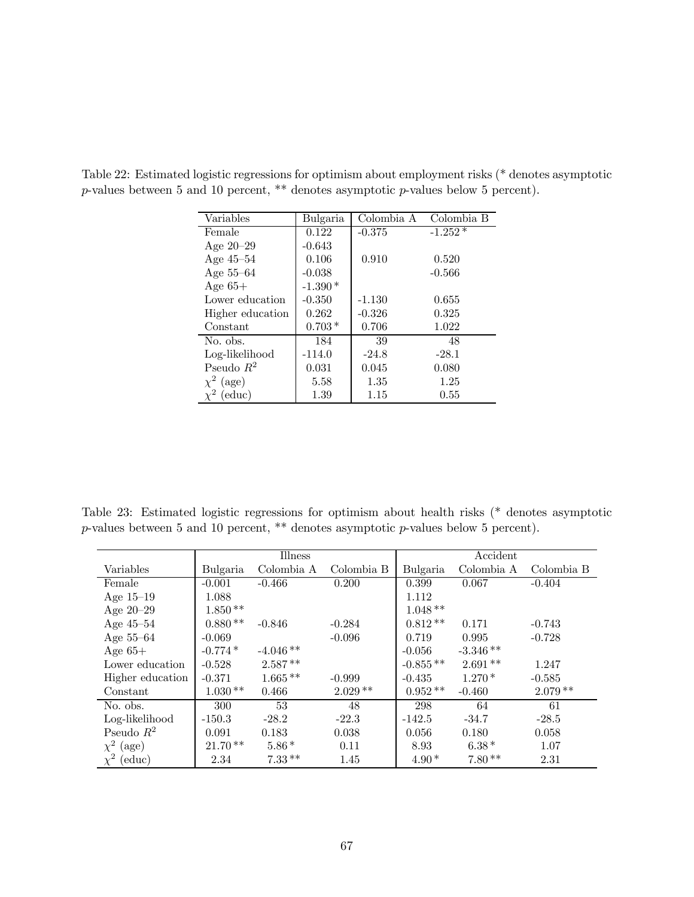Table 22: Estimated logistic regressions for optimism about employment risks (* denotes asymptotic $p$-values between 5 and 10 percent, ** denotes asymptotic $p$-values below 5 percent).

| Variables | Bulgaria | Colombia A | Colombia B |
|---|---|---|---|
| Female | 0.122 | -0.375 | -1.252 * |
| Age 20–29 | -0.643 | | |
| Age 45–54 | 0.106 | 0.910 | 0.520 |
| Age 55–64 | -0.038 | | -0.566 |
| Age 65+ | -1.390 * | | |
| Lower education | -0.350 | -1.130 | 0.655 |
| Higher education | 0.262 | -0.326 | 0.325 |
| Constant | 0.703 * | 0.706 | 1.022 |
| No. obs. | 184 | 39 | 48 |
| Log-likelihood | -114.0 | -24.8 | -28.1 |
| Pseudo $R^2$ | 0.031 | 0.045 | 0.080 |
| $\chi^2$ (age) | 5.58 | 1.35 | 1.25 |
| $\chi^2$ (educ) | 1.39 | 1.15 | 0.55 |

Table 23: Estimated logistic regressions for optimism about health risks (* denotes asymptotic $p$-values between 5 and 10 percent, ** denotes asymptotic $p$-values below 5 percent).

| | Illness | | | Accident | | |
|---|---|---|---|---|---|---|
| Variables | Bulgaria | Colombia A | Colombia B | Bulgaria | Colombia A | Colombia B |
| Female | -0.001 | -0.466 | 0.200 | 0.399 | 0.067 | -0.404 |
| Age 15–19 | 1.088 | | | 1.112 | | |
| Age 20–29 | 1.850 ** | | | 1.048 ** | | |
| Age 45–54 | 0.880 ** | -0.846 | -0.284 | 0.812 ** | 0.171 | -0.743 |
| Age 55–64 | -0.069 | | -0.096 | 0.719 | 0.995 | -0.728 |
| Age 65+ | -0.774 * | -4.046 ** | | -0.056 | -3.346 ** | |
| Lower education | -0.528 | 2.587 ** | | -0.855 ** | 2.691 ** | 1.247 |
| Higher education | -0.371 | 1.665 ** | -0.999 | -0.435 | 1.270 * | -0.585 |
| Constant | 1.030 ** | 0.466 | 2.029 ** | 0.952 ** | -0.460 | 2.079 ** |
| No. obs. | 300 | 53 | 48 | 298 | 64 | 61 |
| Log-likelihood | -150.3 | -28.2 | -22.3 | -142.5 | -34.7 | -28.5 |
| Pseudo $R^2$ | 0.091 | 0.183 | 0.038 | 0.056 | 0.180 | 0.058 |
| $\chi^2$ (age) | 21.70 ** | 5.86 * | 0.11 | 8.93 | 6.38 * | 1.07 |
| $\chi^2$ (educ) | 2.34 | 7.33 ** | 1.45 | 4.90 * | 7.80 ** | 2.31 |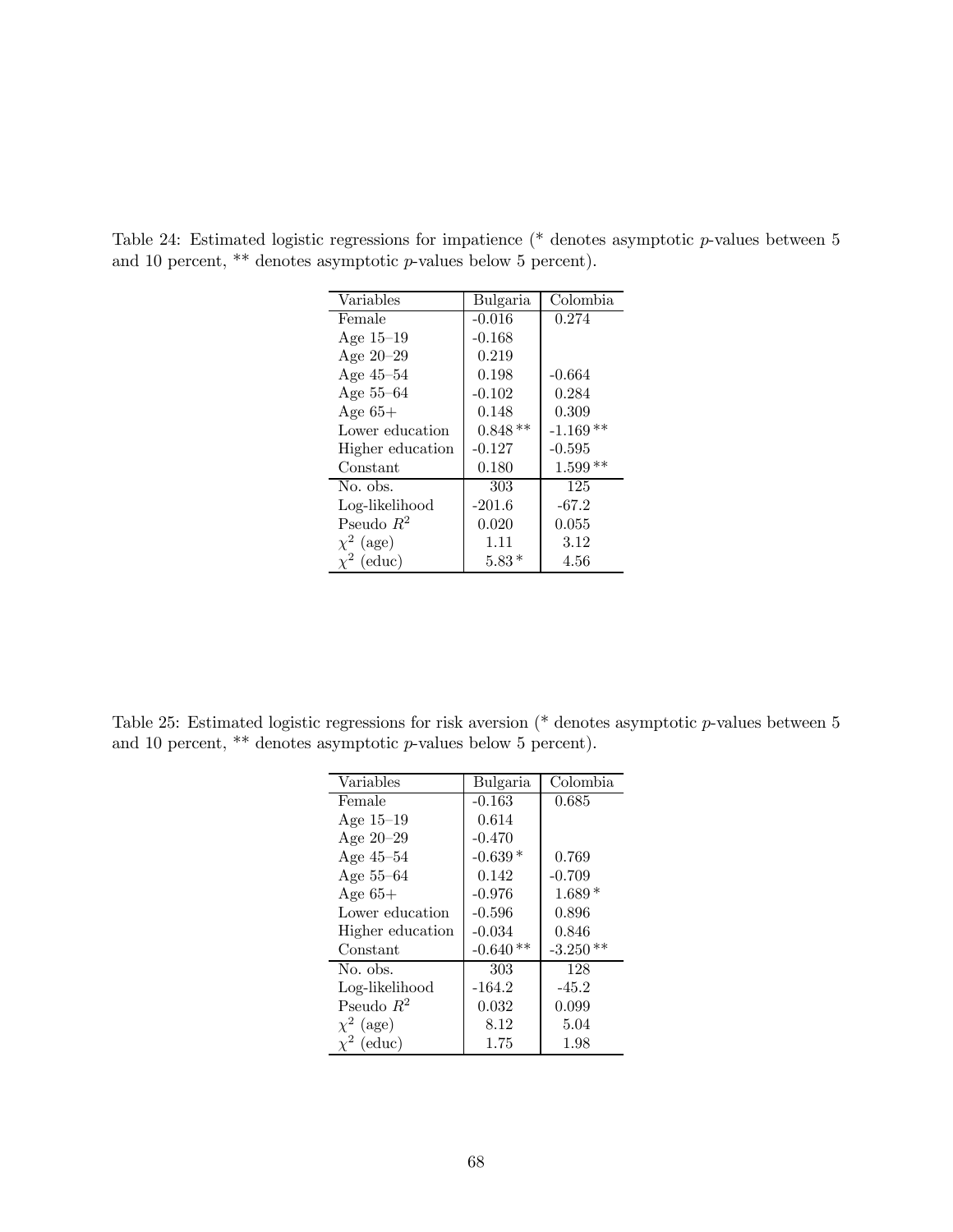Table 24: Estimated logistic regressions for impatience (* denotes asymptotic $p$-values between 5 and 10 percent, ** denotes asymptotic $p$-values below 5 percent).

| Variables | Bulgaria | Colombia |
|---|---|---|
| Female | -0.016 | 0.274 |
| Age 15–19 | -0.168 | |
| Age 20–29 | 0.219 | |
| Age 45–54 | 0.198 | -0.664 |
| Age 55–64 | -0.102 | 0.284 |
| Age 65+ | 0.148 | 0.309 |
| Lower education | 0.848 ** | -1.169 ** |
| Higher education | -0.127 | -0.595 |
| Constant | 0.180 | 1.599 ** |
| No. obs. | 303 | 125 |
| Log-likelihood | -201.6 | -67.2 |
| Pseudo $R^2$ | 0.020 | 0.055 |
| $\chi^2$ (age) | 1.11 | 3.12 |
| $\chi^2$ (educ) | 5.83 * | 4.56 |

Table 25: Estimated logistic regressions for risk aversion (* denotes asymptotic $p$-values between 5 and 10 percent, ** denotes asymptotic $p$-values below 5 percent).

| Variables | Bulgaria | Colombia |
|---|---|---|
| Female | -0.163 | 0.685 |
| Age 15–19 | 0.614 | |
| Age 20–29 | -0.470 | |
| Age 45–54 | -0.639 * | 0.769 |
| Age 55–64 | 0.142 | -0.709 |
| Age 65+ | -0.976 | 1.689 * |
| Lower education | -0.596 | 0.896 |
| Higher education | -0.034 | 0.846 |
| Constant | -0.640 ** | -3.250 ** |
| No. obs. | 303 | 128 |
| Log-likelihood | -164.2 | -45.2 |
| Pseudo $R^2$ | 0.032 | 0.099 |
| $\chi^2$ (age) | 8.12 | 5.04 |
| $\chi^2$ (educ) | 1.75 | 1.98 |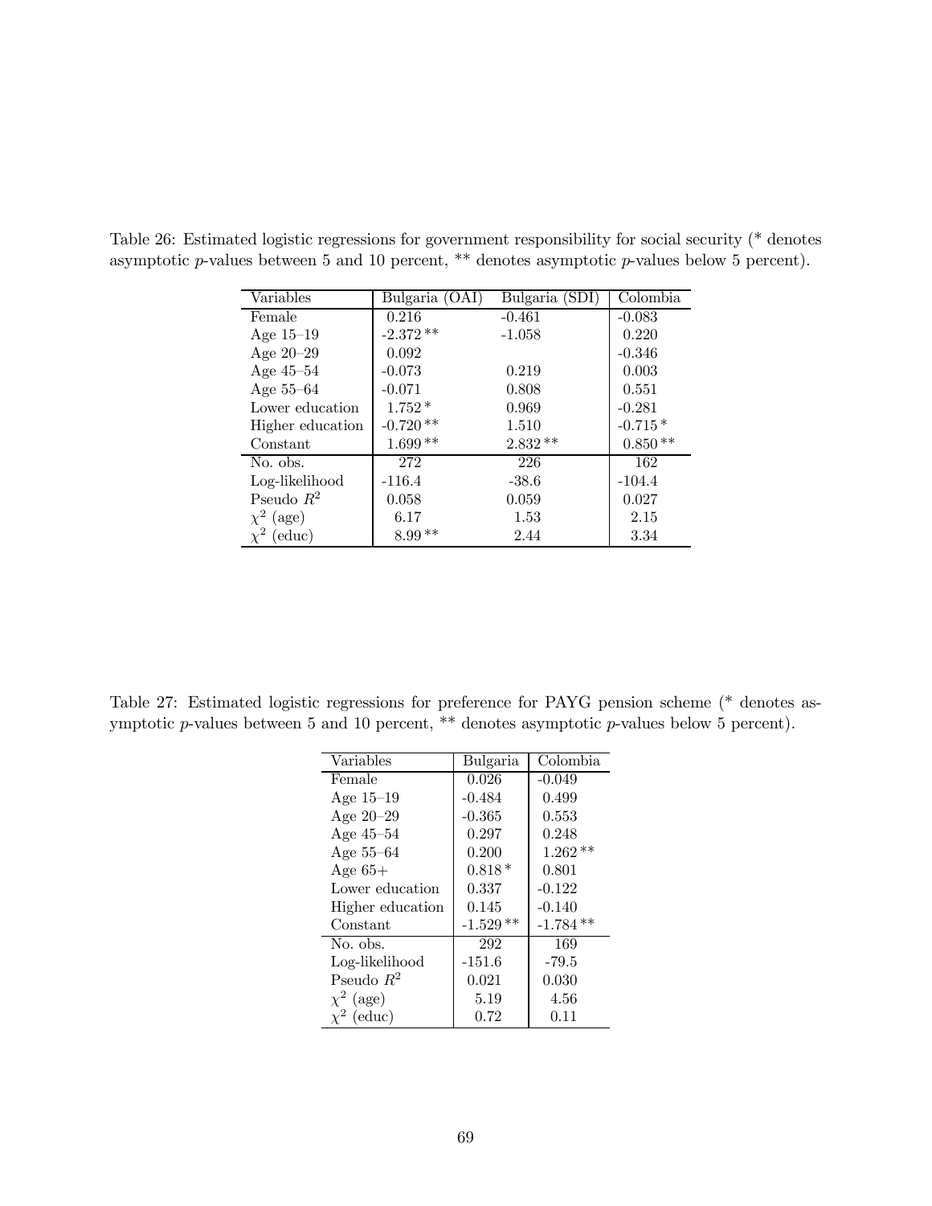Table 26: Estimated logistic regressions for government responsibility for social security (* denotes asymptotic $p$-values between 5 and 10 percent, ** denotes asymptotic $p$-values below 5 percent).

| Variables | Bulgaria (OAI) | Bulgaria (SDI) | Colombia |
|---|---|---|---|
| Female | 0.216 | -0.461 | -0.083 |
| Age 15–19 | -2.372 ** | -1.058 | 0.220 |
| Age 20–29 | 0.092 | | -0.346 |
| Age 45–54 | -0.073 | 0.219 | 0.003 |
| Age 55–64 | -0.071 | 0.808 | 0.551 |
| Lower education | 1.752 * | 0.969 | -0.281 |
| Higher education | -0.720 ** | 1.510 | -0.715 * |
| Constant | 1.699 ** | 2.832 ** | 0.850 ** |
| No. obs. | 272 | 226 | 162 |
| Log-likelihood | -116.4 | -38.6 | -104.4 |
| Pseudo $R^2$ | 0.058 | 0.059 | 0.027 |
| $\chi^2$ (age) | 6.17 | 1.53 | 2.15 |
| $\chi^2$ (educ) | 8.99 ** | 2.44 | 3.34 |

Table 27: Estimated logistic regressions for preference for PAYG pension scheme (* denotes asymptotic $p$-values between 5 and 10 percent, ** denotes asymptotic $p$-values below 5 percent).

| Variables | Bulgaria | Colombia |
|---|---|---|
| Female | 0.026 | -0.049 |
| Age 15–19 | -0.484 | 0.499 |
| Age 20–29 | -0.365 | 0.553 |
| Age 45–54 | 0.297 | 0.248 |
| Age 55–64 | 0.200 | 1.262 ** |
| Age 65+ | 0.818 * | 0.801 |
| Lower education | 0.337 | -0.122 |
| Higher education | 0.145 | -0.140 |
| Constant | -1.529 ** | -1.784 ** |
| No. obs. | 292 | 169 |
| Log-likelihood | -151.6 | -79.5 |
| Pseudo $R^2$ | 0.021 | 0.030 |
| $\chi^2$ (age) | 5.19 | 4.56 |
| $\chi^2$ (educ) | 0.72 | 0.11 |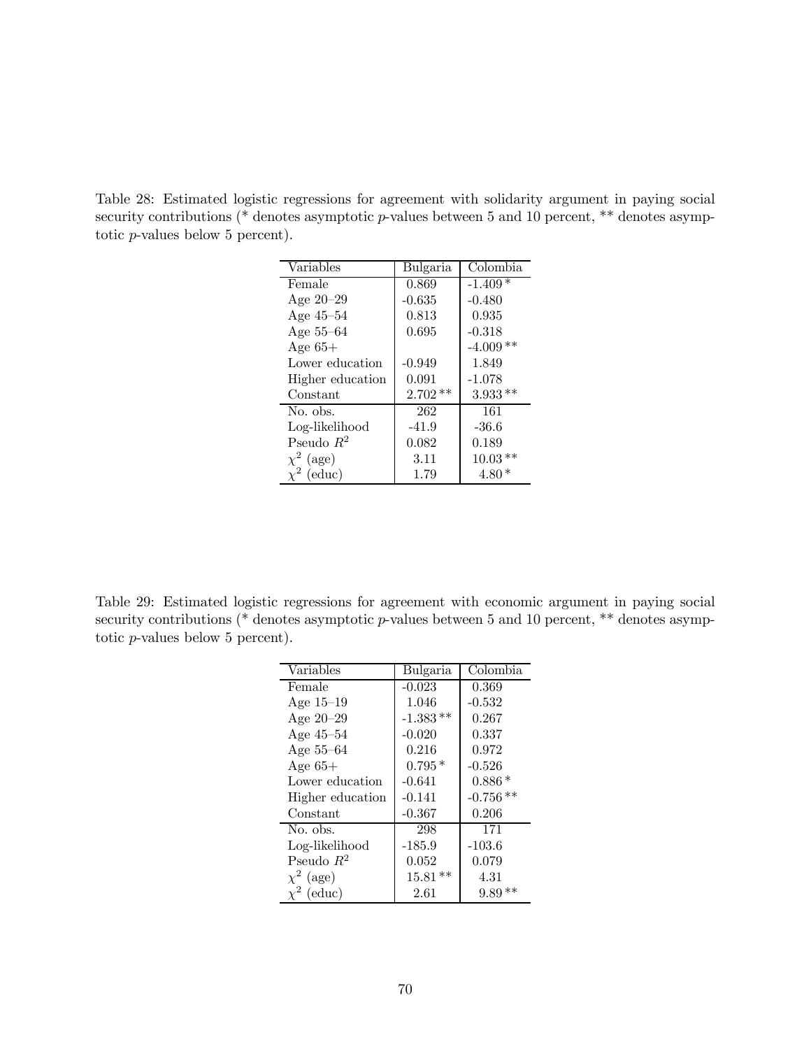Table 28: Estimated logistic regressions for agreement with solidarity argument in paying social security contributions (* denotes asymptotic $p$-values between 5 and 10 percent, ** denotes asymptotic $p$-values below 5 percent).

| Variables | Bulgaria | Colombia |
|---|---|---|
| Female | 0.869 | -1.409 * |
| Age 20–29 | -0.635 | -0.480 |
| Age 45–54 | 0.813 | 0.935 |
| Age 55–64 | 0.695 | -0.318 |
| Age 65+ | | -4.009 ** |
| Lower education | -0.949 | 1.849 |
| Higher education | 0.091 | -1.078 |
| Constant | 2.702 ** | 3.933 ** |
| No. obs. | 262 | 161 |
| Log-likelihood | -41.9 | -36.6 |
| Pseudo $R^2$ | 0.082 | 0.189 |
| $\chi^2$ (age) | 3.11 | 10.03 ** |
| $\chi^2$ (educ) | 1.79 | 4.80 * |

Table 29: Estimated logistic regressions for agreement with economic argument in paying social security contributions (* denotes asymptotic $p$-values between 5 and 10 percent, ** denotes asymptotic $p$-values below 5 percent).

| Variables | Bulgaria | Colombia |
|---|---|---|
| Female | -0.023 | 0.369 |
| Age 15–19 | 1.046 | -0.532 |
| Age 20–29 | -1.383 ** | 0.267 |
| Age 45–54 | -0.020 | 0.337 |
| Age 55–64 | 0.216 | 0.972 |
| Age 65+ | 0.795 * | -0.526 |
| Lower education | -0.641 | 0.886 * |
| Higher education | -0.141 | -0.756 ** |
| Constant | -0.367 | 0.206 |
| No. obs. | 298 | 171 |
| Log-likelihood | -185.9 | -103.6 |
| Pseudo $R^2$ | 0.052 | 0.079 |
| $\chi^2$ (age) | 15.81 ** | 4.31 |
| $\chi^2$ (educ) | 2.61 | 9.89 ** |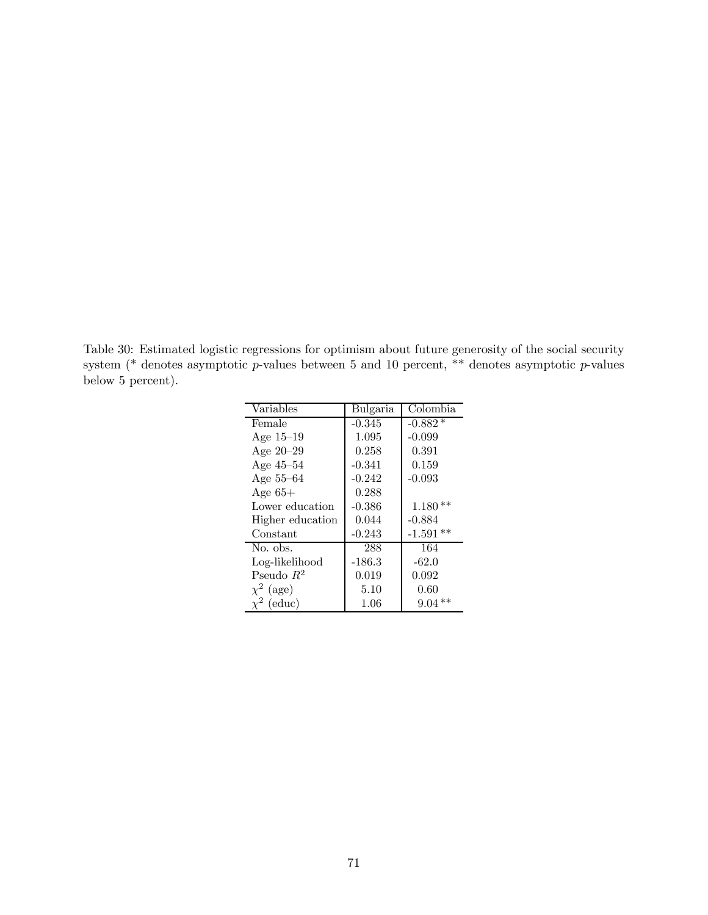Table 30: Estimated logistic regressions for optimism about future generosity of the social security system (* denotes asymptotic $p$-values between 5 and 10 percent, ** denotes asymptotic $p$-values below 5 percent).

| Variables | Bulgaria | Colombia |
|---|---|---|
| Female | -0.345 | -0.882 * |
| Age 15–19 | 1.095 | -0.099 |
| Age 20–29 | 0.258 | 0.391 |
| Age 45–54 | -0.341 | 0.159 |
| Age 55–64 | -0.242 | -0.093 |
| Age 65+ | 0.288 | |
| Lower education | -0.386 | 1.180 ** |
| Higher education | 0.044 | -0.884 |
| Constant | -0.243 | -1.591 ** |
| No. obs. | 288 | 164 |
| Log-likelihood | -186.3 | -62.0 |
| Pseudo $R^2$ | 0.019 | 0.092 |
| $\chi^2$ (age) | 5.10 | 0.60 |
| $\chi^2$ (educ) | 1.06 | 9.04 ** |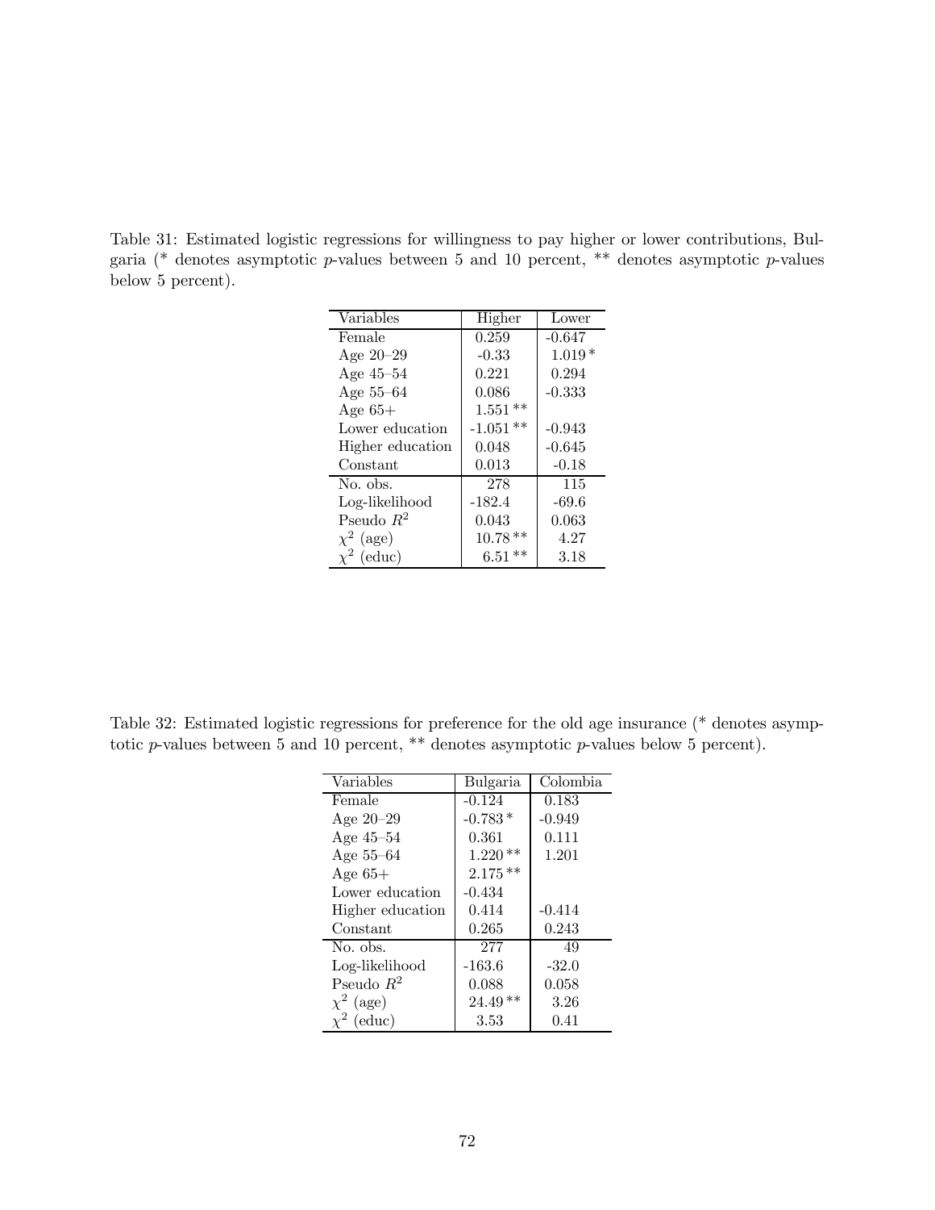Table 31: Estimated logistic regressions for willingness to pay higher or lower contributions, Bulgaria (* denotes asymptotic $p$-values between 5 and 10 percent, ** denotes asymptotic $p$-values below 5 percent).

| Variables | Higher | Lower |
|---|---|---|
| Female | 0.259 | -0.647 |
| Age 20–29 | -0.33 | 1.019 * |
| Age 45–54 | 0.221 | 0.294 |
| Age 55–64 | 0.086 | -0.333 |
| Age 65+ | 1.551 ** | |
| Lower education | -1.051 ** | -0.943 |
| Higher education | 0.048 | -0.645 |
| Constant | 0.013 | -0.18 |
| No. obs. | 278 | 115 |
| Log-likelihood | -182.4 | -69.6 |
| Pseudo $R^2$ | 0.043 | 0.063 |
| $\chi^2$ (age) | 10.78 ** | 4.27 |
| $\chi^2$ (educ) | 6.51 ** | 3.18 |

Table 32: Estimated logistic regressions for preference for the old age insurance (* denotes asymptotic $p$-values between 5 and 10 percent, ** denotes asymptotic $p$-values below 5 percent).

| Variables | Bulgaria | Colombia |
|---|---|---|
| Female | -0.124 | 0.183 |
| Age 20–29 | -0.783 * | -0.949 |
| Age 45–54 | 0.361 | 0.111 |
| Age 55–64 | 1.220 ** | 1.201 |
| Age 65+ | 2.175 ** | |
| Lower education | -0.434 | |
| Higher education | 0.414 | -0.414 |
| Constant | 0.265 | 0.243 |
| No. obs. | 277 | 49 |
| Log-likelihood | -163.6 | -32.0 |
| Pseudo $R^2$ | 0.088 | 0.058 |
| $\chi^2$ (age) | 24.49 ** | 3.26 |
| $\chi^2$ (educ) | 3.53 | 0.41 |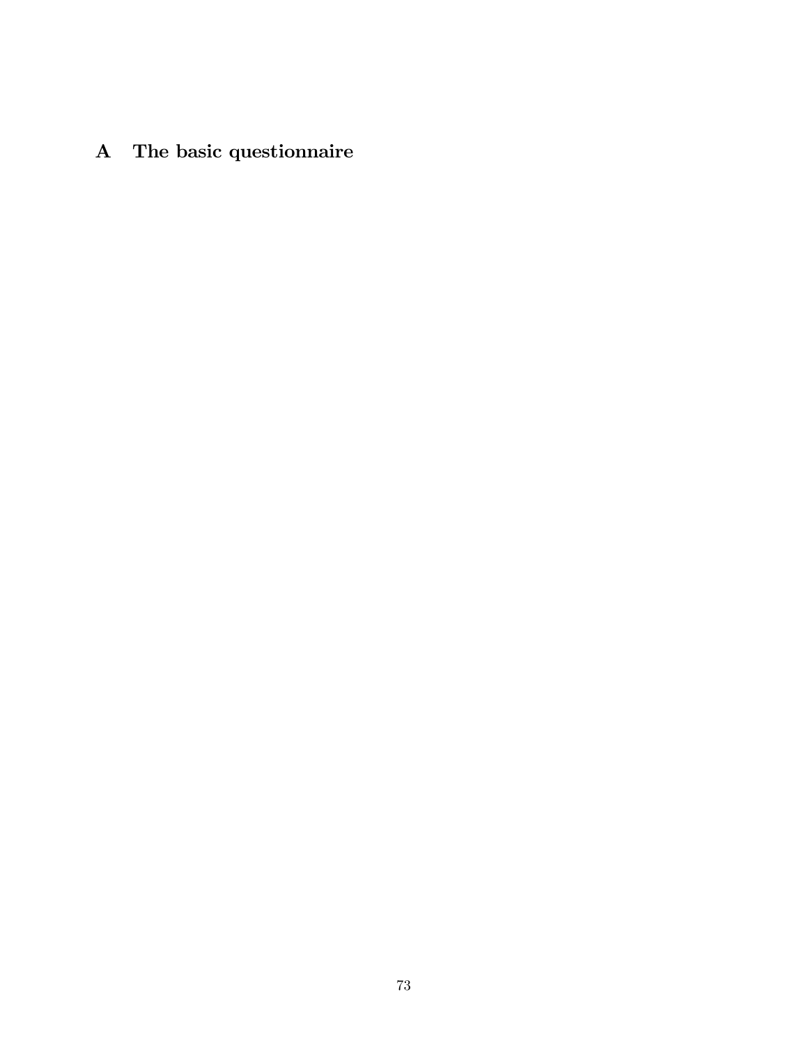# A The basic questionnaire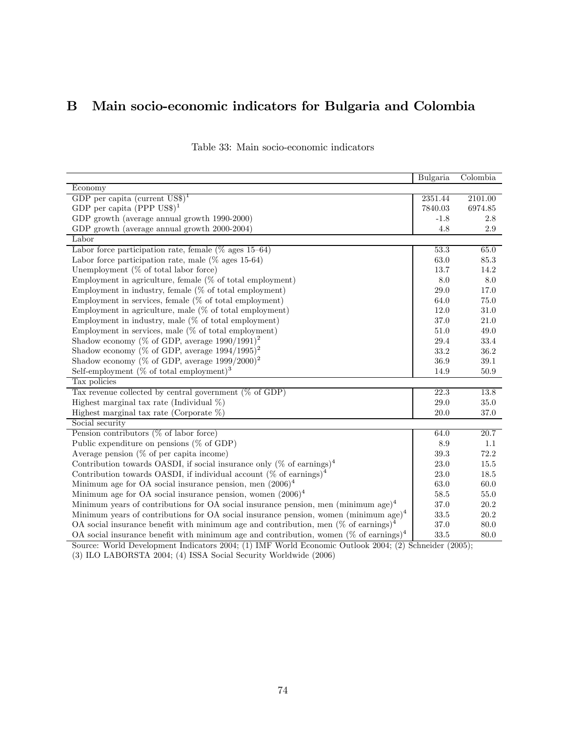# B Main socio-economic indicators for Bulgaria and Colombia

Table 33: Main socio-economic indicators

| | Bulgaria | Colombia |
|---|---|---|
| **Economy** | | |
| GDP per capita (current US$)[1] | 2351.44 | 2101.00 |
| GDP per capita (PPP US$)[1] | 7840.03 | 6974.85 |
| GDP growth (average annual growth 1990-2000) | -1.8 | 2.8 |
| GDP growth (average annual growth 2000-2004) | 4.8 | 2.9 |
| **Labor** | | |
| Labor force participation rate, female (% ages 15–64) | 53.3 | 65.0 |
| Labor force participation rate, male (% ages 15-64) | 63.0 | 85.3 |
| Unemployment (% of total labor force) | 13.7 | 14.2 |
| Employment in agriculture, female (% of total employment) | 8.0 | 8.0 |
| Employment in industry, female (% of total employment) | 29.0 | 17.0 |
| Employment in services, female (% of total employment) | 64.0 | 75.0 |
| Employment in agriculture, male (% of total employment) | 12.0 | 31.0 |
| Employment in industry, male (% of total employment) | 37.0 | 21.0 |
| Employment in services, male (% of total employment) | 51.0 | 49.0 |
| Shadow economy (% of GDP, average 1990/1991)[2] | 29.4 | 33.4 |
| Shadow economy (% of GDP, average 1994/1995)[2] | 33.2 | 36.2 |
| Shadow economy (% of GDP, average 1999/2000)[2] | 36.9 | 39.1 |
| Self-employment (% of total employment)[3] | 14.9 | 50.9 |
| **Tax policies** | | |
| Tax revenue collected by central government (% of GDP) | 22.3 | 13.8 |
| Highest marginal tax rate (Individual %) | 29.0 | 35.0 |
| Highest marginal tax rate (Corporate %) | 20.0 | 37.0 |
| **Social security** | | |
| Pension contributors (% of labor force) | 64.0 | 20.7 |
| Public expenditure on pensions (% of GDP) | 8.9 | 1.1 |
| Average pension (% of per capita income) | 39.3 | 72.2 |
| Contribution towards OASDI, if social insurance only (% of earnings)[4] | 23.0 | 15.5 |
| Contribution towards OASDI, if individual account (% of earnings)[4] | 23.0 | 18.5 |
| Minimum age for OA social insurance pension, men (2006)[4] | 63.0 | 60.0 |
| Minimum age for OA social insurance pension, women (2006)[4] | 58.5 | 55.0 |
| Minimum years of contributions for OA social insurance pension, men (minimum age)[4] | 37.0 | 20.2 |
| Minimum years of contributions for OA social insurance pension, women (minimum age)[4] | 33.5 | 20.2 |
| OA social insurance benefit with minimum age and contribution, men (% of earnings)[4] | 37.0 | 80.0 |
| OA social insurance benefit with minimum age and contribution, women (% of earnings)[4] | 33.5 | 80.0 |

Source: World Development Indicators 2004; (1) IMF World Economic Outlook 2004; (2) Schneider (2005); (3) ILO LABORSTA 2004; (4) ISSA Social Security Worldwide (2006)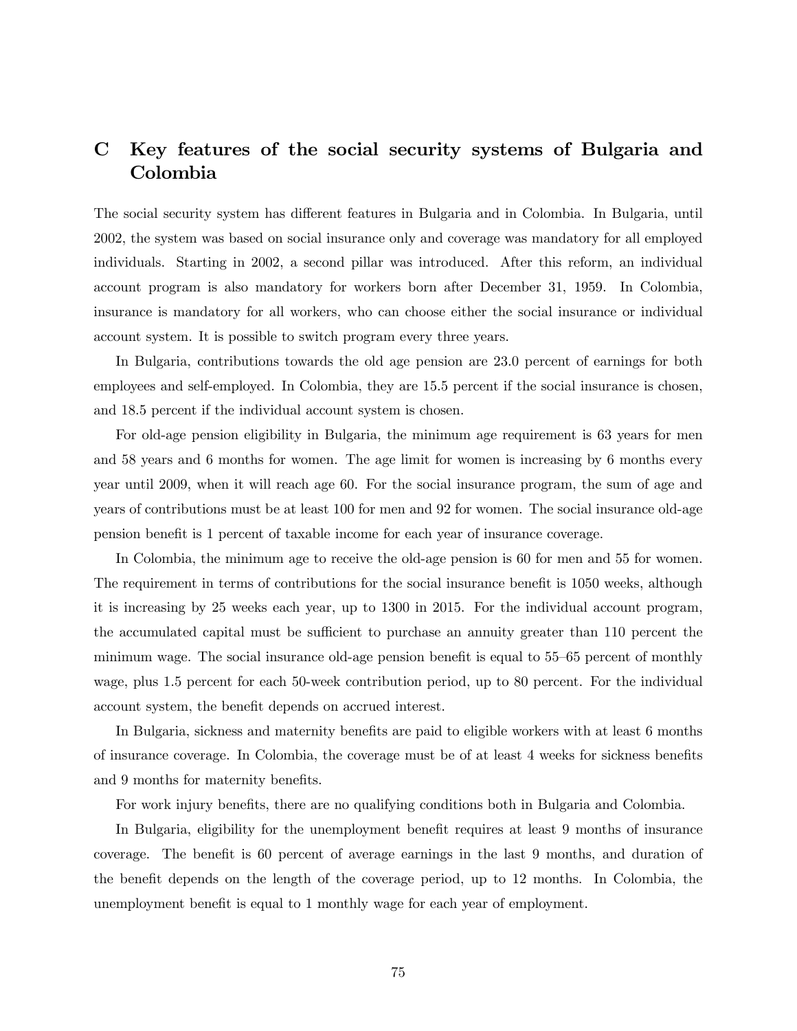# C Key features of the social security systems of Bulgaria and Colombia

The social security system has different features in Bulgaria and in Colombia. In Bulgaria, until 2002, the system was based on social insurance only and coverage was mandatory for all employed individuals. Starting in 2002, a second pillar was introduced. After this reform, an individual account program is also mandatory for workers born after December 31, 1959. In Colombia, insurance is mandatory for all workers, who can choose either the social insurance or individual account system. It is possible to switch program every three years.

In Bulgaria, contributions towards the old age pension are 23.0 percent of earnings for both employees and self-employed. In Colombia, they are 15.5 percent if the social insurance is chosen, and 18.5 percent if the individual account system is chosen.

For old-age pension eligibility in Bulgaria, the minimum age requirement is 63 years for men and 58 years and 6 months for women. The age limit for women is increasing by 6 months every year until 2009, when it will reach age 60. For the social insurance program, the sum of age and years of contributions must be at least 100 for men and 92 for women. The social insurance old-age pension benefit is 1 percent of taxable income for each year of insurance coverage.

In Colombia, the minimum age to receive the old-age pension is 60 for men and 55 for women. The requirement in terms of contributions for the social insurance benefit is 1050 weeks, although it is increasing by 25 weeks each year, up to 1300 in 2015. For the individual account program, the accumulated capital must be sufficient to purchase an annuity greater than 110 percent the minimum wage. The social insurance old-age pension benefit is equal to 55–65 percent of monthly wage, plus 1.5 percent for each 50-week contribution period, up to 80 percent. For the individual account system, the benefit depends on accrued interest.

In Bulgaria, sickness and maternity benefits are paid to eligible workers with at least 6 months of insurance coverage. In Colombia, the coverage must be of at least 4 weeks for sickness benefits and 9 months for maternity benefits.

For work injury benefits, there are no qualifying conditions both in Bulgaria and Colombia.

In Bulgaria, eligibility for the unemployment benefit requires at least 9 months of insurance coverage. The benefit is 60 percent of average earnings in the last 9 months, and duration of the benefit depends on the length of the coverage period, up to 12 months. In Colombia, the unemployment benefit is equal to 1 monthly wage for each year of employment.